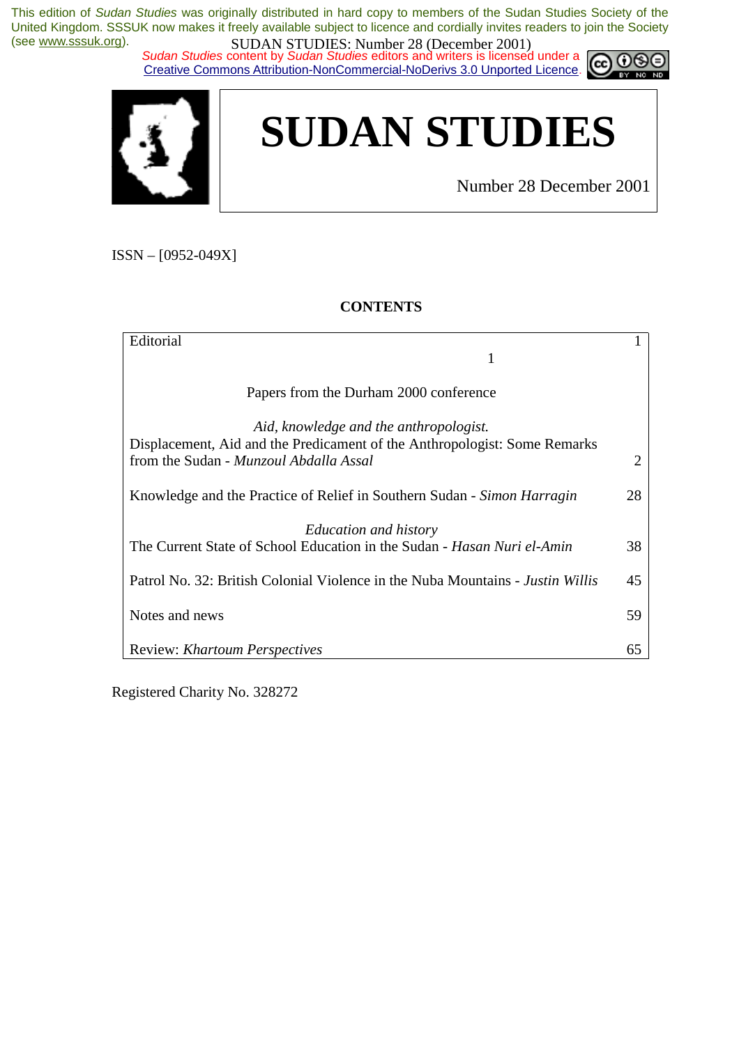This edition of *Sudan Studies* was originally distributed in hard copy to members of the Sudan Studies Society of the United Kingdom. SSSUK now makes it freely available subject to licence and cordially invites readers to join the Society (see www.sssuk.org).

*Sudan Studies* content by *Sudan Studies* editors and writers is licensed under a Creative Commons Attribution-NonCommercial-NoDerivs 3.0 Unported Licence.

# SUDAN STUDIES

Number 28 December 2001

ISSN – [0952-049X]

## CONTENTS

| | |
|---|---|
| Editorial | 1 |
| **Papers from the Durham 2000 conference** | |
| *Aid, knowledge and the anthropologist.* | |
| Displacement, Aid and the Predicament of the Anthropologist: Some Remarks from the Sudan - *Munzoul Abdalla Assal* | 2 |
| Knowledge and the Practice of Relief in Southern Sudan - *Simon Harragin* | 28 |
| *Education and history* | |
| The Current State of School Education in the Sudan - *Hasan Nuri el-Amin* | 38 |
| Patrol No. 32: British Colonial Violence in the Nuba Mountains - *Justin Willis* | 45 |
| Notes and news | 59 |
| Review: *Khartoum Perspectives* | 65 |

Registered Charity No. 328272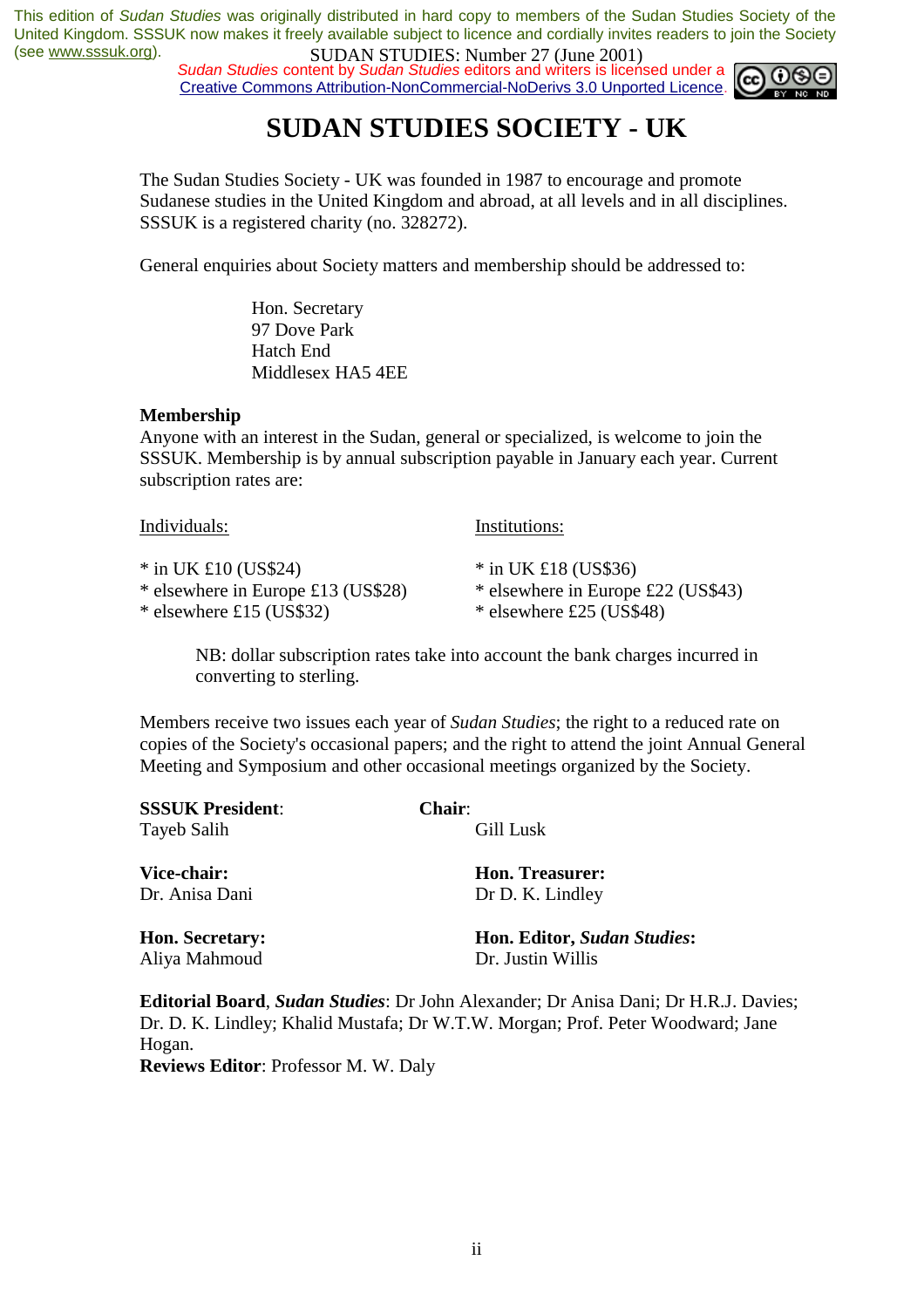This edition of *Sudan Studies* was originally distributed in hard copy to members of the Sudan Studies Society of the United Kingdom. SSSUK now makes it freely available subject to licence and cordially invites readers to join the Society (see www.sssuk.org).

SUDAN STUDIES: Number 27 (June 2001)

*Sudan Studies* content by *Sudan Studies* editors and writers is licensed under a Creative Commons Attribution-NonCommercial-NoDerivs 3.0 Unported Licence.

# SUDAN STUDIES SOCIETY - UK

The Sudan Studies Society - UK was founded in 1987 to encourage and promote Sudanese studies in the United Kingdom and abroad, at all levels and in all disciplines. SSSUK is a registered charity (no. 328272).

General enquiries about Society matters and membership should be addressed to:

Hon. Secretary
97 Dove Park
Hatch End
Middlesex HA5 4EE

**Membership**
Anyone with an interest in the Sudan, general or specialized, is welcome to join the SSSUK. Membership is by annual subscription payable in January each year. Current subscription rates are:

| Individuals: | Institutions: |
|---|---|
| * in UK £10 (US$24) | * in UK £18 (US$36) |
| * elsewhere in Europe £13 (US$28) | * elsewhere in Europe £22 (US$43) |
| * elsewhere £15 (US$32) | * elsewhere £25 (US$48) |

NB: dollar subscription rates take into account the bank charges incurred in converting to sterling.

Members receive two issues each year of *Sudan Studies*; the right to a reduced rate on copies of the Society's occasional papers; and the right to attend the joint Annual General Meeting and Symposium and other occasional meetings organized by the Society.

**SSSUK President**:
Tayeb Salih

**Chair**:
Gill Lusk

**Vice-chair:**
Dr. Anisa Dani

**Hon. Treasurer:**
Dr D. K. Lindley

**Hon. Secretary:**
Aliya Mahmoud

**Hon. Editor, *Sudan Studies*:**
Dr. Justin Willis

**Editorial Board**, ***Sudan Studies***: Dr John Alexander; Dr Anisa Dani; Dr H.R.J. Davies; Dr. D. K. Lindley; Khalid Mustafa; Dr W.T.W. Morgan; Prof. Peter Woodward; Jane Hogan.
**Reviews Editor**: Professor M. W. Daly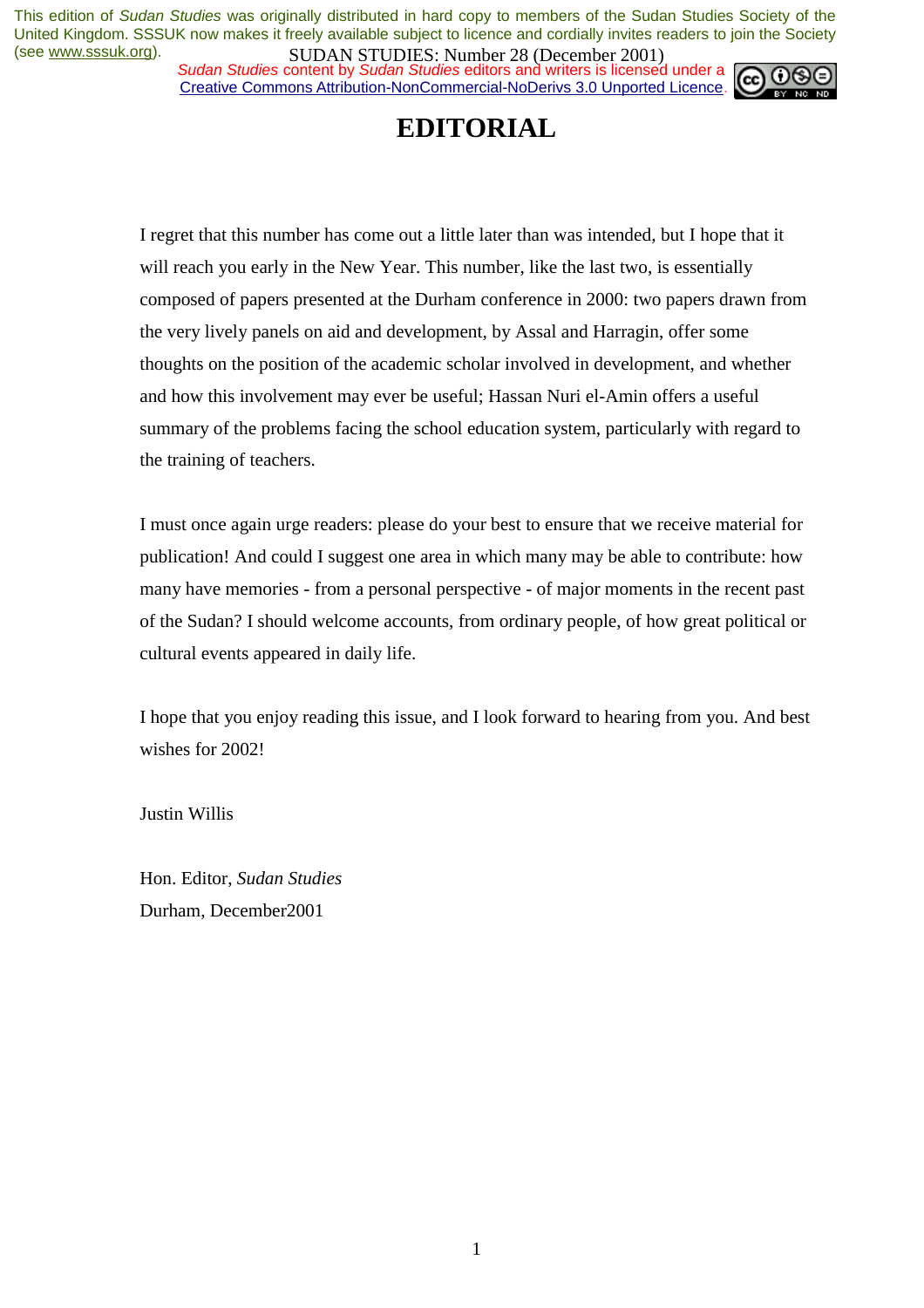# EDITORIAL

I regret that this number has come out a little later than was intended, but I hope that it will reach you early in the New Year. This number, like the last two, is essentially composed of papers presented at the Durham conference in 2000: two papers drawn from the very lively panels on aid and development, by Assal and Harragin, offer some thoughts on the position of the academic scholar involved in development, and whether and how this involvement may ever be useful; Hassan Nuri el-Amin offers a useful summary of the problems facing the school education system, particularly with regard to the training of teachers.

I must once again urge readers: please do your best to ensure that we receive material for publication! And could I suggest one area in which many may be able to contribute: how many have memories - from a personal perspective - of major moments in the recent past of the Sudan? I should welcome accounts, from ordinary people, of how great political or cultural events appeared in daily life.

I hope that you enjoy reading this issue, and I look forward to hearing from you. And best wishes for 2002!

Justin Willis

Hon. Editor, *Sudan Studies*
Durham, December2001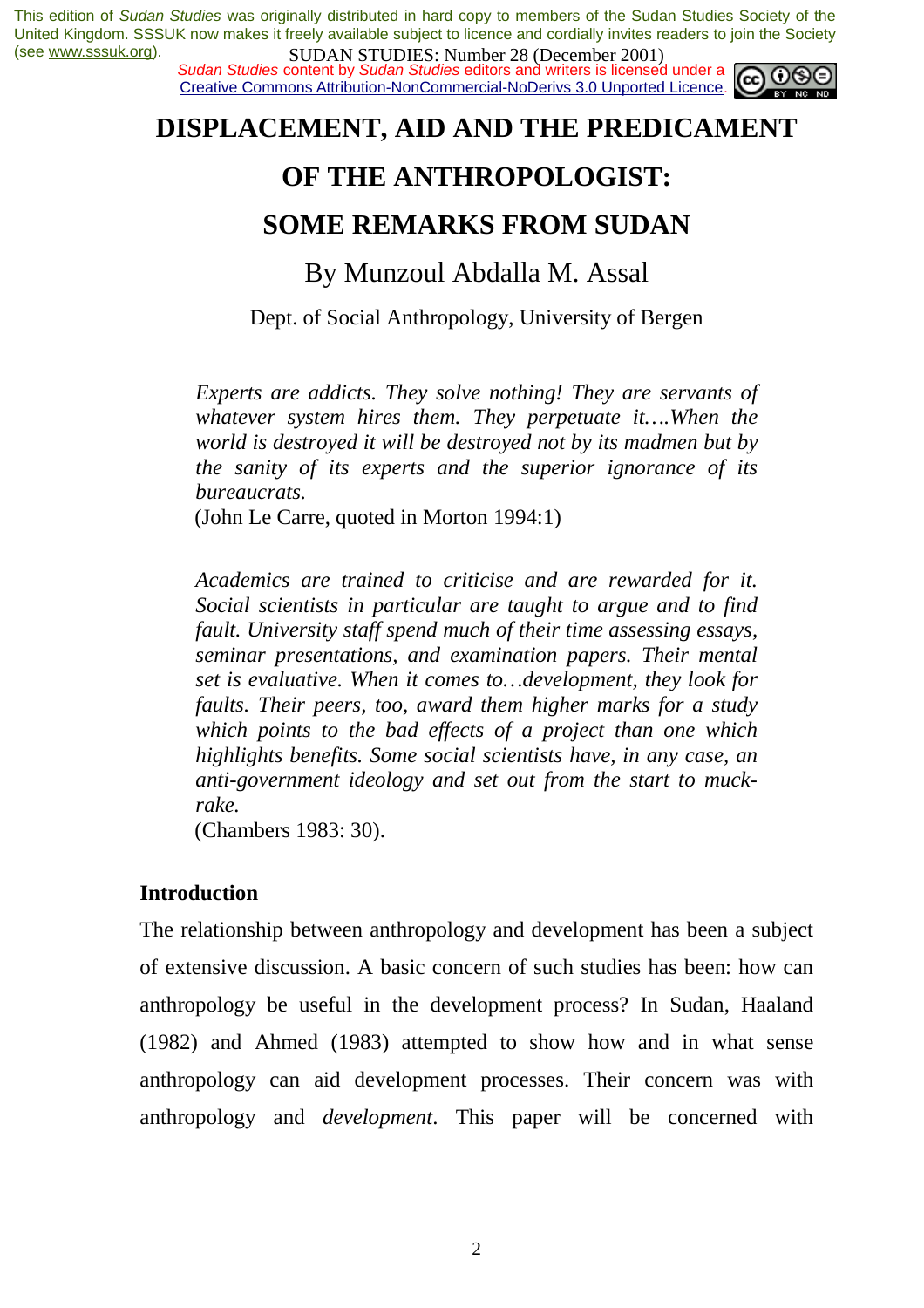# DISPLACEMENT, AID AND THE PREDICAMENT OF THE ANTHROPOLOGIST: SOME REMARKS FROM SUDAN

By Munzoul Abdalla M. Assal

Dept. of Social Anthropology, University of Bergen

> *Experts are addicts. They solve nothing! They are servants of whatever system hires them. They perpetuate it….When the world is destroyed it will be destroyed not by its madmen but by the sanity of its experts and the superior ignorance of its bureaucrats.*
>
> (John Le Carre, quoted in Morton 1994:1)

> *Academics are trained to criticise and are rewarded for it. Social scientists in particular are taught to argue and to find fault. University staff spend much of their time assessing essays, seminar presentations, and examination papers. Their mental set is evaluative. When it comes to…development, they look for faults. Their peers, too, award them higher marks for a study which points to the bad effects of a project than one which highlights benefits. Some social scientists have, in any case, an anti-government ideology and set out from the start to muck-rake.*
>
> (Chambers 1983: 30).

## Introduction

The relationship between anthropology and development has been a subject of extensive discussion. A basic concern of such studies has been: how can anthropology be useful in the development process? In Sudan, Haaland (1982) and Ahmed (1983) attempted to show how and in what sense anthropology can aid development processes. Their concern was with anthropology and *development*. This paper will be concerned with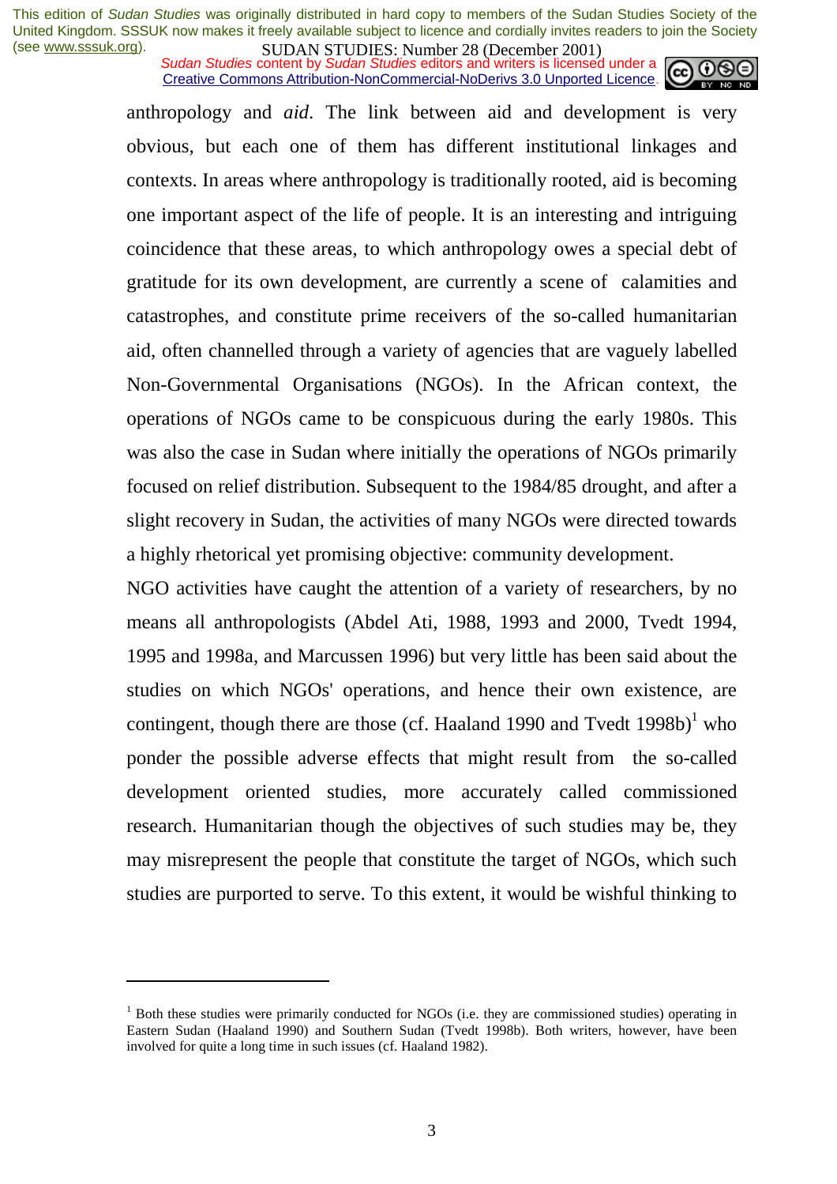anthropology and *aid*. The link between aid and development is very obvious, but each one of them has different institutional linkages and contexts. In areas where anthropology is traditionally rooted, aid is becoming one important aspect of the life of people. It is an interesting and intriguing coincidence that these areas, to which anthropology owes a special debt of gratitude for its own development, are currently a scene of calamities and catastrophes, and constitute prime receivers of the so-called humanitarian aid, often channelled through a variety of agencies that are vaguely labelled Non-Governmental Organisations (NGOs). In the African context, the operations of NGOs came to be conspicuous during the early 1980s. This was also the case in Sudan where initially the operations of NGOs primarily focused on relief distribution. Subsequent to the 1984/85 drought, and after a slight recovery in Sudan, the activities of many NGOs were directed towards a highly rhetorical yet promising objective: community development.

NGO activities have caught the attention of a variety of researchers, by no means all anthropologists (Abdel Ati, 1988, 1993 and 2000, Tvedt 1994, 1995 and 1998a, and Marcussen 1996) but very little has been said about the studies on which NGOs' operations, and hence their own existence, are contingent, though there are those (cf. Haaland 1990 and Tvedt 1998b)[1] who ponder the possible adverse effects that might result from the so-called development oriented studies, more accurately called commissioned research. Humanitarian though the objectives of such studies may be, they may misrepresent the people that constitute the target of NGOs, which such studies are purported to serve. To this extent, it would be wishful thinking to

---

[1] Both these studies were primarily conducted for NGOs (i.e. they are commissioned studies) operating in Eastern Sudan (Haaland 1990) and Southern Sudan (Tvedt 1998b). Both writers, however, have been involved for quite a long time in such issues (cf. Haaland 1982).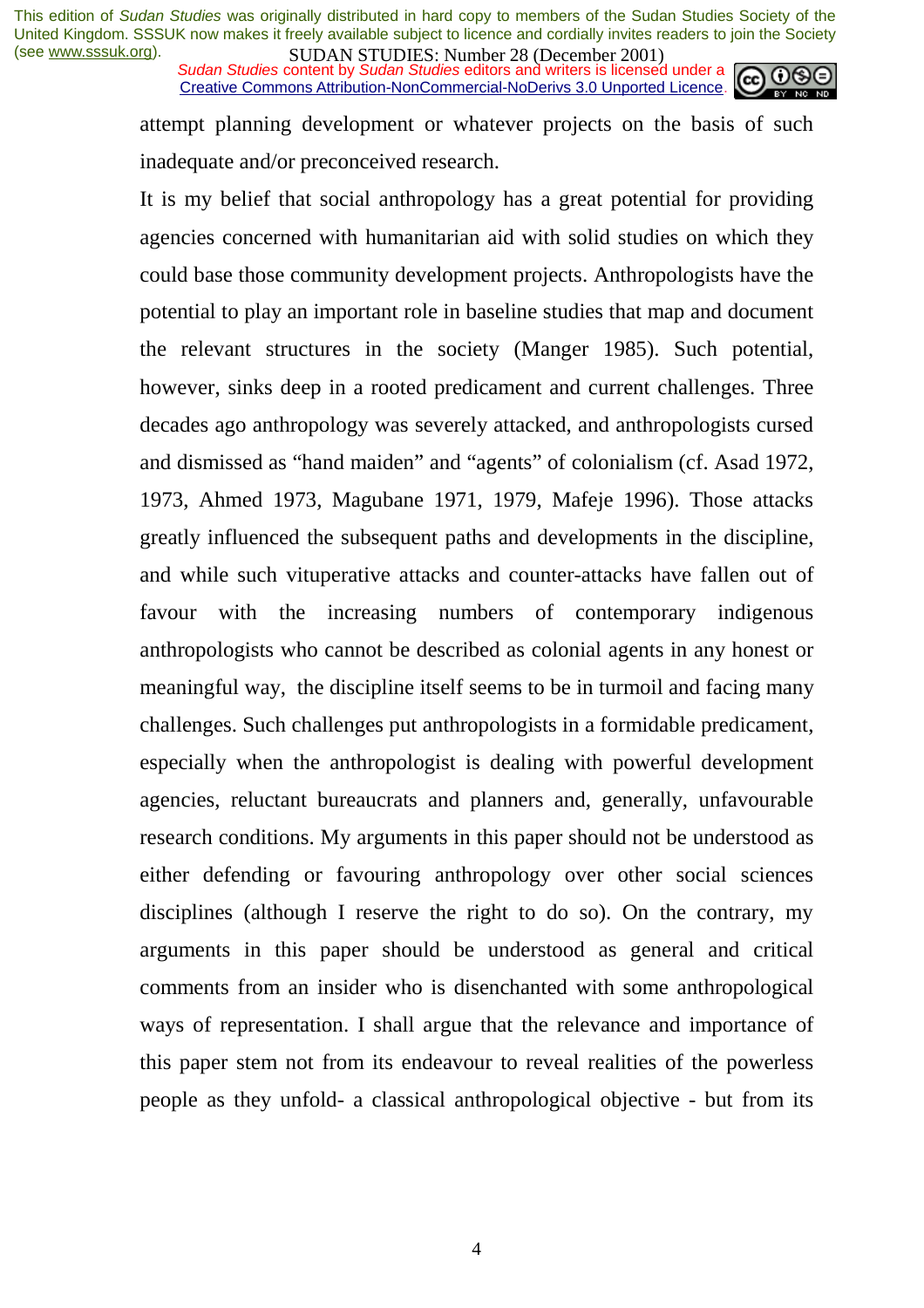attempt planning development or whatever projects on the basis of such inadequate and/or preconceived research.

It is my belief that social anthropology has a great potential for providing agencies concerned with humanitarian aid with solid studies on which they could base those community development projects. Anthropologists have the potential to play an important role in baseline studies that map and document the relevant structures in the society (Manger 1985). Such potential, however, sinks deep in a rooted predicament and current challenges. Three decades ago anthropology was severely attacked, and anthropologists cursed and dismissed as "hand maiden" and "agents" of colonialism (cf. Asad 1972, 1973, Ahmed 1973, Magubane 1971, 1979, Mafeje 1996). Those attacks greatly influenced the subsequent paths and developments in the discipline, and while such vituperative attacks and counter-attacks have fallen out of favour with the increasing numbers of contemporary indigenous anthropologists who cannot be described as colonial agents in any honest or meaningful way, the discipline itself seems to be in turmoil and facing many challenges. Such challenges put anthropologists in a formidable predicament, especially when the anthropologist is dealing with powerful development agencies, reluctant bureaucrats and planners and, generally, unfavourable research conditions. My arguments in this paper should not be understood as either defending or favouring anthropology over other social sciences disciplines (although I reserve the right to do so). On the contrary, my arguments in this paper should be understood as general and critical comments from an insider who is disenchanted with some anthropological ways of representation. I shall argue that the relevance and importance of this paper stem not from its endeavour to reveal realities of the powerless people as they unfold- a classical anthropological objective - but from its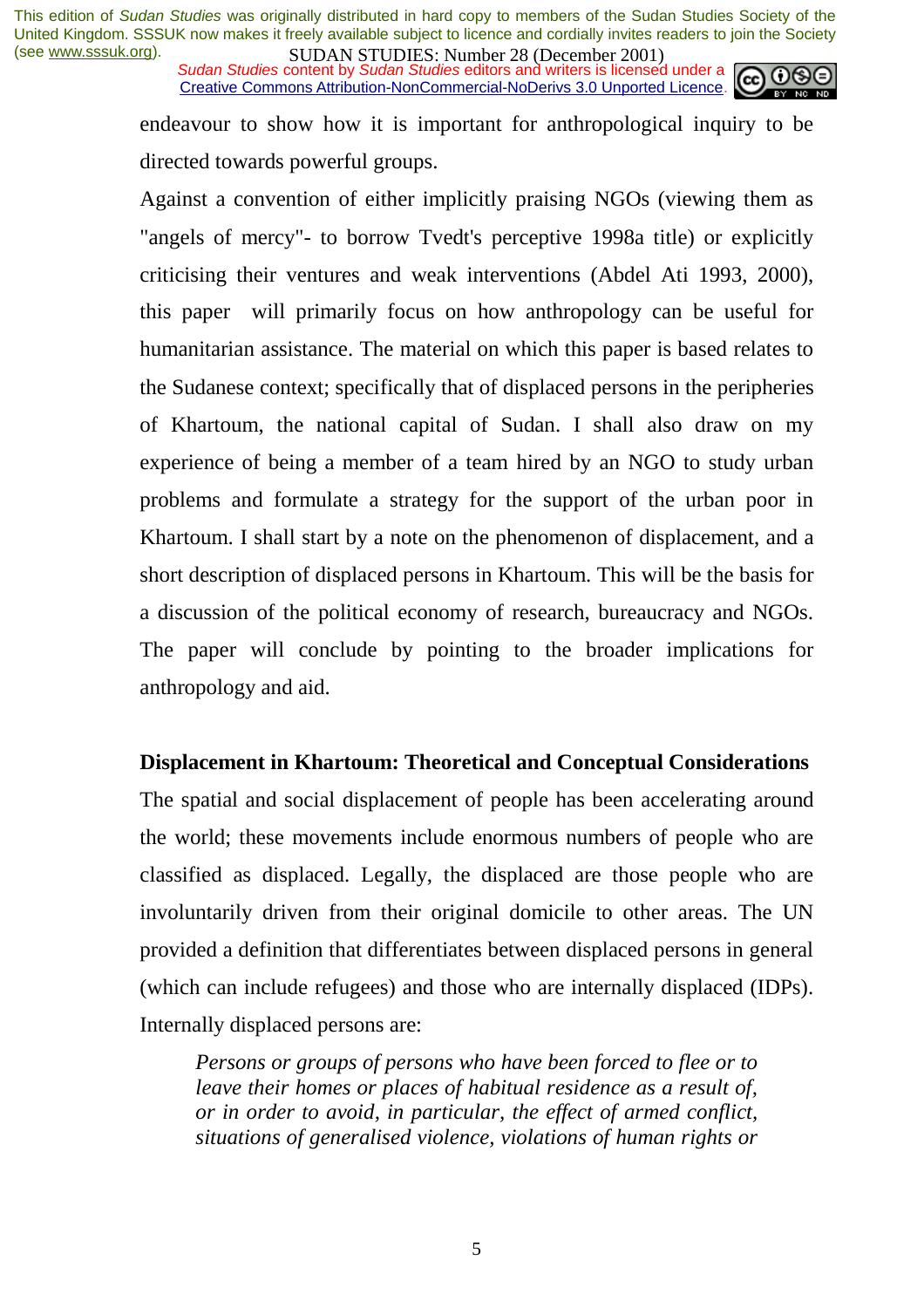endeavour to show how it is important for anthropological inquiry to be directed towards powerful groups.

Against a convention of either implicitly praising NGOs (viewing them as "angels of mercy"- to borrow Tvedt's perceptive 1998a title) or explicitly criticising their ventures and weak interventions (Abdel Ati 1993, 2000), this paper will primarily focus on how anthropology can be useful for humanitarian assistance. The material on which this paper is based relates to the Sudanese context; specifically that of displaced persons in the peripheries of Khartoum, the national capital of Sudan. I shall also draw on my experience of being a member of a team hired by an NGO to study urban problems and formulate a strategy for the support of the urban poor in Khartoum. I shall start by a note on the phenomenon of displacement, and a short description of displaced persons in Khartoum. This will be the basis for a discussion of the political economy of research, bureaucracy and NGOs. The paper will conclude by pointing to the broader implications for anthropology and aid.

**Displacement in Khartoum: Theoretical and Conceptual Considerations**

The spatial and social displacement of people has been accelerating around the world; these movements include enormous numbers of people who are classified as displaced. Legally, the displaced are those people who are involuntarily driven from their original domicile to other areas. The UN provided a definition that differentiates between displaced persons in general (which can include refugees) and those who are internally displaced (IDPs). Internally displaced persons are:

> *Persons or groups of persons who have been forced to flee or to leave their homes or places of habitual residence as a result of, or in order to avoid, in particular, the effect of armed conflict, situations of generalised violence, violations of human rights or*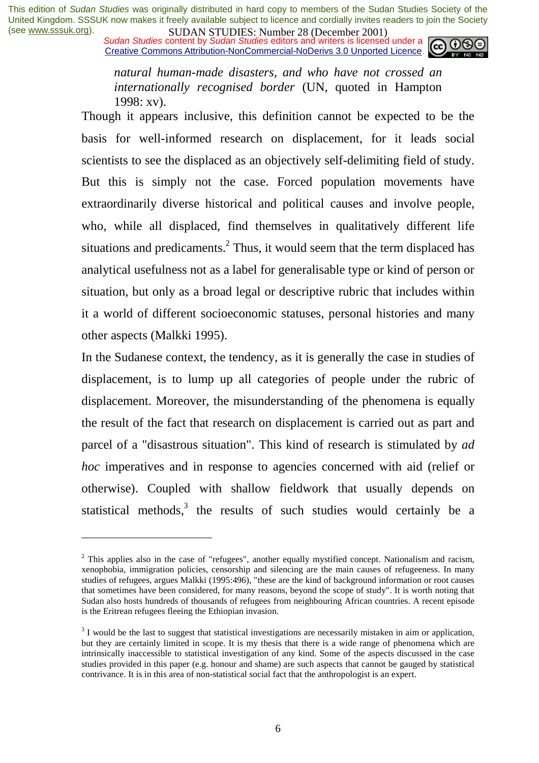> *natural human-made disasters, and who have not crossed an internationally recognised border* (UN, quoted in Hampton 1998: xv).

Though it appears inclusive, this definition cannot be expected to be the basis for well-informed research on displacement, for it leads social scientists to see the displaced as an objectively self-delimiting field of study. But this is simply not the case. Forced population movements have extraordinarily diverse historical and political causes and involve people, who, while all displaced, find themselves in qualitatively different life situations and predicaments.[2] Thus, it would seem that the term displaced has analytical usefulness not as a label for generalisable type or kind of person or situation, but only as a broad legal or descriptive rubric that includes within it a world of different socioeconomic statuses, personal histories and many other aspects (Malkki 1995).

In the Sudanese context, the tendency, as it is generally the case in studies of displacement, is to lump up all categories of people under the rubric of displacement. Moreover, the misunderstanding of the phenomena is equally the result of the fact that research on displacement is carried out as part and parcel of a "disastrous situation". This kind of research is stimulated by *ad hoc* imperatives and in response to agencies concerned with aid (relief or otherwise). Coupled with shallow fieldwork that usually depends on statistical methods,[3] the results of such studies would certainly be a

---

[2] This applies also in the case of "refugees", another equally mystified concept. Nationalism and racism, xenophobia, immigration policies, censorship and silencing are the main causes of refugeeness. In many studies of refugees, argues Malkki (1995:496), "these are the kind of background information or root causes that sometimes have been considered, for many reasons, beyond the scope of study". It is worth noting that Sudan also hosts hundreds of thousands of refugees from neighbouring African countries. A recent episode is the Eritrean refugees fleeing the Ethiopian invasion.

[3] I would be the last to suggest that statistical investigations are necessarily mistaken in aim or application, but they are certainly limited in scope. It is my thesis that there is a wide range of phenomena which are intrinsically inaccessible to statistical investigation of any kind. Some of the aspects discussed in the case studies provided in this paper (e.g. honour and shame) are such aspects that cannot be gauged by statistical contrivance. It is in this area of non-statistical social fact that the anthropologist is an expert.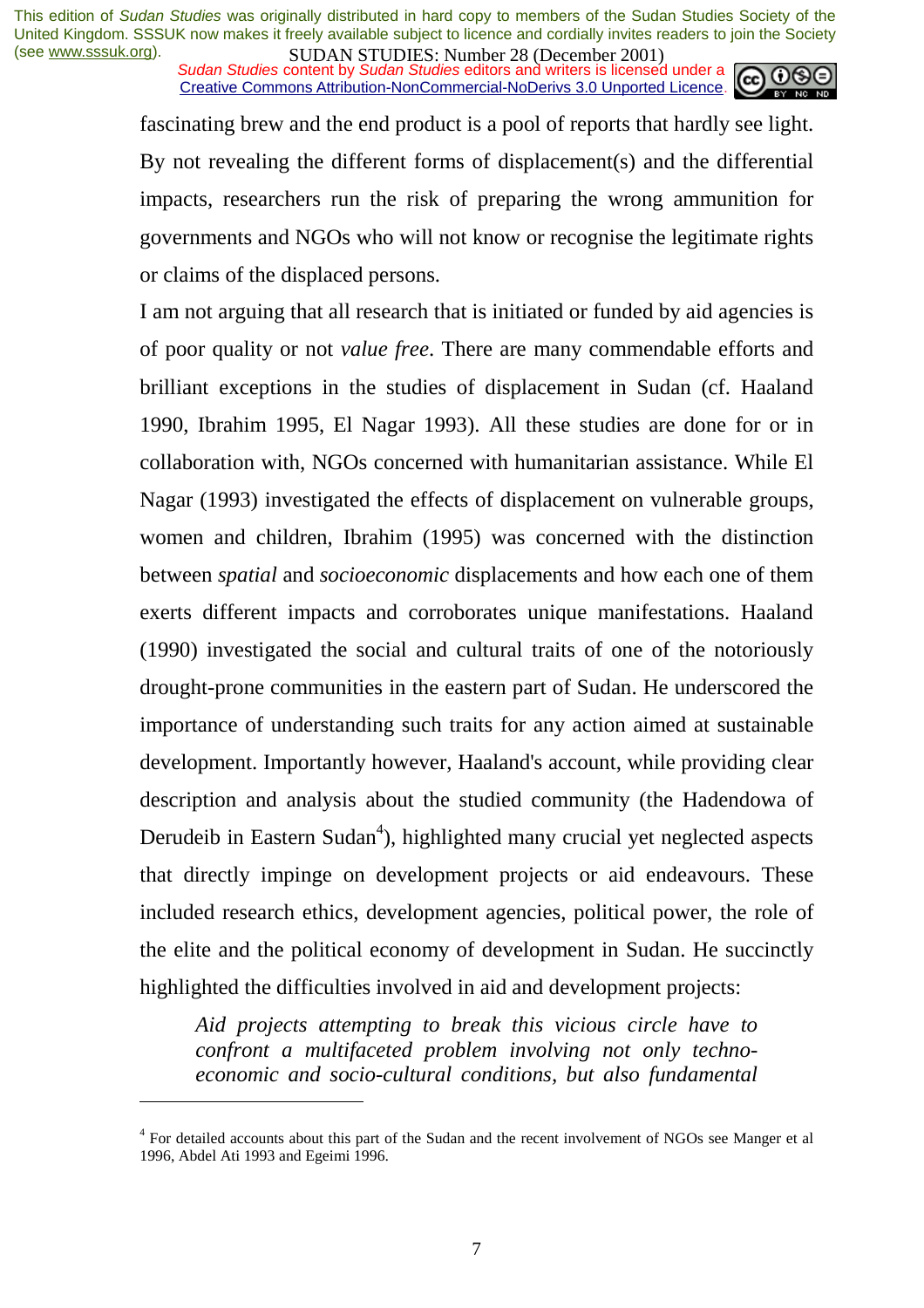fascinating brew and the end product is a pool of reports that hardly see light. By not revealing the different forms of displacement(s) and the differential impacts, researchers run the risk of preparing the wrong ammunition for governments and NGOs who will not know or recognise the legitimate rights or claims of the displaced persons.

I am not arguing that all research that is initiated or funded by aid agencies is of poor quality or not *value free*. There are many commendable efforts and brilliant exceptions in the studies of displacement in Sudan (cf. Haaland 1990, Ibrahim 1995, El Nagar 1993). All these studies are done for or in collaboration with, NGOs concerned with humanitarian assistance. While El Nagar (1993) investigated the effects of displacement on vulnerable groups, women and children, Ibrahim (1995) was concerned with the distinction between *spatial* and *socioeconomic* displacements and how each one of them exerts different impacts and corroborates unique manifestations. Haaland (1990) investigated the social and cultural traits of one of the notoriously drought-prone communities in the eastern part of Sudan. He underscored the importance of understanding such traits for any action aimed at sustainable development. Importantly however, Haaland's account, while providing clear description and analysis about the studied community (the Hadendowa of Derudeib in Eastern Sudan[4]), highlighted many crucial yet neglected aspects that directly impinge on development projects or aid endeavours. These included research ethics, development agencies, political power, the role of the elite and the political economy of development in Sudan. He succinctly highlighted the difficulties involved in aid and development projects:

> *Aid projects attempting to break this vicious circle have to confront a multifaceted problem involving not only techno-economic and socio-cultural conditions, but also fundamental*

---

[4] For detailed accounts about this part of the Sudan and the recent involvement of NGOs see Manger et al 1996, Abdel Ati 1993 and Egeimi 1996.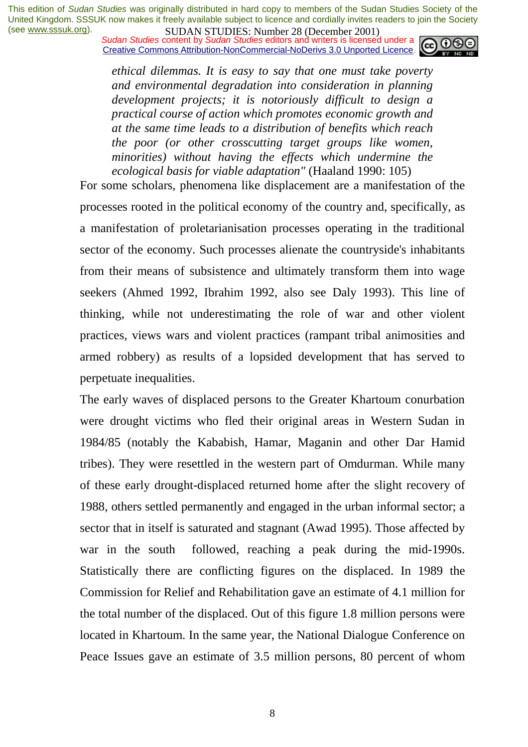*ethical dilemmas. It is easy to say that one must take poverty and environmental degradation into consideration in planning development projects; it is notoriously difficult to design a practical course of action which promotes economic growth and at the same time leads to a distribution of benefits which reach the poor (or other crosscutting target groups like women, minorities) without having the effects which undermine the ecological basis for viable adaptation"* (Haaland 1990: 105)

For some scholars, phenomena like displacement are a manifestation of the processes rooted in the political economy of the country and, specifically, as a manifestation of proletarianisation processes operating in the traditional sector of the economy. Such processes alienate the countryside's inhabitants from their means of subsistence and ultimately transform them into wage seekers (Ahmed 1992, Ibrahim 1992, also see Daly 1993). This line of thinking, while not underestimating the role of war and other violent practices, views wars and violent practices (rampant tribal animosities and armed robbery) as results of a lopsided development that has served to perpetuate inequalities.

The early waves of displaced persons to the Greater Khartoum conurbation were drought victims who fled their original areas in Western Sudan in 1984/85 (notably the Kababish, Hamar, Maganin and other Dar Hamid tribes). They were resettled in the western part of Omdurman. While many of these early drought-displaced returned home after the slight recovery of 1988, others settled permanently and engaged in the urban informal sector; a sector that in itself is saturated and stagnant (Awad 1995). Those affected by war in the south followed, reaching a peak during the mid-1990s. Statistically there are conflicting figures on the displaced. In 1989 the Commission for Relief and Rehabilitation gave an estimate of 4.1 million for the total number of the displaced. Out of this figure 1.8 million persons were located in Khartoum. In the same year, the National Dialogue Conference on Peace Issues gave an estimate of 3.5 million persons, 80 percent of whom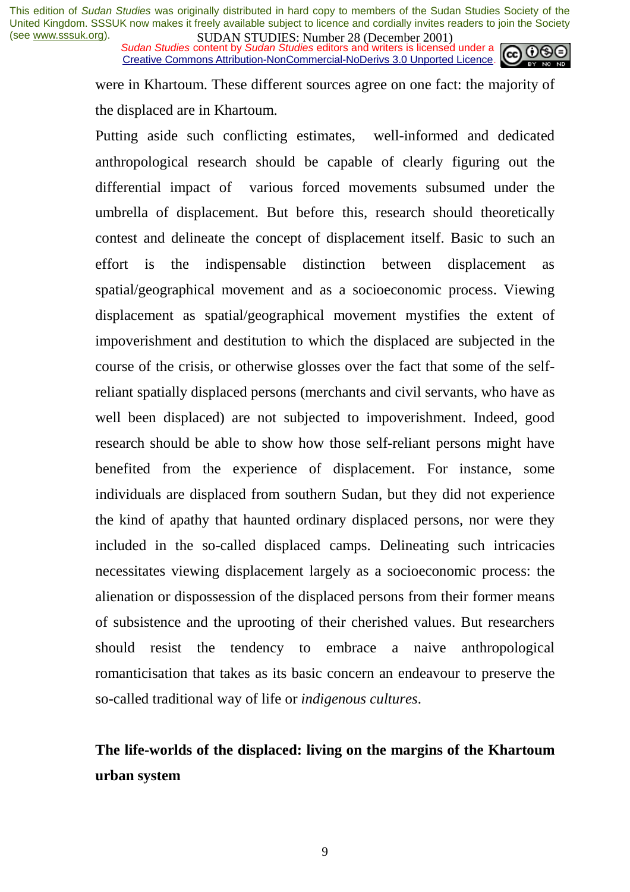were in Khartoum. These different sources agree on one fact: the majority of the displaced are in Khartoum.

Putting aside such conflicting estimates, well-informed and dedicated anthropological research should be capable of clearly figuring out the differential impact of various forced movements subsumed under the umbrella of displacement. But before this, research should theoretically contest and delineate the concept of displacement itself. Basic to such an effort is the indispensable distinction between displacement as spatial/geographical movement and as a socioeconomic process. Viewing displacement as spatial/geographical movement mystifies the extent of impoverishment and destitution to which the displaced are subjected in the course of the crisis, or otherwise glosses over the fact that some of the self-reliant spatially displaced persons (merchants and civil servants, who have as well been displaced) are not subjected to impoverishment. Indeed, good research should be able to show how those self-reliant persons might have benefited from the experience of displacement. For instance, some individuals are displaced from southern Sudan, but they did not experience the kind of apathy that haunted ordinary displaced persons, nor were they included in the so-called displaced camps. Delineating such intricacies necessitates viewing displacement largely as a socioeconomic process: the alienation or dispossession of the displaced persons from their former means of subsistence and the uprooting of their cherished values. But researchers should resist the tendency to embrace a naive anthropological romanticisation that takes as its basic concern an endeavour to preserve the so-called traditional way of life or *indigenous cultures*.

## The life-worlds of the displaced: living on the margins of the Khartoum urban system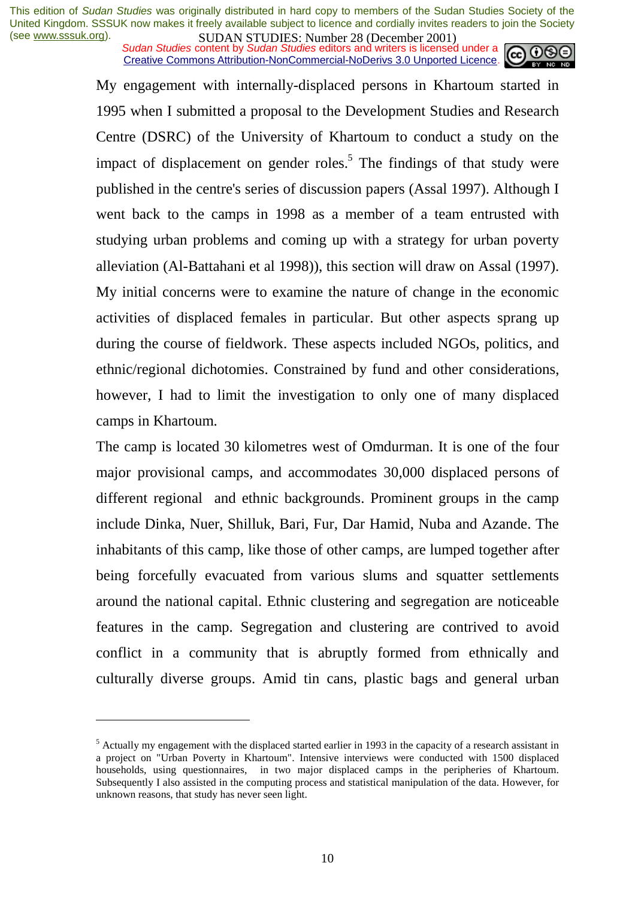My engagement with internally-displaced persons in Khartoum started in 1995 when I submitted a proposal to the Development Studies and Research Centre (DSRC) of the University of Khartoum to conduct a study on the impact of displacement on gender roles.[5] The findings of that study were published in the centre's series of discussion papers (Assal 1997). Although I went back to the camps in 1998 as a member of a team entrusted with studying urban problems and coming up with a strategy for urban poverty alleviation (Al-Battahani et al 1998)), this section will draw on Assal (1997). My initial concerns were to examine the nature of change in the economic activities of displaced females in particular. But other aspects sprang up during the course of fieldwork. These aspects included NGOs, politics, and ethnic/regional dichotomies. Constrained by fund and other considerations, however, I had to limit the investigation to only one of many displaced camps in Khartoum.

The camp is located 30 kilometres west of Omdurman. It is one of the four major provisional camps, and accommodates 30,000 displaced persons of different regional and ethnic backgrounds. Prominent groups in the camp include Dinka, Nuer, Shilluk, Bari, Fur, Dar Hamid, Nuba and Azande. The inhabitants of this camp, like those of other camps, are lumped together after being forcefully evacuated from various slums and squatter settlements around the national capital. Ethnic clustering and segregation are noticeable features in the camp. Segregation and clustering are contrived to avoid conflict in a community that is abruptly formed from ethnically and culturally diverse groups. Amid tin cans, plastic bags and general urban

---

[5] Actually my engagement with the displaced started earlier in 1993 in the capacity of a research assistant in a project on "Urban Poverty in Khartoum". Intensive interviews were conducted with 1500 displaced households, using questionnaires, in two major displaced camps in the peripheries of Khartoum. Subsequently I also assisted in the computing process and statistical manipulation of the data. However, for unknown reasons, that study has never seen light.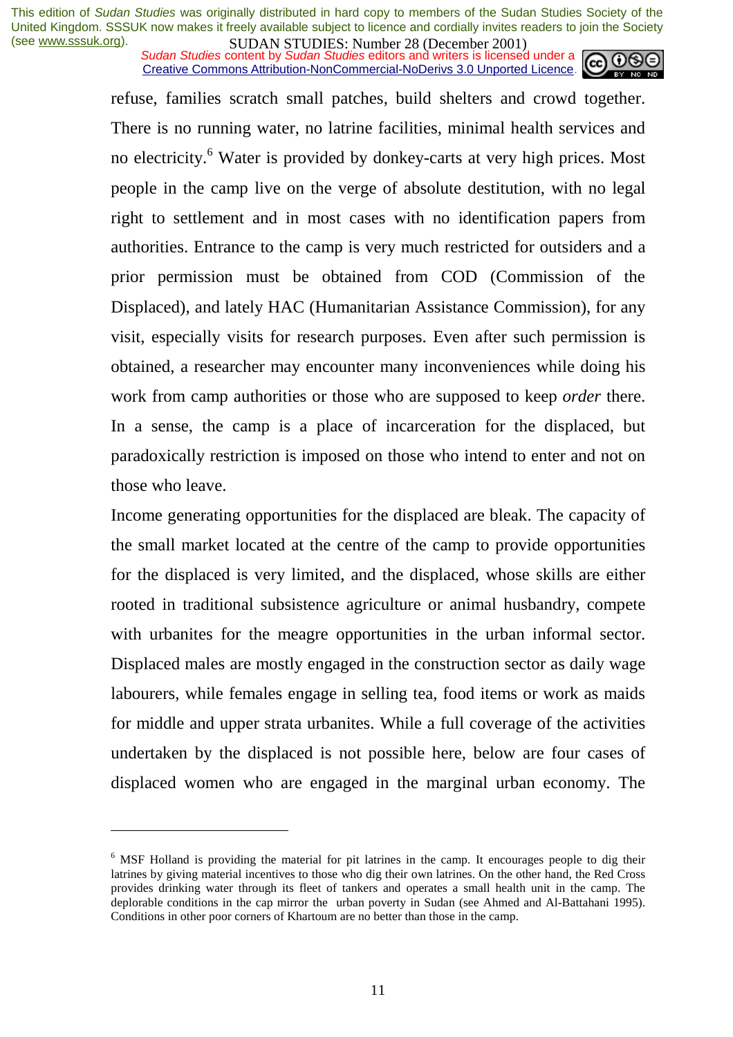refuse, families scratch small patches, build shelters and crowd together. There is no running water, no latrine facilities, minimal health services and no electricity.[6] Water is provided by donkey-carts at very high prices. Most people in the camp live on the verge of absolute destitution, with no legal right to settlement and in most cases with no identification papers from authorities. Entrance to the camp is very much restricted for outsiders and a prior permission must be obtained from COD (Commission of the Displaced), and lately HAC (Humanitarian Assistance Commission), for any visit, especially visits for research purposes. Even after such permission is obtained, a researcher may encounter many inconveniences while doing his work from camp authorities or those who are supposed to keep *order* there. In a sense, the camp is a place of incarceration for the displaced, but paradoxically restriction is imposed on those who intend to enter and not on those who leave.

Income generating opportunities for the displaced are bleak. The capacity of the small market located at the centre of the camp to provide opportunities for the displaced is very limited, and the displaced, whose skills are either rooted in traditional subsistence agriculture or animal husbandry, compete with urbanites for the meagre opportunities in the urban informal sector. Displaced males are mostly engaged in the construction sector as daily wage labourers, while females engage in selling tea, food items or work as maids for middle and upper strata urbanites. While a full coverage of the activities undertaken by the displaced is not possible here, below are four cases of displaced women who are engaged in the marginal urban economy. The

---

[6] MSF Holland is providing the material for pit latrines in the camp. It encourages people to dig their latrines by giving material incentives to those who dig their own latrines. On the other hand, the Red Cross provides drinking water through its fleet of tankers and operates a small health unit in the camp. The deplorable conditions in the cap mirror the urban poverty in Sudan (see Ahmed and Al-Battahani 1995). Conditions in other poor corners of Khartoum are no better than those in the camp.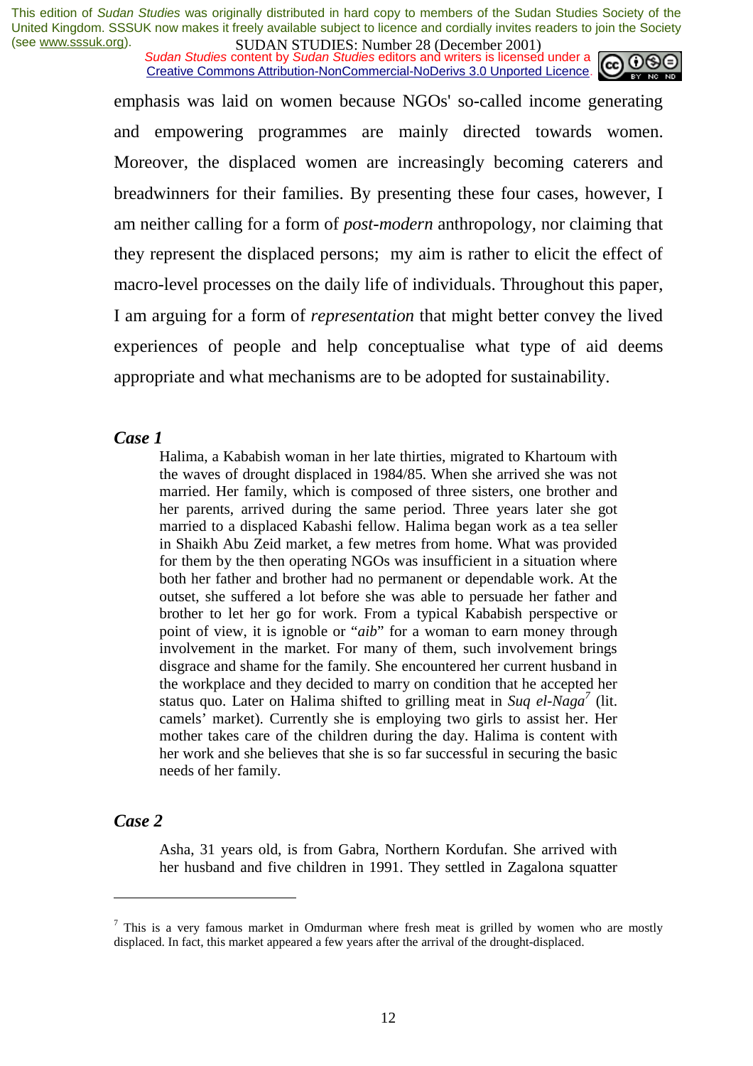emphasis was laid on women because NGOs' so-called income generating and empowering programmes are mainly directed towards women. Moreover, the displaced women are increasingly becoming caterers and breadwinners for their families. By presenting these four cases, however, I am neither calling for a form of *post-modern* anthropology, nor claiming that they represent the displaced persons; my aim is rather to elicit the effect of macro-level processes on the daily life of individuals. Throughout this paper, I am arguing for a form of *representation* that might better convey the lived experiences of people and help conceptualise what type of aid deems appropriate and what mechanisms are to be adopted for sustainability.

### *Case 1*

> Halima, a Kababish woman in her late thirties, migrated to Khartoum with the waves of drought displaced in 1984/85. When she arrived she was not married. Her family, which is composed of three sisters, one brother and her parents, arrived during the same period. Three years later she got married to a displaced Kabashi fellow. Halima began work as a tea seller in Shaikh Abu Zeid market, a few metres from home. What was provided for them by the then operating NGOs was insufficient in a situation where both her father and brother had no permanent or dependable work. At the outset, she suffered a lot before she was able to persuade her father and brother to let her go for work. From a typical Kababish perspective or point of view, it is ignoble or "*aib*" for a woman to earn money through involvement in the market. For many of them, such involvement brings disgrace and shame for the family. She encountered her current husband in the workplace and they decided to marry on condition that he accepted her status quo. Later on Halima shifted to grilling meat in *Suq el-Naga*[7] (lit. camels' market). Currently she is employing two girls to assist her. Her mother takes care of the children during the day. Halima is content with her work and she believes that she is so far successful in securing the basic needs of her family.

### *Case 2*

> Asha, 31 years old, is from Gabra, Northern Kordufan. She arrived with her husband and five children in 1991. They settled in Zagalona squatter

---

[7] This is a very famous market in Omdurman where fresh meat is grilled by women who are mostly displaced. In fact, this market appeared a few years after the arrival of the drought-displaced.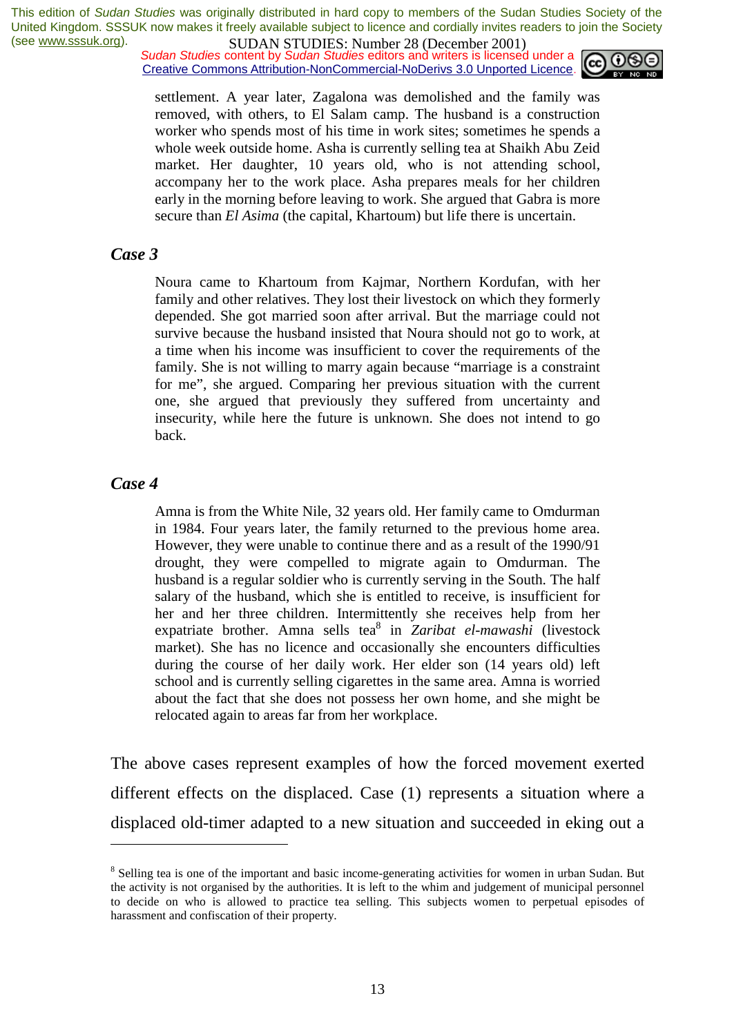settlement. A year later, Zagalona was demolished and the family was removed, with others, to El Salam camp. The husband is a construction worker who spends most of his time in work sites; sometimes he spends a whole week outside home. Asha is currently selling tea at Shaikh Abu Zeid market. Her daughter, 10 years old, who is not attending school, accompany her to the work place. Asha prepares meals for her children early in the morning before leaving to work. She argued that Gabra is more secure than *El Asima* (the capital, Khartoum) but life there is uncertain.

### *Case 3*

Noura came to Khartoum from Kajmar, Northern Kordufan, with her family and other relatives. They lost their livestock on which they formerly depended. She got married soon after arrival. But the marriage could not survive because the husband insisted that Noura should not go to work, at a time when his income was insufficient to cover the requirements of the family. She is not willing to marry again because "marriage is a constraint for me", she argued. Comparing her previous situation with the current one, she argued that previously they suffered from uncertainty and insecurity, while here the future is unknown. She does not intend to go back.

### *Case 4*

Amna is from the White Nile, 32 years old. Her family came to Omdurman in 1984. Four years later, the family returned to the previous home area. However, they were unable to continue there and as a result of the 1990/91 drought, they were compelled to migrate again to Omdurman. The husband is a regular soldier who is currently serving in the South. The half salary of the husband, which she is entitled to receive, is insufficient for her and her three children. Intermittently she receives help from her expatriate brother. Amna sells tea[8] in *Zaribat el-mawashi* (livestock market). She has no licence and occasionally she encounters difficulties during the course of her daily work. Her elder son (14 years old) left school and is currently selling cigarettes in the same area. Amna is worried about the fact that she does not possess her own home, and she might be relocated again to areas far from her workplace.

The above cases represent examples of how the forced movement exerted different effects on the displaced. Case (1) represents a situation where a displaced old-timer adapted to a new situation and succeeded in eking out a

---

[8] Selling tea is one of the important and basic income-generating activities for women in urban Sudan. But the activity is not organised by the authorities. It is left to the whim and judgement of municipal personnel to decide on who is allowed to practice tea selling. This subjects women to perpetual episodes of harassment and confiscation of their property.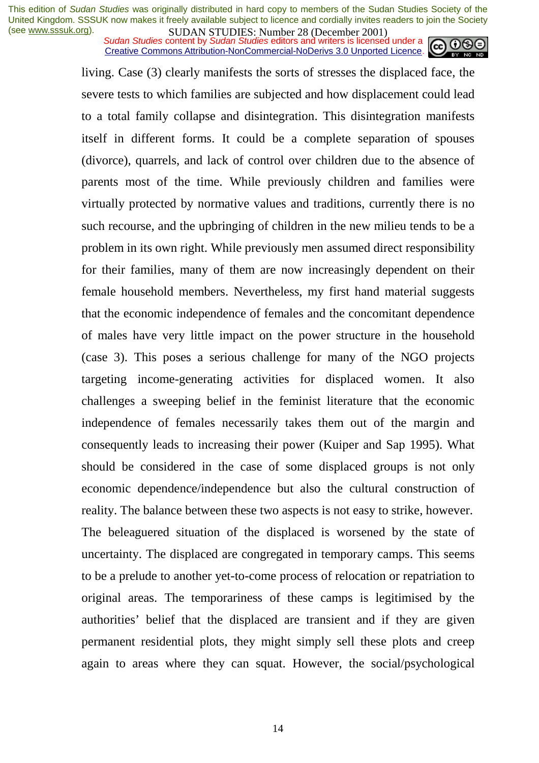living. Case (3) clearly manifests the sorts of stresses the displaced face, the severe tests to which families are subjected and how displacement could lead to a total family collapse and disintegration. This disintegration manifests itself in different forms. It could be a complete separation of spouses (divorce), quarrels, and lack of control over children due to the absence of parents most of the time. While previously children and families were virtually protected by normative values and traditions, currently there is no such recourse, and the upbringing of children in the new milieu tends to be a problem in its own right. While previously men assumed direct responsibility for their families, many of them are now increasingly dependent on their female household members. Nevertheless, my first hand material suggests that the economic independence of females and the concomitant dependence of males have very little impact on the power structure in the household (case 3). This poses a serious challenge for many of the NGO projects targeting income-generating activities for displaced women. It also challenges a sweeping belief in the feminist literature that the economic independence of females necessarily takes them out of the margin and consequently leads to increasing their power (Kuiper and Sap 1995). What should be considered in the case of some displaced groups is not only economic dependence/independence but also the cultural construction of reality. The balance between these two aspects is not easy to strike, however. The beleaguered situation of the displaced is worsened by the state of uncertainty. The displaced are congregated in temporary camps. This seems to be a prelude to another yet-to-come process of relocation or repatriation to original areas. The temporariness of these camps is legitimised by the authorities' belief that the displaced are transient and if they are given permanent residential plots, they might simply sell these plots and creep again to areas where they can squat. However, the social/psychological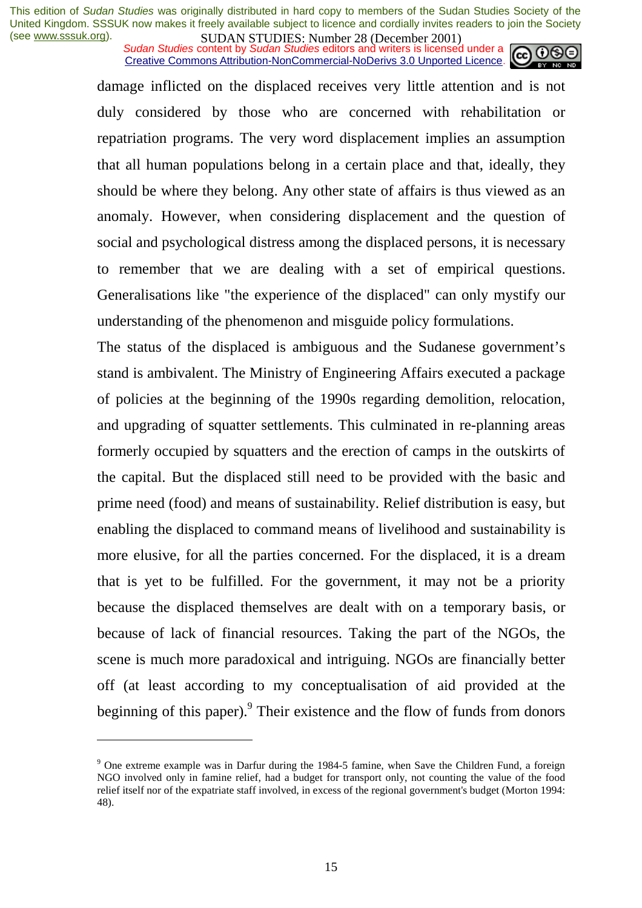damage inflicted on the displaced receives very little attention and is not duly considered by those who are concerned with rehabilitation or repatriation programs. The very word displacement implies an assumption that all human populations belong in a certain place and that, ideally, they should be where they belong. Any other state of affairs is thus viewed as an anomaly. However, when considering displacement and the question of social and psychological distress among the displaced persons, it is necessary to remember that we are dealing with a set of empirical questions. Generalisations like "the experience of the displaced" can only mystify our understanding of the phenomenon and misguide policy formulations.

The status of the displaced is ambiguous and the Sudanese government's stand is ambivalent. The Ministry of Engineering Affairs executed a package of policies at the beginning of the 1990s regarding demolition, relocation, and upgrading of squatter settlements. This culminated in re-planning areas formerly occupied by squatters and the erection of camps in the outskirts of the capital. But the displaced still need to be provided with the basic and prime need (food) and means of sustainability. Relief distribution is easy, but enabling the displaced to command means of livelihood and sustainability is more elusive, for all the parties concerned. For the displaced, it is a dream that is yet to be fulfilled. For the government, it may not be a priority because the displaced themselves are dealt with on a temporary basis, or because of lack of financial resources. Taking the part of the NGOs, the scene is much more paradoxical and intriguing. NGOs are financially better off (at least according to my conceptualisation of aid provided at the beginning of this paper).[9] Their existence and the flow of funds from donors

---

[9] One extreme example was in Darfur during the 1984-5 famine, when Save the Children Fund, a foreign NGO involved only in famine relief, had a budget for transport only, not counting the value of the food relief itself nor of the expatriate staff involved, in excess of the regional government's budget (Morton 1994: 48).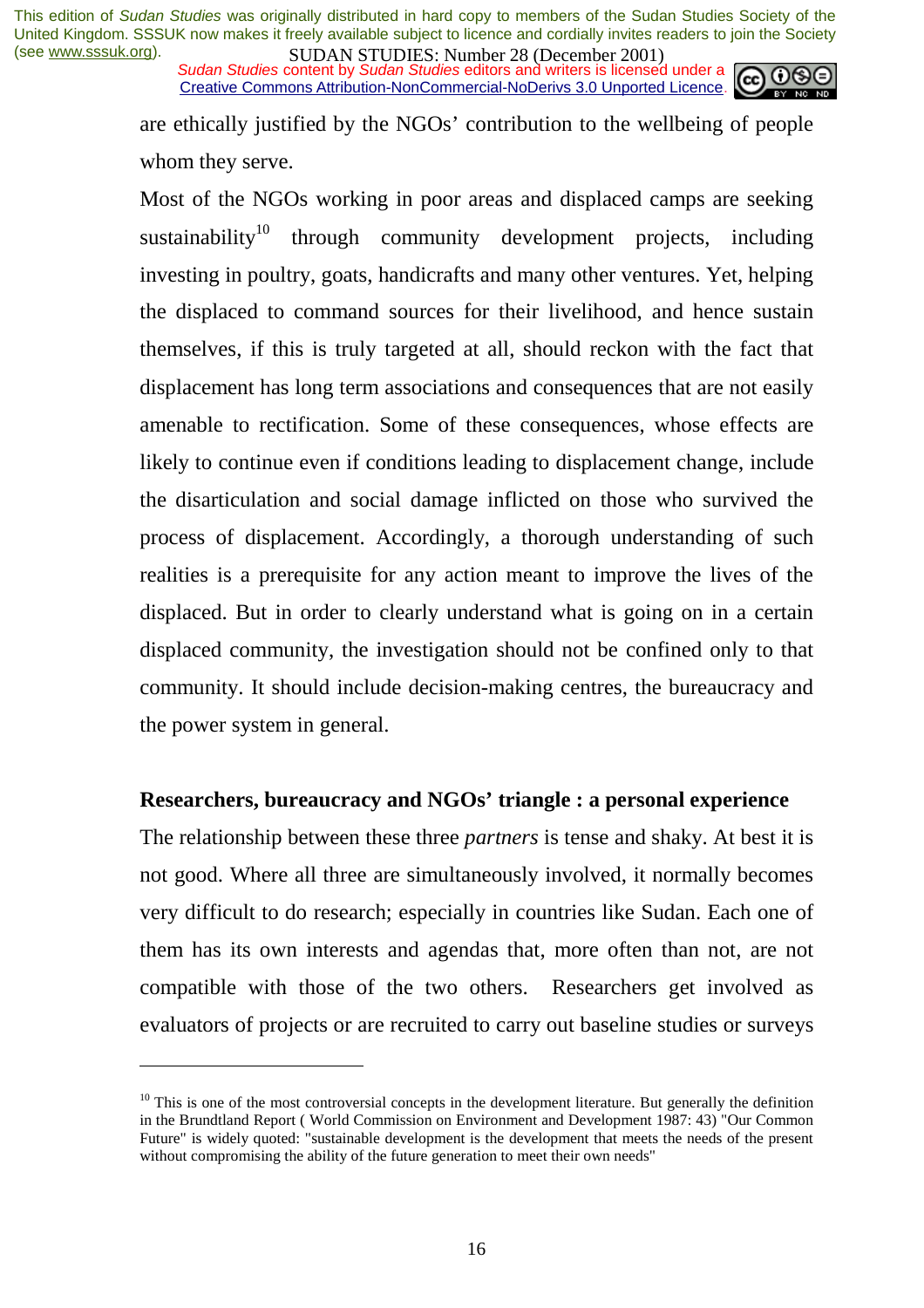are ethically justified by the NGOs' contribution to the wellbeing of people whom they serve.

Most of the NGOs working in poor areas and displaced camps are seeking sustainability[10] through community development projects, including investing in poultry, goats, handicrafts and many other ventures. Yet, helping the displaced to command sources for their livelihood, and hence sustain themselves, if this is truly targeted at all, should reckon with the fact that displacement has long term associations and consequences that are not easily amenable to rectification. Some of these consequences, whose effects are likely to continue even if conditions leading to displacement change, include the disarticulation and social damage inflicted on those who survived the process of displacement. Accordingly, a thorough understanding of such realities is a prerequisite for any action meant to improve the lives of the displaced. But in order to clearly understand what is going on in a certain displaced community, the investigation should not be confined only to that community. It should include decision-making centres, the bureaucracy and the power system in general.

**Researchers, bureaucracy and NGOs' triangle : a personal experience**

The relationship between these three *partners* is tense and shaky. At best it is not good. Where all three are simultaneously involved, it normally becomes very difficult to do research; especially in countries like Sudan. Each one of them has its own interests and agendas that, more often than not, are not compatible with those of the two others. Researchers get involved as evaluators of projects or are recruited to carry out baseline studies or surveys

---

[10] This is one of the most controversial concepts in the development literature. But generally the definition in the Brundtland Report ( World Commission on Environment and Development 1987: 43) "Our Common Future" is widely quoted: "sustainable development is the development that meets the needs of the present without compromising the ability of the future generation to meet their own needs"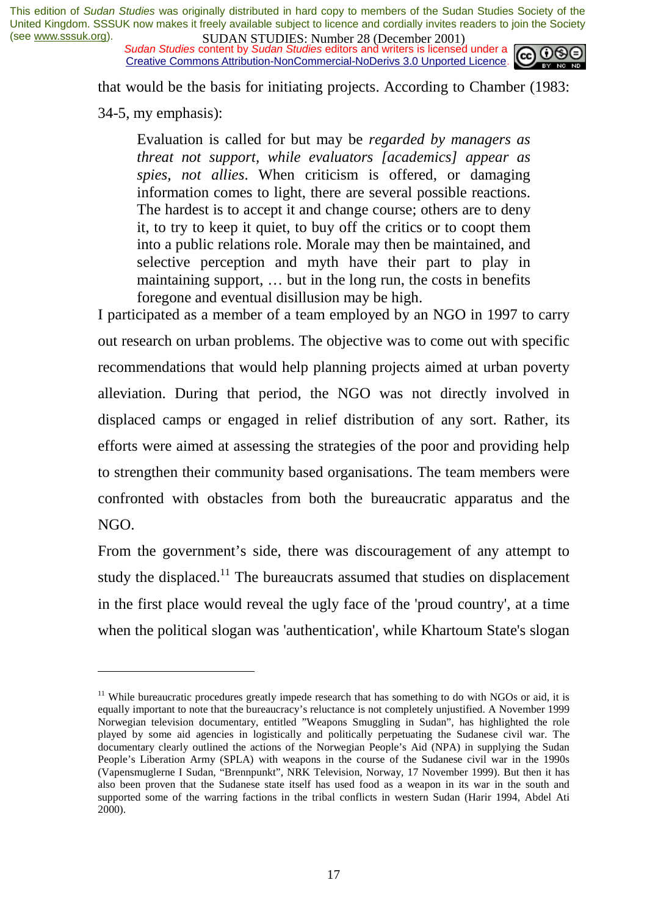that would be the basis for initiating projects. According to Chamber (1983: 34-5, my emphasis):

> Evaluation is called for but may be *regarded by managers as threat not support, while evaluators [academics] appear as spies, not allies*. When criticism is offered, or damaging information comes to light, there are several possible reactions. The hardest is to accept it and change course; others are to deny it, to try to keep it quiet, to buy off the critics or to coopt them into a public relations role. Morale may then be maintained, and selective perception and myth have their part to play in maintaining support, … but in the long run, the costs in benefits foregone and eventual disillusion may be high.

I participated as a member of a team employed by an NGO in 1997 to carry out research on urban problems. The objective was to come out with specific recommendations that would help planning projects aimed at urban poverty alleviation. During that period, the NGO was not directly involved in displaced camps or engaged in relief distribution of any sort. Rather, its efforts were aimed at assessing the strategies of the poor and providing help to strengthen their community based organisations. The team members were confronted with obstacles from both the bureaucratic apparatus and the NGO.

From the government's side, there was discouragement of any attempt to study the displaced.[11] The bureaucrats assumed that studies on displacement in the first place would reveal the ugly face of the 'proud country', at a time when the political slogan was 'authentication', while Khartoum State's slogan

---

[11] While bureaucratic procedures greatly impede research that has something to do with NGOs or aid, it is equally important to note that the bureaucracy's reluctance is not completely unjustified. A November 1999 Norwegian television documentary, entitled "Weapons Smuggling in Sudan", has highlighted the role played by some aid agencies in logistically and politically perpetuating the Sudanese civil war. The documentary clearly outlined the actions of the Norwegian People's Aid (NPA) in supplying the Sudan People's Liberation Army (SPLA) with weapons in the course of the Sudanese civil war in the 1990s (Vapensmuglerne I Sudan, "Brennpunkt", NRK Television, Norway, 17 November 1999). But then it has also been proven that the Sudanese state itself has used food as a weapon in its war in the south and supported some of the warring factions in the tribal conflicts in western Sudan (Harir 1994, Abdel Ati 2000).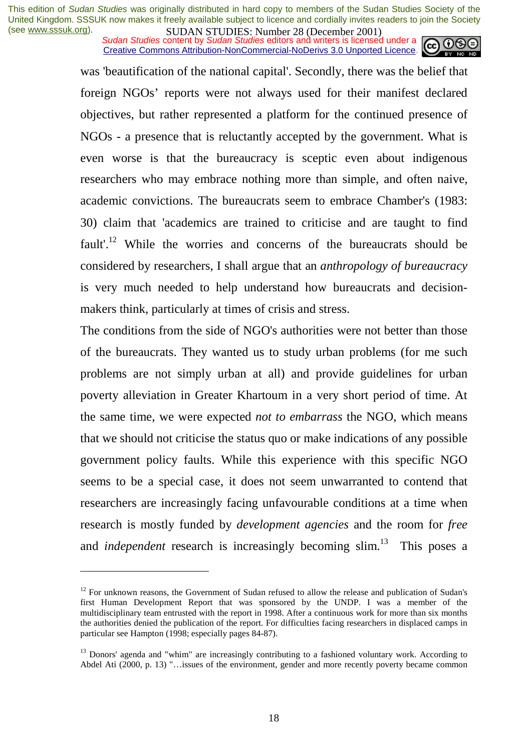was 'beautification of the national capital'. Secondly, there was the belief that foreign NGOs' reports were not always used for their manifest declared objectives, but rather represented a platform for the continued presence of NGOs - a presence that is reluctantly accepted by the government. What is even worse is that the bureaucracy is sceptic even about indigenous researchers who may embrace nothing more than simple, and often naive, academic convictions. The bureaucrats seem to embrace Chamber's (1983: 30) claim that 'academics are trained to criticise and are taught to find fault'.[12] While the worries and concerns of the bureaucrats should be considered by researchers, I shall argue that an *anthropology of bureaucracy* is very much needed to help understand how bureaucrats and decision-makers think, particularly at times of crisis and stress.

The conditions from the side of NGO's authorities were not better than those of the bureaucrats. They wanted us to study urban problems (for me such problems are not simply urban at all) and provide guidelines for urban poverty alleviation in Greater Khartoum in a very short period of time. At the same time, we were expected *not to embarrass* the NGO, which means that we should not criticise the status quo or make indications of any possible government policy faults. While this experience with this specific NGO seems to be a special case, it does not seem unwarranted to contend that researchers are increasingly facing unfavourable conditions at a time when research is mostly funded by *development agencies* and the room for *free* and *independent* research is increasingly becoming slim.[13] This poses a

---

[12] For unknown reasons, the Government of Sudan refused to allow the release and publication of Sudan's first Human Development Report that was sponsored by the UNDP. I was a member of the multidisciplinary team entrusted with the report in 1998. After a continuous work for more than six months the authorities denied the publication of the report. For difficulties facing researchers in displaced camps in particular see Hampton (1998; especially pages 84-87).

[13] Donors' agenda and "whim" are increasingly contributing to a fashioned voluntary work. According to Abdel Ati (2000, p. 13) "…issues of the environment, gender and more recently poverty became common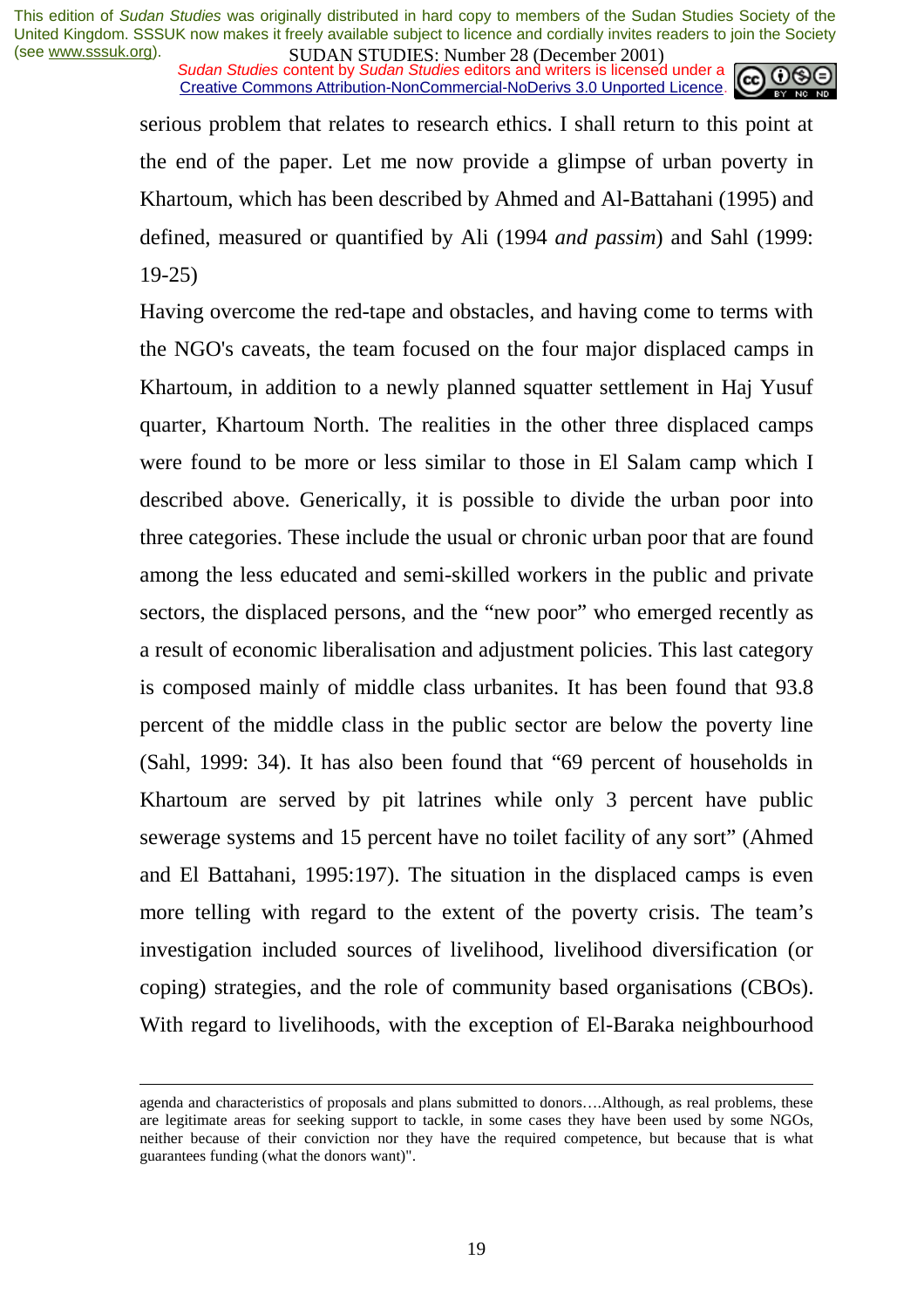serious problem that relates to research ethics. I shall return to this point at the end of the paper. Let me now provide a glimpse of urban poverty in Khartoum, which has been described by Ahmed and Al-Battahani (1995) and defined, measured or quantified by Ali (1994 *and passim*) and Sahl (1999: 19-25)

Having overcome the red-tape and obstacles, and having come to terms with the NGO's caveats, the team focused on the four major displaced camps in Khartoum, in addition to a newly planned squatter settlement in Haj Yusuf quarter, Khartoum North. The realities in the other three displaced camps were found to be more or less similar to those in El Salam camp which I described above. Generically, it is possible to divide the urban poor into three categories. These include the usual or chronic urban poor that are found among the less educated and semi-skilled workers in the public and private sectors, the displaced persons, and the "new poor" who emerged recently as a result of economic liberalisation and adjustment policies. This last category is composed mainly of middle class urbanites. It has been found that 93.8 percent of the middle class in the public sector are below the poverty line (Sahl, 1999: 34). It has also been found that "69 percent of households in Khartoum are served by pit latrines while only 3 percent have public sewerage systems and 15 percent have no toilet facility of any sort" (Ahmed and El Battahani, 1995:197). The situation in the displaced camps is even more telling with regard to the extent of the poverty crisis. The team's investigation included sources of livelihood, livelihood diversification (or coping) strategies, and the role of community based organisations (CBOs). With regard to livelihoods, with the exception of El-Baraka neighbourhood

---

agenda and characteristics of proposals and plans submitted to donors….Although, as real problems, these are legitimate areas for seeking support to tackle, in some cases they have been used by some NGOs, neither because of their conviction nor they have the required competence, but because that is what guarantees funding (what the donors want)".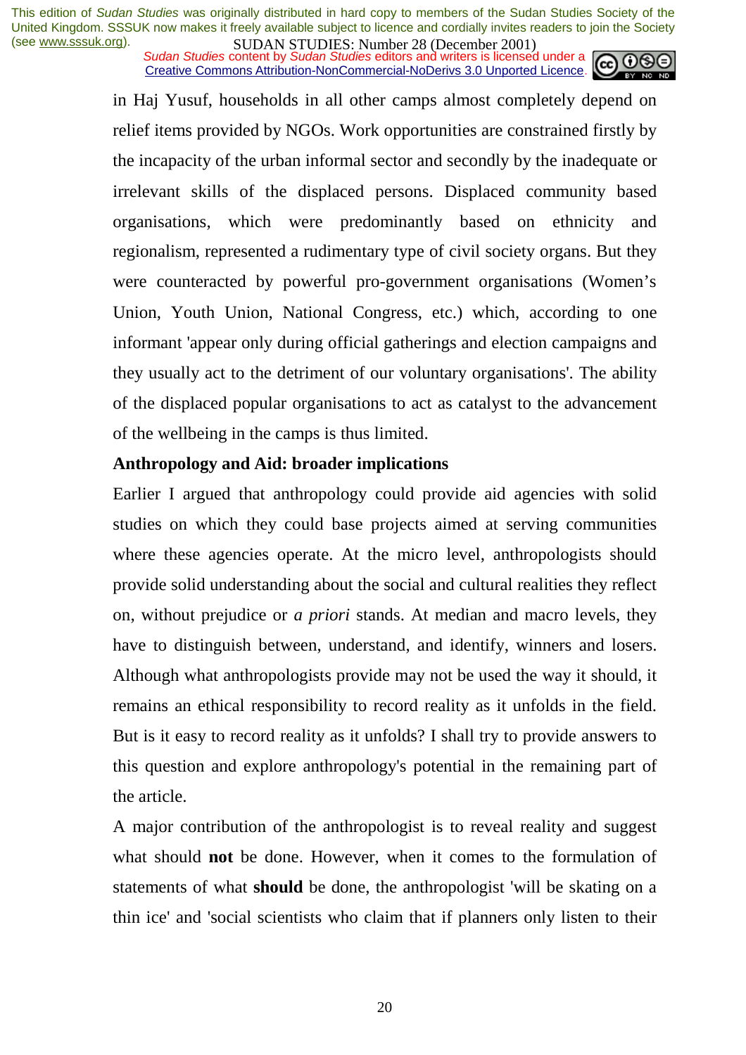in Haj Yusuf, households in all other camps almost completely depend on relief items provided by NGOs. Work opportunities are constrained firstly by the incapacity of the urban informal sector and secondly by the inadequate or irrelevant skills of the displaced persons. Displaced community based organisations, which were predominantly based on ethnicity and regionalism, represented a rudimentary type of civil society organs. But they were counteracted by powerful pro-government organisations (Women's Union, Youth Union, National Congress, etc.) which, according to one informant 'appear only during official gatherings and election campaigns and they usually act to the detriment of our voluntary organisations'. The ability of the displaced popular organisations to act as catalyst to the advancement of the wellbeing in the camps is thus limited.

**Anthropology and Aid: broader implications**

Earlier I argued that anthropology could provide aid agencies with solid studies on which they could base projects aimed at serving communities where these agencies operate. At the micro level, anthropologists should provide solid understanding about the social and cultural realities they reflect on, without prejudice or *a priori* stands. At median and macro levels, they have to distinguish between, understand, and identify, winners and losers. Although what anthropologists provide may not be used the way it should, it remains an ethical responsibility to record reality as it unfolds in the field. But is it easy to record reality as it unfolds? I shall try to provide answers to this question and explore anthropology's potential in the remaining part of the article.

A major contribution of the anthropologist is to reveal reality and suggest what should **not** be done. However, when it comes to the formulation of statements of what **should** be done, the anthropologist 'will be skating on a thin ice' and 'social scientists who claim that if planners only listen to their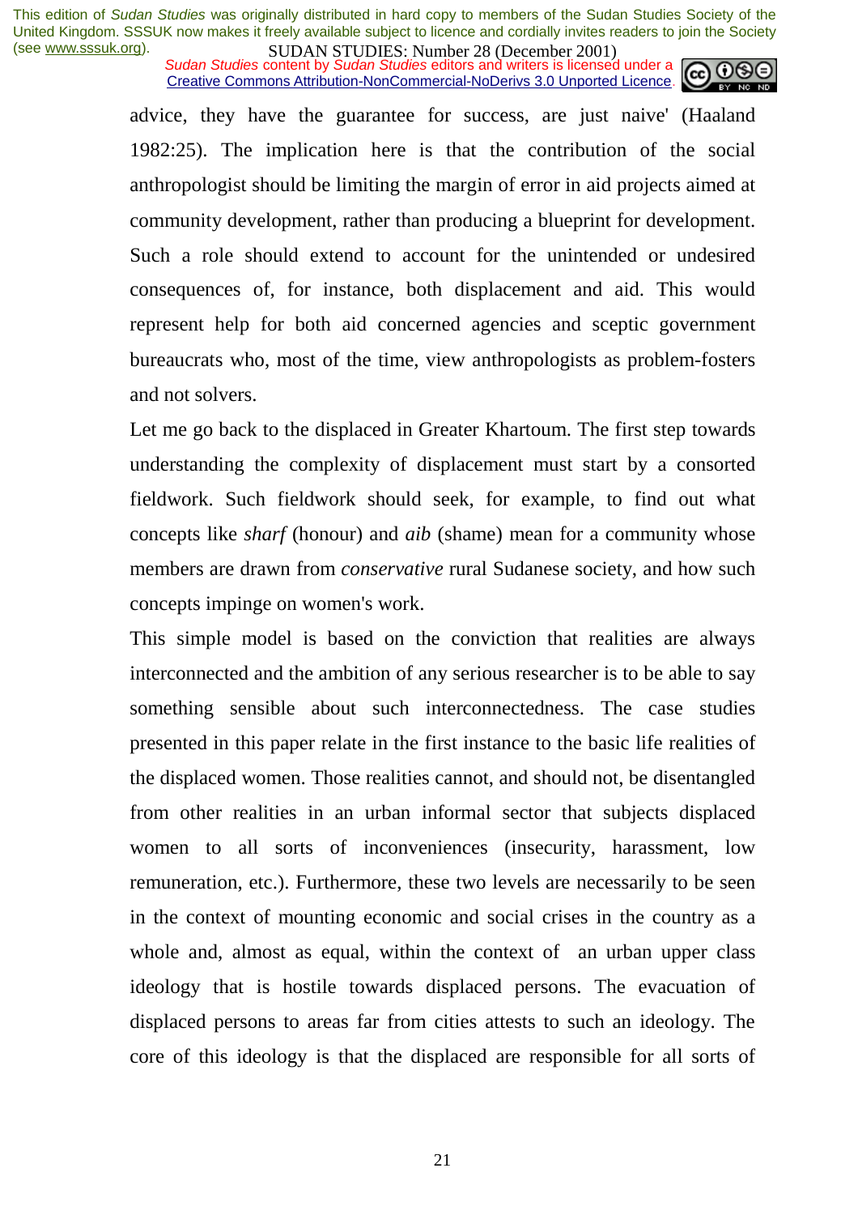advice, they have the guarantee for success, are just naive' (Haaland 1982:25). The implication here is that the contribution of the social anthropologist should be limiting the margin of error in aid projects aimed at community development, rather than producing a blueprint for development. Such a role should extend to account for the unintended or undesired consequences of, for instance, both displacement and aid. This would represent help for both aid concerned agencies and sceptic government bureaucrats who, most of the time, view anthropologists as problem-fosters and not solvers.

Let me go back to the displaced in Greater Khartoum. The first step towards understanding the complexity of displacement must start by a consorted fieldwork. Such fieldwork should seek, for example, to find out what concepts like *sharf* (honour) and *aib* (shame) mean for a community whose members are drawn from *conservative* rural Sudanese society, and how such concepts impinge on women's work.

This simple model is based on the conviction that realities are always interconnected and the ambition of any serious researcher is to be able to say something sensible about such interconnectedness. The case studies presented in this paper relate in the first instance to the basic life realities of the displaced women. Those realities cannot, and should not, be disentangled from other realities in an urban informal sector that subjects displaced women to all sorts of inconveniences (insecurity, harassment, low remuneration, etc.). Furthermore, these two levels are necessarily to be seen in the context of mounting economic and social crises in the country as a whole and, almost as equal, within the context of an urban upper class ideology that is hostile towards displaced persons. The evacuation of displaced persons to areas far from cities attests to such an ideology. The core of this ideology is that the displaced are responsible for all sorts of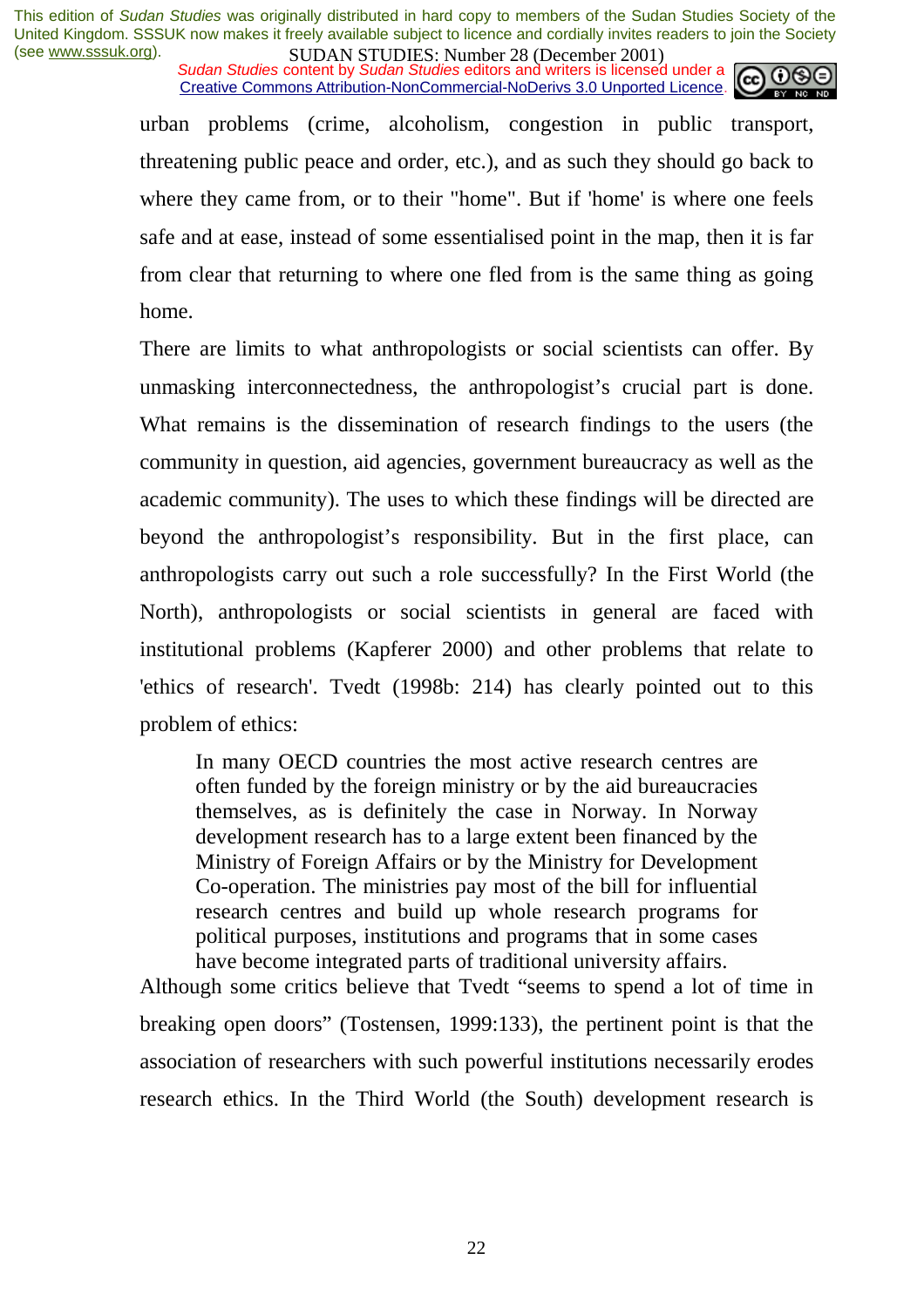urban problems (crime, alcoholism, congestion in public transport, threatening public peace and order, etc.), and as such they should go back to where they came from, or to their "home". But if 'home' is where one feels safe and at ease, instead of some essentialised point in the map, then it is far from clear that returning to where one fled from is the same thing as going home.

There are limits to what anthropologists or social scientists can offer. By unmasking interconnectedness, the anthropologist's crucial part is done. What remains is the dissemination of research findings to the users (the community in question, aid agencies, government bureaucracy as well as the academic community). The uses to which these findings will be directed are beyond the anthropologist's responsibility. But in the first place, can anthropologists carry out such a role successfully? In the First World (the North), anthropologists or social scientists in general are faced with institutional problems (Kapferer 2000) and other problems that relate to 'ethics of research'. Tvedt (1998b: 214) has clearly pointed out to this problem of ethics:

> In many OECD countries the most active research centres are often funded by the foreign ministry or by the aid bureaucracies themselves, as is definitely the case in Norway. In Norway development research has to a large extent been financed by the Ministry of Foreign Affairs or by the Ministry for Development Co-operation. The ministries pay most of the bill for influential research centres and build up whole research programs for political purposes, institutions and programs that in some cases have become integrated parts of traditional university affairs.

Although some critics believe that Tvedt "seems to spend a lot of time in breaking open doors" (Tostensen, 1999:133), the pertinent point is that the association of researchers with such powerful institutions necessarily erodes research ethics. In the Third World (the South) development research is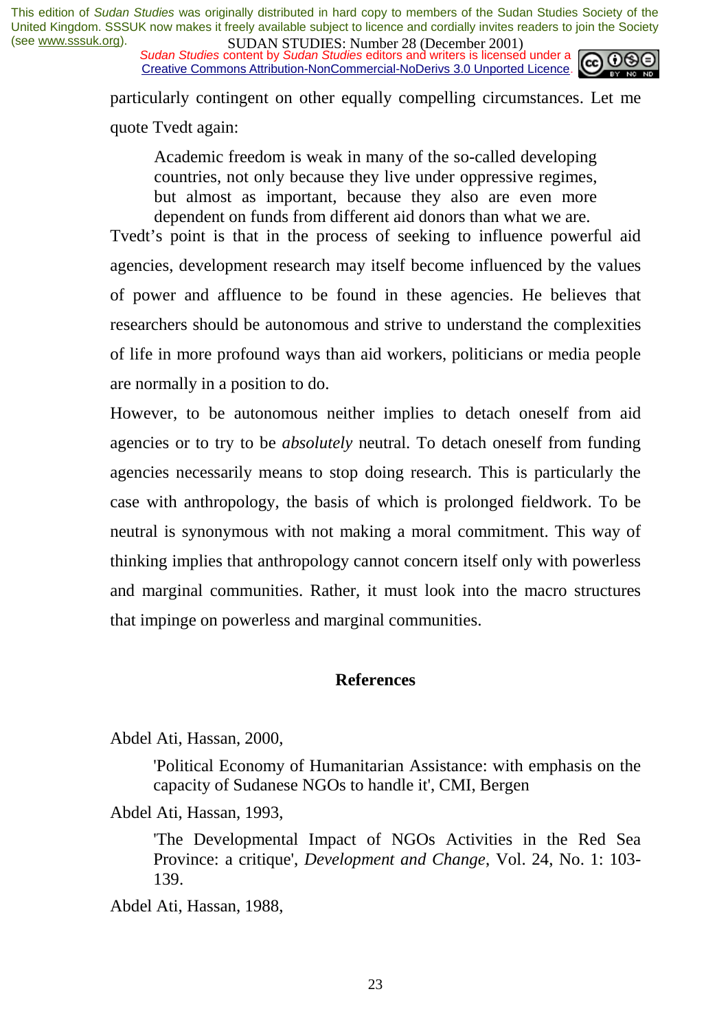particularly contingent on other equally compelling circumstances. Let me quote Tvedt again:

> Academic freedom is weak in many of the so-called developing countries, not only because they live under oppressive regimes, but almost as important, because they also are even more dependent on funds from different aid donors than what we are.

Tvedt's point is that in the process of seeking to influence powerful aid agencies, development research may itself become influenced by the values of power and affluence to be found in these agencies. He believes that researchers should be autonomous and strive to understand the complexities of life in more profound ways than aid workers, politicians or media people are normally in a position to do.

However, to be autonomous neither implies to detach oneself from aid agencies or to try to be *absolutely* neutral. To detach oneself from funding agencies necessarily means to stop doing research. This is particularly the case with anthropology, the basis of which is prolonged fieldwork. To be neutral is synonymous with not making a moral commitment. This way of thinking implies that anthropology cannot concern itself only with powerless and marginal communities. Rather, it must look into the macro structures that impinge on powerless and marginal communities.

## References

Abdel Ati, Hassan, 2000,

> 'Political Economy of Humanitarian Assistance: with emphasis on the capacity of Sudanese NGOs to handle it', CMI, Bergen

Abdel Ati, Hassan, 1993,

> 'The Developmental Impact of NGOs Activities in the Red Sea Province: a critique', *Development and Change*, Vol. 24, No. 1: 103-139.

Abdel Ati, Hassan, 1988,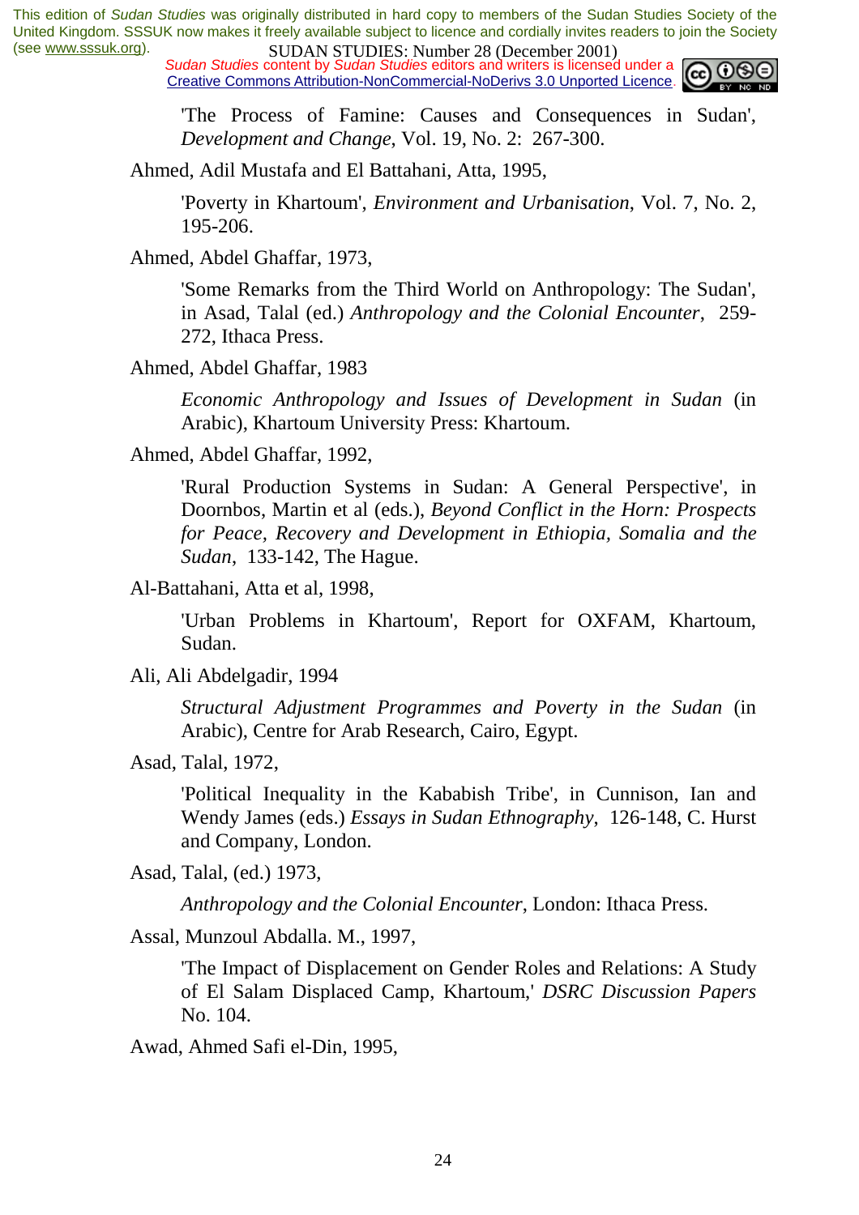'The Process of Famine: Causes and Consequences in Sudan', *Development and Change*, Vol. 19, No. 2: 267-300.

Ahmed, Adil Mustafa and El Battahani, Atta, 1995,

'Poverty in Khartoum', *Environment and Urbanisation*, Vol. 7, No. 2, 195-206.

Ahmed, Abdel Ghaffar, 1973,

'Some Remarks from the Third World on Anthropology: The Sudan', in Asad, Talal (ed.) *Anthropology and the Colonial Encounter*, 259-272, Ithaca Press.

Ahmed, Abdel Ghaffar, 1983

*Economic Anthropology and Issues of Development in Sudan* (in Arabic), Khartoum University Press: Khartoum.

Ahmed, Abdel Ghaffar, 1992,

'Rural Production Systems in Sudan: A General Perspective', in Doornbos, Martin et al (eds.), *Beyond Conflict in the Horn: Prospects for Peace, Recovery and Development in Ethiopia, Somalia and the Sudan*, 133-142, The Hague.

Al-Battahani, Atta et al, 1998,

'Urban Problems in Khartoum', Report for OXFAM, Khartoum, Sudan.

Ali, Ali Abdelgadir, 1994

*Structural Adjustment Programmes and Poverty in the Sudan* (in Arabic), Centre for Arab Research, Cairo, Egypt.

Asad, Talal, 1972,

'Political Inequality in the Kababish Tribe', in Cunnison, Ian and Wendy James (eds.) *Essays in Sudan Ethnography*, 126-148, C. Hurst and Company, London.

Asad, Talal, (ed.) 1973,

*Anthropology and the Colonial Encounter*, London: Ithaca Press.

Assal, Munzoul Abdalla. M., 1997,

'The Impact of Displacement on Gender Roles and Relations: A Study of El Salam Displaced Camp, Khartoum,' *DSRC Discussion Papers* No. 104.

Awad, Ahmed Safi el-Din, 1995,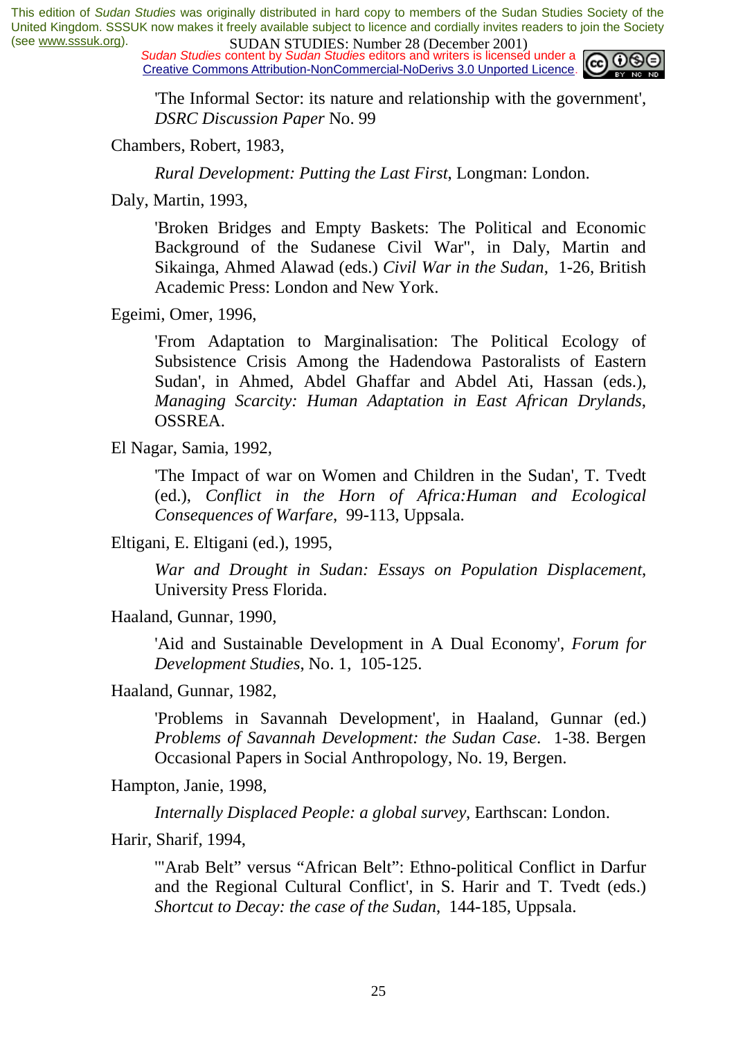'The Informal Sector: its nature and relationship with the government', *DSRC Discussion Paper* No. 99

Chambers, Robert, 1983,

*Rural Development: Putting the Last First*, Longman: London.

Daly, Martin, 1993,

'Broken Bridges and Empty Baskets: The Political and Economic Background of the Sudanese Civil War", in Daly, Martin and Sikainga, Ahmed Alawad (eds.) *Civil War in the Sudan*, 1-26, British Academic Press: London and New York.

Egeimi, Omer, 1996,

'From Adaptation to Marginalisation: The Political Ecology of Subsistence Crisis Among the Hadendowa Pastoralists of Eastern Sudan', in Ahmed, Abdel Ghaffar and Abdel Ati, Hassan (eds.), *Managing Scarcity: Human Adaptation in East African Drylands*, OSSREA.

El Nagar, Samia, 1992,

'The Impact of war on Women and Children in the Sudan', T. Tvedt (ed.), *Conflict in the Horn of Africa:Human and Ecological Consequences of Warfare*, 99-113, Uppsala.

Eltigani, E. Eltigani (ed.), 1995,

*War and Drought in Sudan: Essays on Population Displacement*, University Press Florida.

Haaland, Gunnar, 1990,

'Aid and Sustainable Development in A Dual Economy', *Forum for Development Studies*, No. 1, 105-125.

Haaland, Gunnar, 1982,

'Problems in Savannah Development', in Haaland, Gunnar (ed.) *Problems of Savannah Development: the Sudan Case*. 1-38. Bergen Occasional Papers in Social Anthropology, No. 19, Bergen.

Hampton, Janie, 1998,

*Internally Displaced People: a global survey*, Earthscan: London.

Harir, Sharif, 1994,

'"Arab Belt" versus "African Belt": Ethno-political Conflict in Darfur and the Regional Cultural Conflict', in S. Harir and T. Tvedt (eds.) *Shortcut to Decay: the case of the Sudan*, 144-185, Uppsala.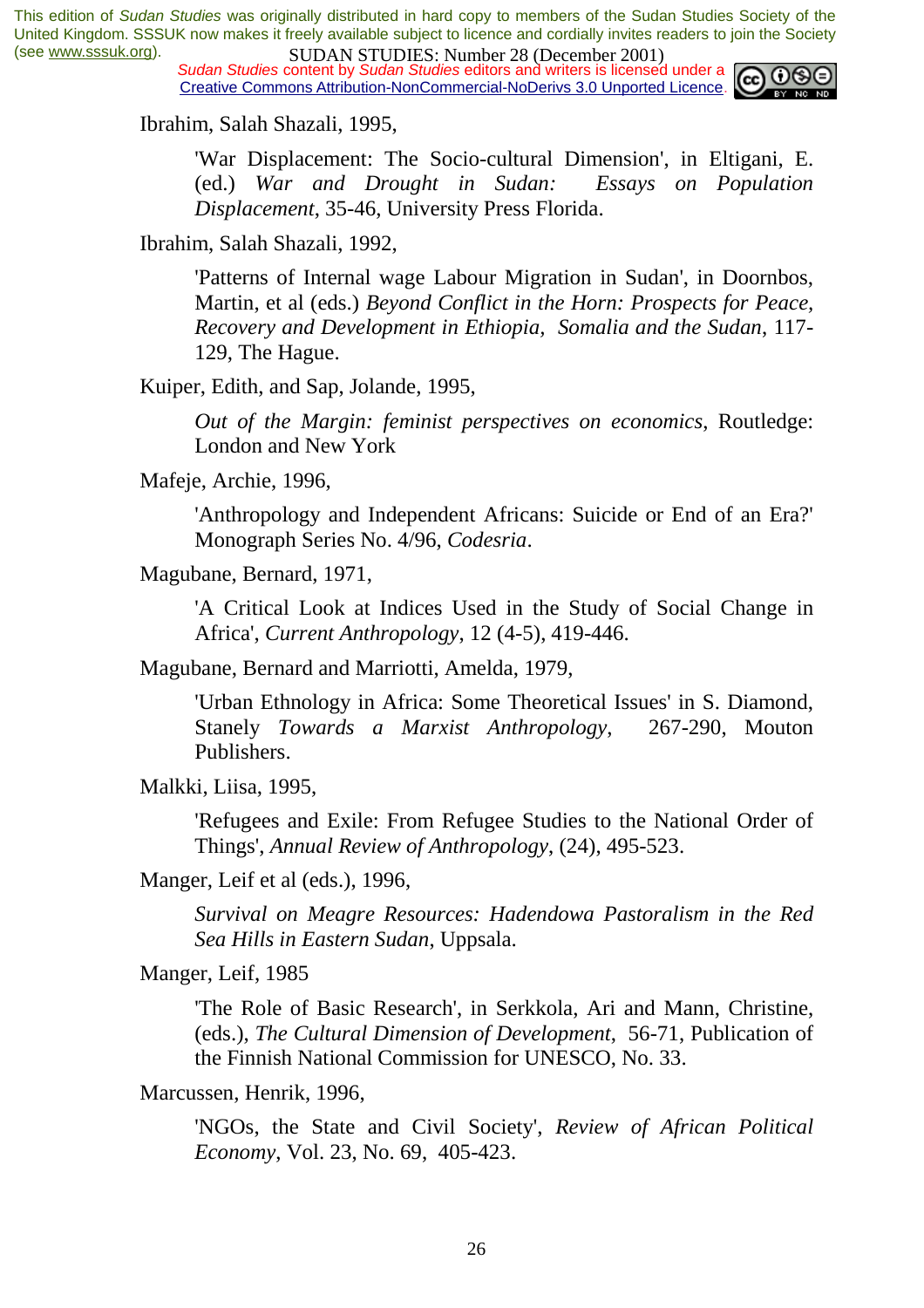Ibrahim, Salah Shazali, 1995,

'War Displacement: The Socio-cultural Dimension', in Eltigani, E. (ed.) *War and Drought in Sudan: Essays on Population Displacement*, 35-46, University Press Florida.

Ibrahim, Salah Shazali, 1992,

'Patterns of Internal wage Labour Migration in Sudan', in Doornbos, Martin, et al (eds.) *Beyond Conflict in the Horn: Prospects for Peace, Recovery and Development in Ethiopia, Somalia and the Sudan*, 117-129, The Hague.

Kuiper, Edith, and Sap, Jolande, 1995,

*Out of the Margin: feminist perspectives on economics*, Routledge: London and New York

Mafeje, Archie, 1996,

'Anthropology and Independent Africans: Suicide or End of an Era?' Monograph Series No. 4/96, *Codesria*.

Magubane, Bernard, 1971,

'A Critical Look at Indices Used in the Study of Social Change in Africa', *Current Anthropology*, 12 (4-5), 419-446.

Magubane, Bernard and Marriotti, Amelda, 1979,

'Urban Ethnology in Africa: Some Theoretical Issues' in S. Diamond, Stanely *Towards a Marxist Anthropology*, 267-290, Mouton Publishers.

Malkki, Liisa, 1995,

'Refugees and Exile: From Refugee Studies to the National Order of Things', *Annual Review of Anthropology*, (24), 495-523.

Manger, Leif et al (eds.), 1996,

*Survival on Meagre Resources: Hadendowa Pastoralism in the Red Sea Hills in Eastern Sudan*, Uppsala.

Manger, Leif, 1985

'The Role of Basic Research', in Serkkola, Ari and Mann, Christine, (eds.), *The Cultural Dimension of Development*, 56-71, Publication of the Finnish National Commission for UNESCO, No. 33.

Marcussen, Henrik, 1996,

'NGOs, the State and Civil Society', *Review of African Political Economy*, Vol. 23, No. 69, 405-423.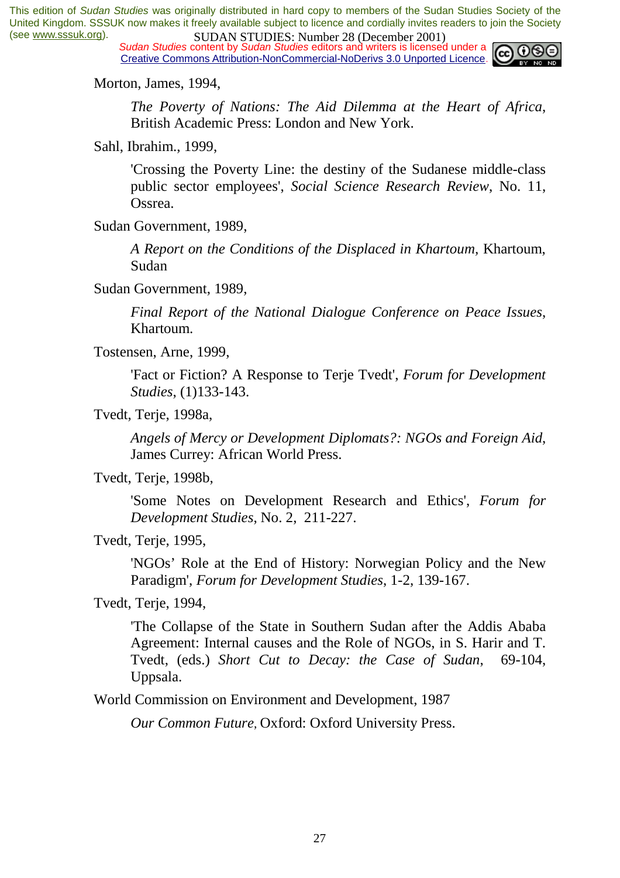Morton, James, 1994,

*The Poverty of Nations: The Aid Dilemma at the Heart of Africa*, British Academic Press: London and New York.

Sahl, Ibrahim., 1999,

'Crossing the Poverty Line: the destiny of the Sudanese middle-class public sector employees', *Social Science Research Review*, No. 11, Ossrea.

Sudan Government, 1989,

*A Report on the Conditions of the Displaced in Khartoum*, Khartoum, Sudan

Sudan Government, 1989,

*Final Report of the National Dialogue Conference on Peace Issues*, Khartoum.

Tostensen, Arne, 1999,

'Fact or Fiction? A Response to Terje Tvedt', *Forum for Development Studies*, (1)133-143.

Tvedt, Terje, 1998a,

*Angels of Mercy or Development Diplomats?: NGOs and Foreign Aid*, James Currey: African World Press.

Tvedt, Terje, 1998b,

'Some Notes on Development Research and Ethics', *Forum for Development Studies*, No. 2, 211-227.

Tvedt, Terje, 1995,

'NGOs' Role at the End of History: Norwegian Policy and the New Paradigm', *Forum for Development Studies*, 1-2, 139-167.

Tvedt, Terje, 1994,

'The Collapse of the State in Southern Sudan after the Addis Ababa Agreement: Internal causes and the Role of NGOs, in S. Harir and T. Tvedt, (eds.) *Short Cut to Decay: the Case of Sudan*, 69-104, Uppsala.

World Commission on Environment and Development, 1987

*Our Common Future*, Oxford: Oxford University Press.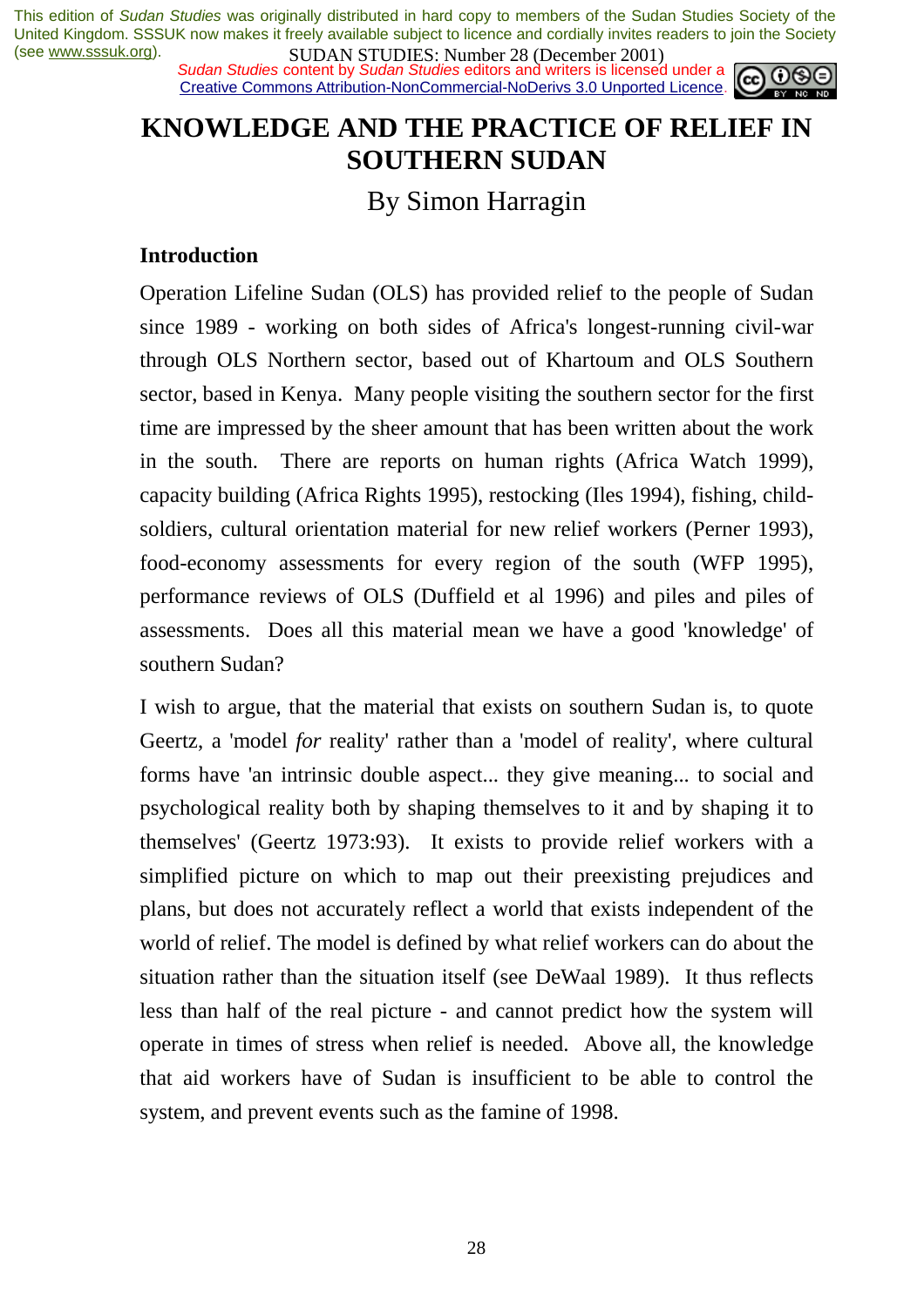# KNOWLEDGE AND THE PRACTICE OF RELIEF IN SOUTHERN SUDAN

## By Simon Harragin

### Introduction

Operation Lifeline Sudan (OLS) has provided relief to the people of Sudan since 1989 - working on both sides of Africa's longest-running civil-war through OLS Northern sector, based out of Khartoum and OLS Southern sector, based in Kenya. Many people visiting the southern sector for the first time are impressed by the sheer amount that has been written about the work in the south. There are reports on human rights (Africa Watch 1999), capacity building (Africa Rights 1995), restocking (Iles 1994), fishing, child-soldiers, cultural orientation material for new relief workers (Perner 1993), food-economy assessments for every region of the south (WFP 1995), performance reviews of OLS (Duffield et al 1996) and piles and piles of assessments. Does all this material mean we have a good 'knowledge' of southern Sudan?

I wish to argue, that the material that exists on southern Sudan is, to quote Geertz, a 'model *for* reality' rather than a 'model of reality', where cultural forms have 'an intrinsic double aspect... they give meaning... to social and psychological reality both by shaping themselves to it and by shaping it to themselves' (Geertz 1973:93). It exists to provide relief workers with a simplified picture on which to map out their preexisting prejudices and plans, but does not accurately reflect a world that exists independent of the world of relief. The model is defined by what relief workers can do about the situation rather than the situation itself (see DeWaal 1989). It thus reflects less than half of the real picture - and cannot predict how the system will operate in times of stress when relief is needed. Above all, the knowledge that aid workers have of Sudan is insufficient to be able to control the system, and prevent events such as the famine of 1998.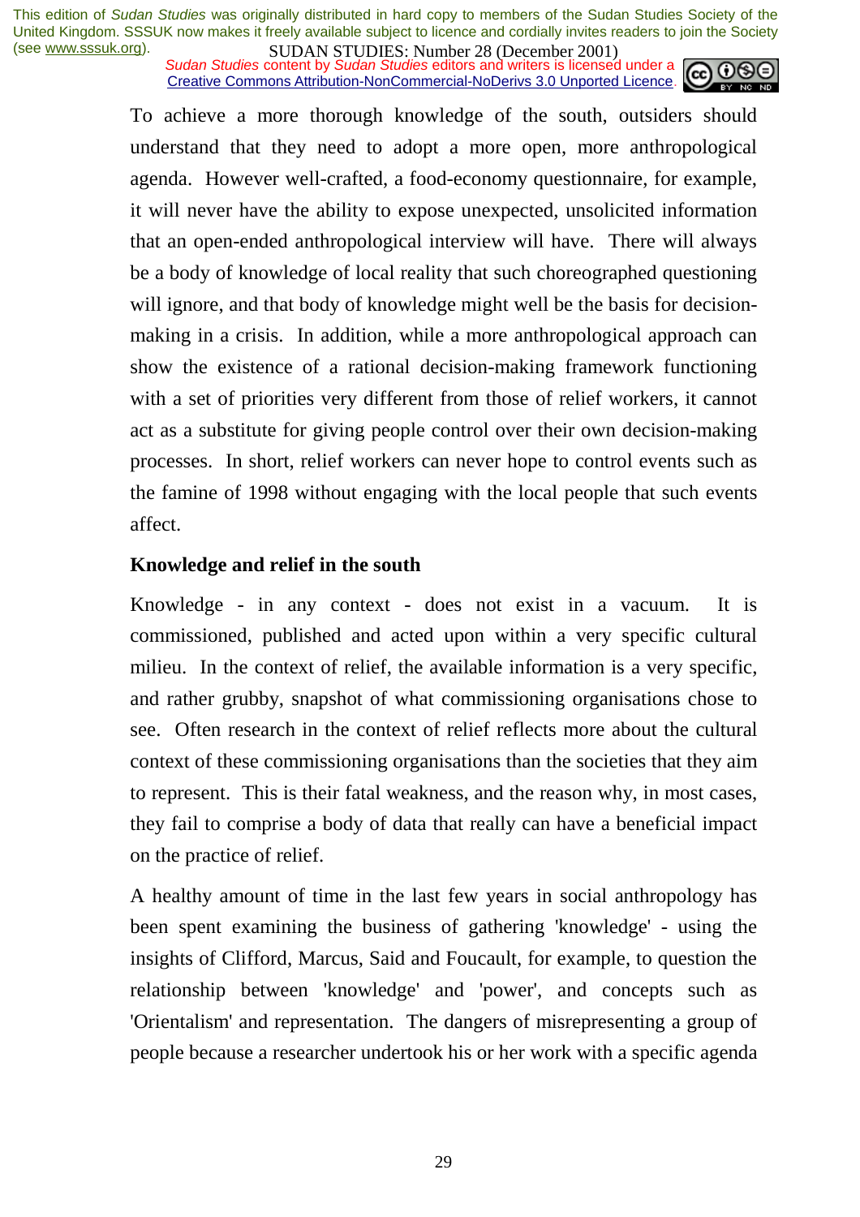To achieve a more thorough knowledge of the south, outsiders should understand that they need to adopt a more open, more anthropological agenda. However well-crafted, a food-economy questionnaire, for example, it will never have the ability to expose unexpected, unsolicited information that an open-ended anthropological interview will have. There will always be a body of knowledge of local reality that such choreographed questioning will ignore, and that body of knowledge might well be the basis for decision-making in a crisis. In addition, while a more anthropological approach can show the existence of a rational decision-making framework functioning with a set of priorities very different from those of relief workers, it cannot act as a substitute for giving people control over their own decision-making processes. In short, relief workers can never hope to control events such as the famine of 1998 without engaging with the local people that such events affect.

**Knowledge and relief in the south**

Knowledge - in any context - does not exist in a vacuum. It is commissioned, published and acted upon within a very specific cultural milieu. In the context of relief, the available information is a very specific, and rather grubby, snapshot of what commissioning organisations chose to see. Often research in the context of relief reflects more about the cultural context of these commissioning organisations than the societies that they aim to represent. This is their fatal weakness, and the reason why, in most cases, they fail to comprise a body of data that really can have a beneficial impact on the practice of relief.

A healthy amount of time in the last few years in social anthropology has been spent examining the business of gathering 'knowledge' - using the insights of Clifford, Marcus, Said and Foucault, for example, to question the relationship between 'knowledge' and 'power', and concepts such as 'Orientalism' and representation. The dangers of misrepresenting a group of people because a researcher undertook his or her work with a specific agenda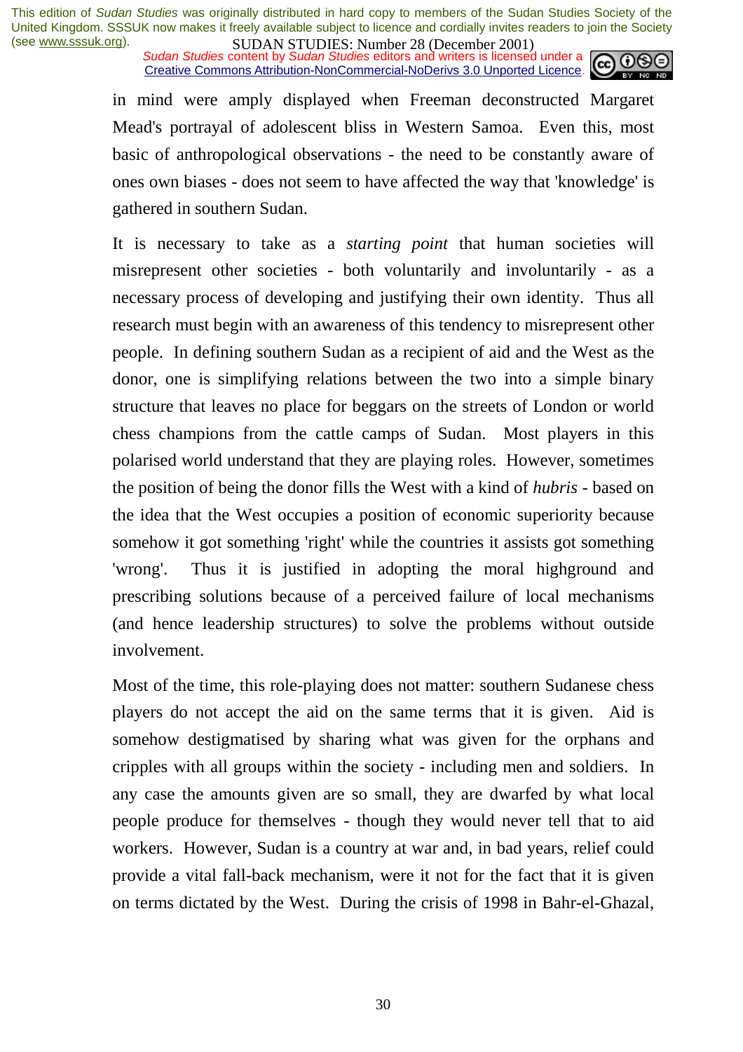in mind were amply displayed when Freeman deconstructed Margaret Mead's portrayal of adolescent bliss in Western Samoa. Even this, most basic of anthropological observations - the need to be constantly aware of ones own biases - does not seem to have affected the way that 'knowledge' is gathered in southern Sudan.

It is necessary to take as a *starting point* that human societies will misrepresent other societies - both voluntarily and involuntarily - as a necessary process of developing and justifying their own identity. Thus all research must begin with an awareness of this tendency to misrepresent other people. In defining southern Sudan as a recipient of aid and the West as the donor, one is simplifying relations between the two into a simple binary structure that leaves no place for beggars on the streets of London or world chess champions from the cattle camps of Sudan. Most players in this polarised world understand that they are playing roles. However, sometimes the position of being the donor fills the West with a kind of *hubris* - based on the idea that the West occupies a position of economic superiority because somehow it got something 'right' while the countries it assists got something 'wrong'. Thus it is justified in adopting the moral highground and prescribing solutions because of a perceived failure of local mechanisms (and hence leadership structures) to solve the problems without outside involvement.

Most of the time, this role-playing does not matter: southern Sudanese chess players do not accept the aid on the same terms that it is given. Aid is somehow destigmatised by sharing what was given for the orphans and cripples with all groups within the society - including men and soldiers. In any case the amounts given are so small, they are dwarfed by what local people produce for themselves - though they would never tell that to aid workers. However, Sudan is a country at war and, in bad years, relief could provide a vital fall-back mechanism, were it not for the fact that it is given on terms dictated by the West. During the crisis of 1998 in Bahr-el-Ghazal,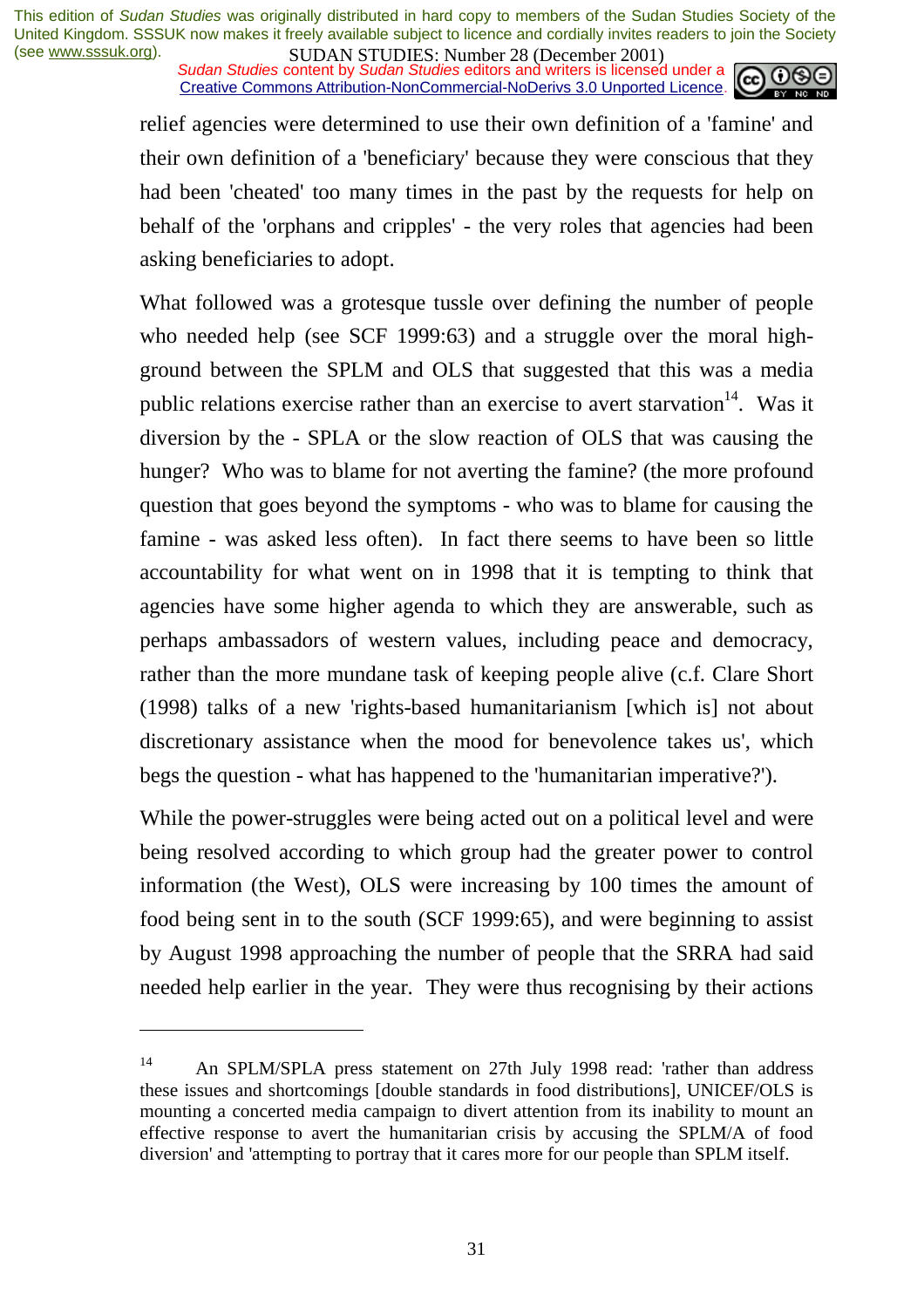relief agencies were determined to use their own definition of a 'famine' and their own definition of a 'beneficiary' because they were conscious that they had been 'cheated' too many times in the past by the requests for help on behalf of the 'orphans and cripples' - the very roles that agencies had been asking beneficiaries to adopt.

What followed was a grotesque tussle over defining the number of people who needed help (see SCF 1999:63) and a struggle over the moral high-ground between the SPLM and OLS that suggested that this was a media public relations exercise rather than an exercise to avert starvation[14]. Was it diversion by the - SPLA or the slow reaction of OLS that was causing the hunger? Who was to blame for not averting the famine? (the more profound question that goes beyond the symptoms - who was to blame for causing the famine - was asked less often). In fact there seems to have been so little accountability for what went on in 1998 that it is tempting to think that agencies have some higher agenda to which they are answerable, such as perhaps ambassadors of western values, including peace and democracy, rather than the more mundane task of keeping people alive (c.f. Clare Short (1998) talks of a new 'rights-based humanitarianism [which is] not about discretionary assistance when the mood for benevolence takes us', which begs the question - what has happened to the 'humanitarian imperative?').

While the power-struggles were being acted out on a political level and were being resolved according to which group had the greater power to control information (the West), OLS were increasing by 100 times the amount of food being sent in to the south (SCF 1999:65), and were beginning to assist by August 1998 approaching the number of people that the SRRA had said needed help earlier in the year. They were thus recognising by their actions

---

[14] An SPLM/SPLA press statement on 27th July 1998 read: 'rather than address these issues and shortcomings [double standards in food distributions], UNICEF/OLS is mounting a concerted media campaign to divert attention from its inability to mount an effective response to avert the humanitarian crisis by accusing the SPLM/A of food diversion' and 'attempting to portray that it cares more for our people than SPLM itself.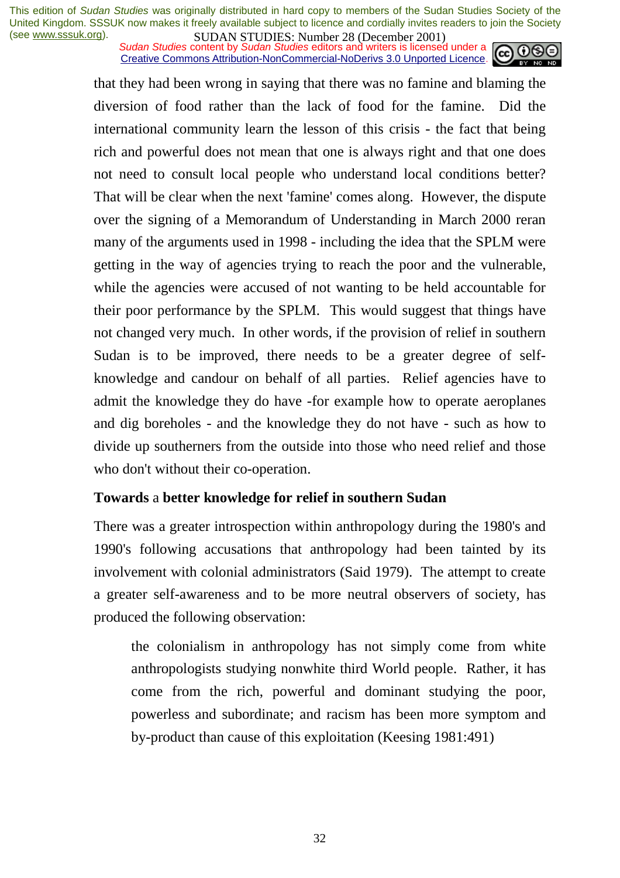that they had been wrong in saying that there was no famine and blaming the diversion of food rather than the lack of food for the famine. Did the international community learn the lesson of this crisis - the fact that being rich and powerful does not mean that one is always right and that one does not need to consult local people who understand local conditions better? That will be clear when the next 'famine' comes along. However, the dispute over the signing of a Memorandum of Understanding in March 2000 reran many of the arguments used in 1998 - including the idea that the SPLM were getting in the way of agencies trying to reach the poor and the vulnerable, while the agencies were accused of not wanting to be held accountable for their poor performance by the SPLM. This would suggest that things have not changed very much. In other words, if the provision of relief in southern Sudan is to be improved, there needs to be a greater degree of self-knowledge and candour on behalf of all parties. Relief agencies have to admit the knowledge they do have -for example how to operate aeroplanes and dig boreholes - and the knowledge they do not have - such as how to divide up southerners from the outside into those who need relief and those who don't without their co-operation.

## Towards a better knowledge for relief in southern Sudan

There was a greater introspection within anthropology during the 1980's and 1990's following accusations that anthropology had been tainted by its involvement with colonial administrators (Said 1979). The attempt to create a greater self-awareness and to be more neutral observers of society, has produced the following observation:

> the colonialism in anthropology has not simply come from white anthropologists studying nonwhite third World people. Rather, it has come from the rich, powerful and dominant studying the poor, powerless and subordinate; and racism has been more symptom and by-product than cause of this exploitation (Keesing 1981:491)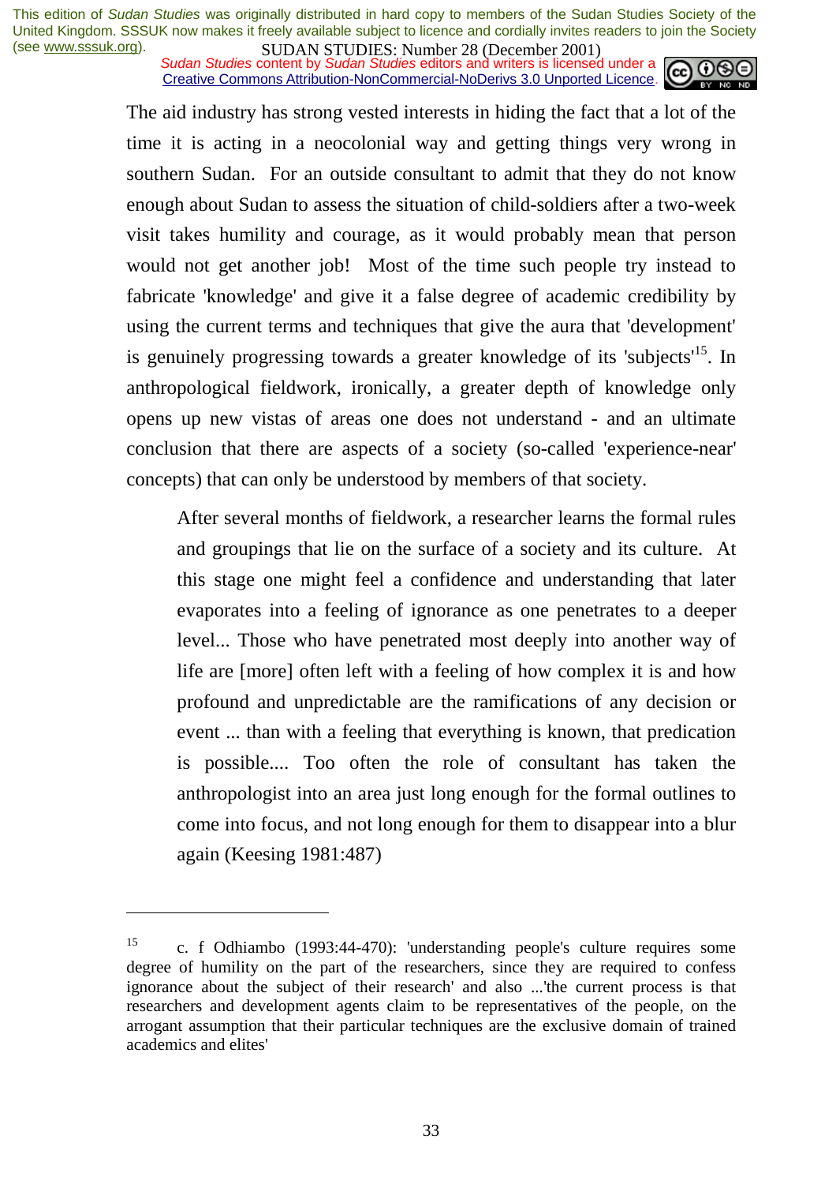The aid industry has strong vested interests in hiding the fact that a lot of the time it is acting in a neocolonial way and getting things very wrong in southern Sudan. For an outside consultant to admit that they do not know enough about Sudan to assess the situation of child-soldiers after a two-week visit takes humility and courage, as it would probably mean that person would not get another job! Most of the time such people try instead to fabricate 'knowledge' and give it a false degree of academic credibility by using the current terms and techniques that give the aura that 'development' is genuinely progressing towards a greater knowledge of its 'subjects'[15]. In anthropological fieldwork, ironically, a greater depth of knowledge only opens up new vistas of areas one does not understand - and an ultimate conclusion that there are aspects of a society (so-called 'experience-near' concepts) that can only be understood by members of that society.

> After several months of fieldwork, a researcher learns the formal rules and groupings that lie on the surface of a society and its culture. At this stage one might feel a confidence and understanding that later evaporates into a feeling of ignorance as one penetrates to a deeper level... Those who have penetrated most deeply into another way of life are [more] often left with a feeling of how complex it is and how profound and unpredictable are the ramifications of any decision or event ... than with a feeling that everything is known, that predication is possible.... Too often the role of consultant has taken the anthropologist into an area just long enough for the formal outlines to come into focus, and not long enough for them to disappear into a blur again (Keesing 1981:487)

---

[15] c. f Odhiambo (1993:44-470): 'understanding people's culture requires some degree of humility on the part of the researchers, since they are required to confess ignorance about the subject of their research' and also ...'the current process is that researchers and development agents claim to be representatives of the people, on the arrogant assumption that their particular techniques are the exclusive domain of trained academics and elites'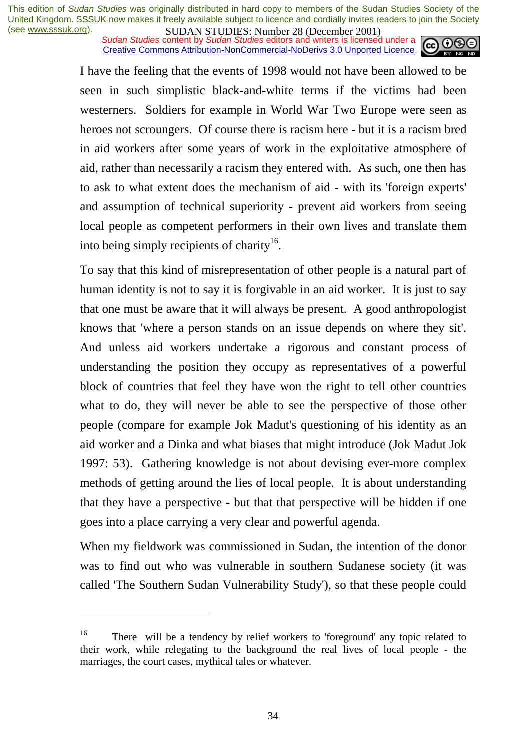I have the feeling that the events of 1998 would not have been allowed to be seen in such simplistic black-and-white terms if the victims had been westerners. Soldiers for example in World War Two Europe were seen as heroes not scroungers. Of course there is racism here - but it is a racism bred in aid workers after some years of work in the exploitative atmosphere of aid, rather than necessarily a racism they entered with. As such, one then has to ask to what extent does the mechanism of aid - with its 'foreign experts' and assumption of technical superiority - prevent aid workers from seeing local people as competent performers in their own lives and translate them into being simply recipients of charity[16].

To say that this kind of misrepresentation of other people is a natural part of human identity is not to say it is forgivable in an aid worker. It is just to say that one must be aware that it will always be present. A good anthropologist knows that 'where a person stands on an issue depends on where they sit'. And unless aid workers undertake a rigorous and constant process of understanding the position they occupy as representatives of a powerful block of countries that feel they have won the right to tell other countries what to do, they will never be able to see the perspective of those other people (compare for example Jok Madut's questioning of his identity as an aid worker and a Dinka and what biases that might introduce (Jok Madut Jok 1997: 53). Gathering knowledge is not about devising ever-more complex methods of getting around the lies of local people. It is about understanding that they have a perspective - but that that perspective will be hidden if one goes into a place carrying a very clear and powerful agenda.

When my fieldwork was commissioned in Sudan, the intention of the donor was to find out who was vulnerable in southern Sudanese society (it was called 'The Southern Sudan Vulnerability Study'), so that these people could

---

[16] There will be a tendency by relief workers to 'foreground' any topic related to their work, while relegating to the background the real lives of local people - the marriages, the court cases, mythical tales or whatever.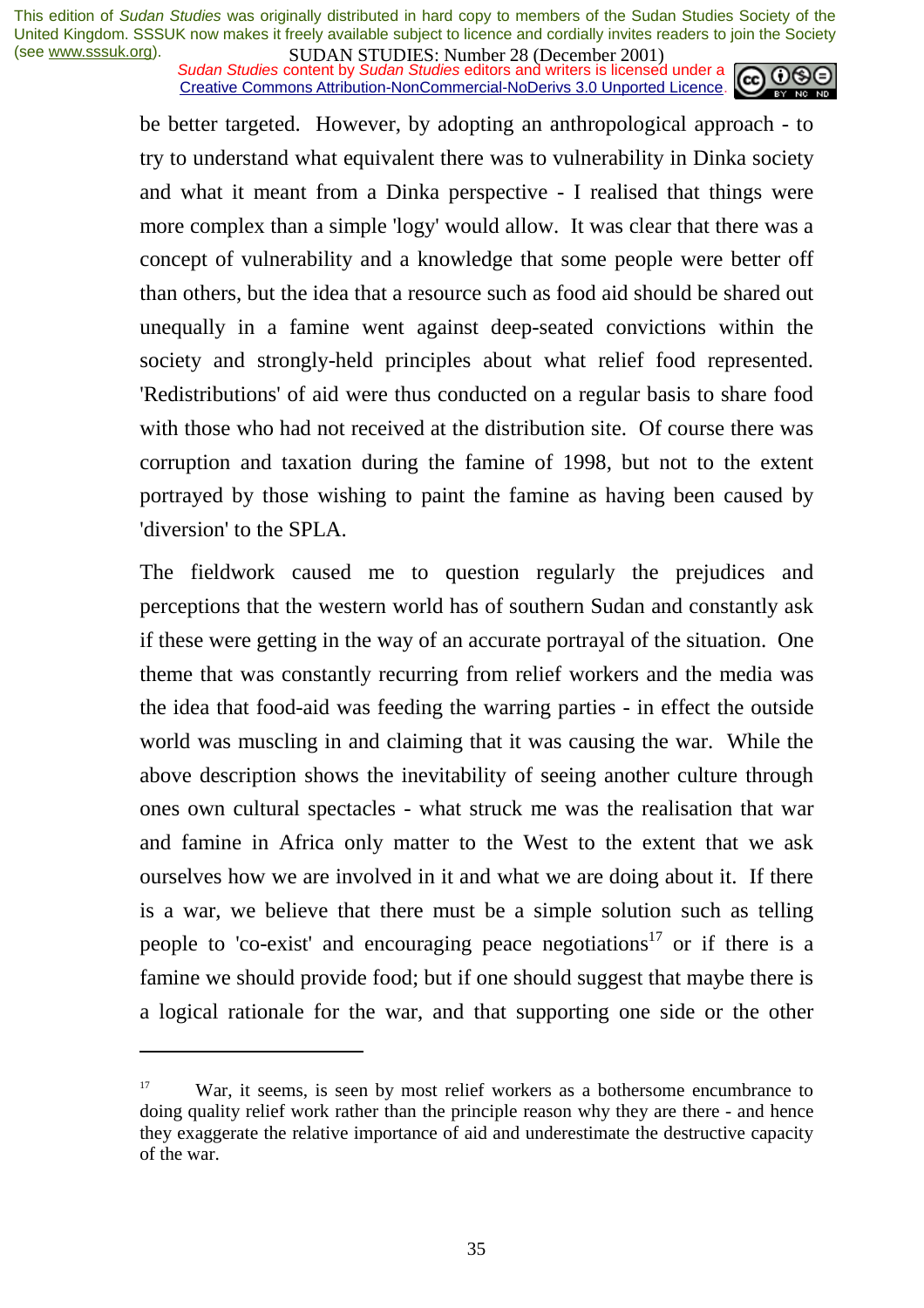be better targeted. However, by adopting an anthropological approach - to try to understand what equivalent there was to vulnerability in Dinka society and what it meant from a Dinka perspective - I realised that things were more complex than a simple 'logy' would allow. It was clear that there was a concept of vulnerability and a knowledge that some people were better off than others, but the idea that a resource such as food aid should be shared out unequally in a famine went against deep-seated convictions within the society and strongly-held principles about what relief food represented. 'Redistributions' of aid were thus conducted on a regular basis to share food with those who had not received at the distribution site. Of course there was corruption and taxation during the famine of 1998, but not to the extent portrayed by those wishing to paint the famine as having been caused by 'diversion' to the SPLA.

The fieldwork caused me to question regularly the prejudices and perceptions that the western world has of southern Sudan and constantly ask if these were getting in the way of an accurate portrayal of the situation. One theme that was constantly recurring from relief workers and the media was the idea that food-aid was feeding the warring parties - in effect the outside world was muscling in and claiming that it was causing the war. While the above description shows the inevitability of seeing another culture through ones own cultural spectacles - what struck me was the realisation that war and famine in Africa only matter to the West to the extent that we ask ourselves how we are involved in it and what we are doing about it. If there is a war, we believe that there must be a simple solution such as telling people to 'co-exist' and encouraging peace negotiations[17] or if there is a famine we should provide food; but if one should suggest that maybe there is a logical rationale for the war, and that supporting one side or the other

---

[17] War, it seems, is seen by most relief workers as a bothersome encumbrance to doing quality relief work rather than the principle reason why they are there - and hence they exaggerate the relative importance of aid and underestimate the destructive capacity of the war.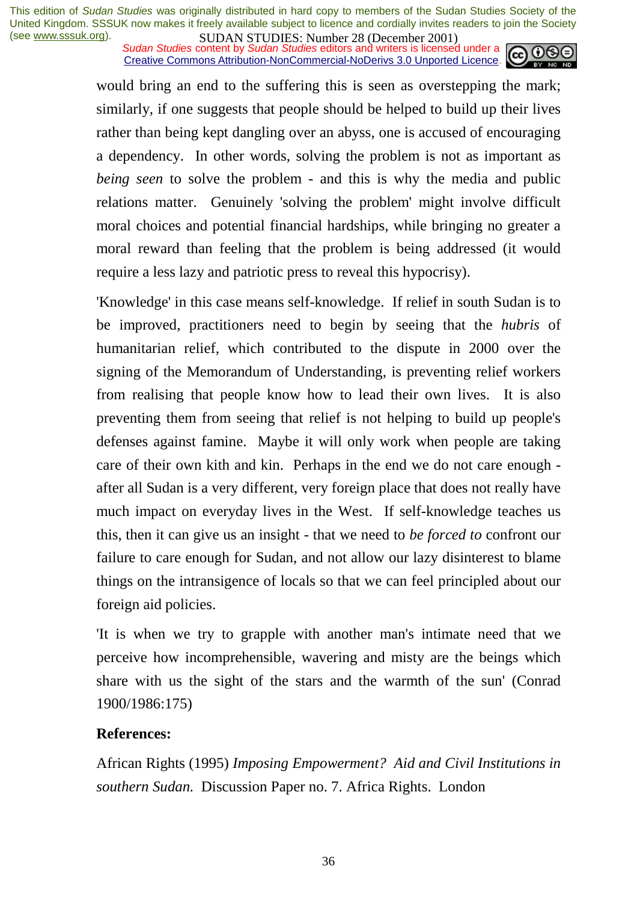would bring an end to the suffering this is seen as overstepping the mark; similarly, if one suggests that people should be helped to build up their lives rather than being kept dangling over an abyss, one is accused of encouraging a dependency. In other words, solving the problem is not as important as *being seen* to solve the problem - and this is why the media and public relations matter. Genuinely 'solving the problem' might involve difficult moral choices and potential financial hardships, while bringing no greater a moral reward than feeling that the problem is being addressed (it would require a less lazy and patriotic press to reveal this hypocrisy).

'Knowledge' in this case means self-knowledge. If relief in south Sudan is to be improved, practitioners need to begin by seeing that the *hubris* of humanitarian relief, which contributed to the dispute in 2000 over the signing of the Memorandum of Understanding, is preventing relief workers from realising that people know how to lead their own lives. It is also preventing them from seeing that relief is not helping to build up people's defenses against famine. Maybe it will only work when people are taking care of their own kith and kin. Perhaps in the end we do not care enough - after all Sudan is a very different, very foreign place that does not really have much impact on everyday lives in the West. If self-knowledge teaches us this, then it can give us an insight - that we need to *be forced to* confront our failure to care enough for Sudan, and not allow our lazy disinterest to blame things on the intransigence of locals so that we can feel principled about our foreign aid policies.

'It is when we try to grapple with another man's intimate need that we perceive how incomprehensible, wavering and misty are the beings which share with us the sight of the stars and the warmth of the sun' (Conrad 1900/1986:175)

**References:**

African Rights (1995) *Imposing Empowerment? Aid and Civil Institutions in southern Sudan.* Discussion Paper no. 7. Africa Rights. London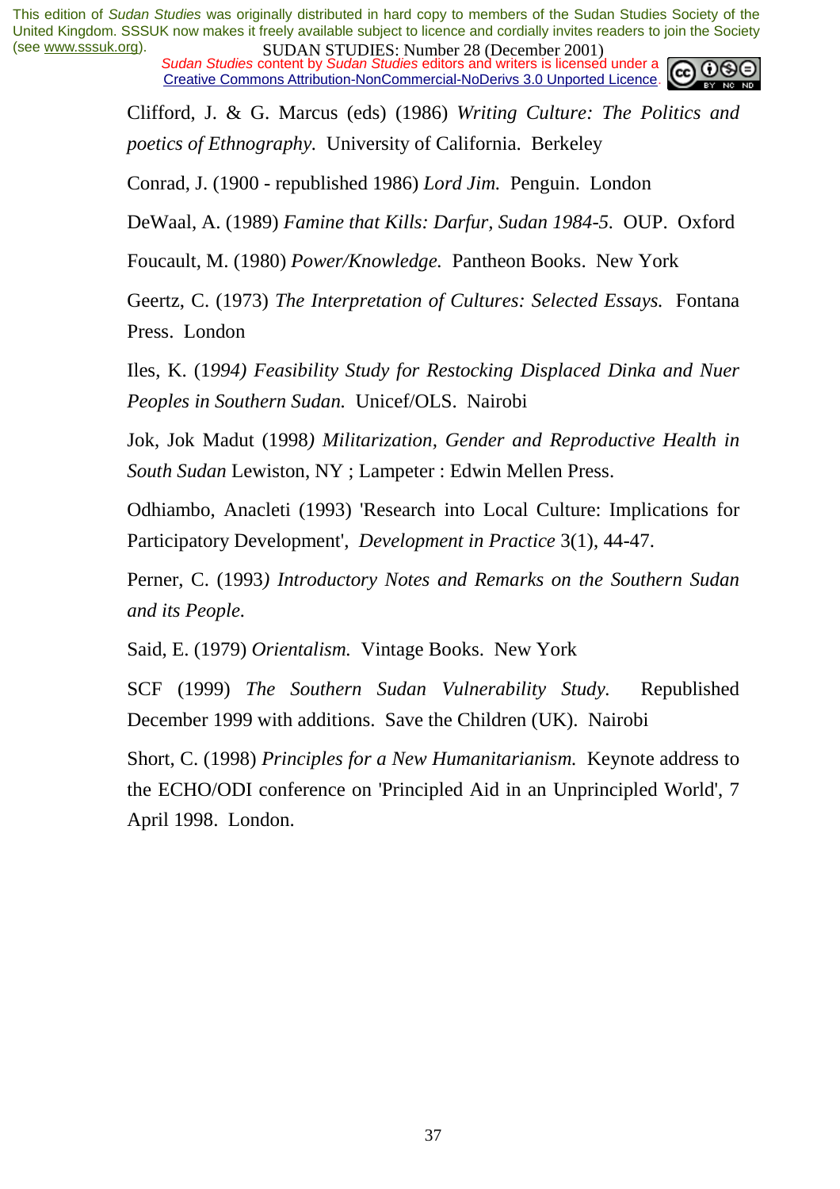Clifford, J. & G. Marcus (eds) (1986) *Writing Culture: The Politics and poetics of Ethnography.* University of California. Berkeley

Conrad, J. (1900 - republished 1986) *Lord Jim.* Penguin. London

DeWaal, A. (1989) *Famine that Kills: Darfur, Sudan 1984-5.* OUP. Oxford

Foucault, M. (1980) *Power/Knowledge.* Pantheon Books. New York

Geertz, C. (1973) *The Interpretation of Cultures: Selected Essays.* Fontana Press. London

Iles, K. (1*994) Feasibility Study for Restocking Displaced Dinka and Nuer Peoples in Southern Sudan.* Unicef/OLS. Nairobi

Jok, Jok Madut (1998*) Militarization, Gender and Reproductive Health in South Sudan* Lewiston, NY ; Lampeter : Edwin Mellen Press.

Odhiambo, Anacleti (1993) 'Research into Local Culture: Implications for Participatory Development', *Development in Practice* 3(1), 44-47.

Perner, C. (1993*) Introductory Notes and Remarks on the Southern Sudan and its People.*

Said, E. (1979) *Orientalism.* Vintage Books. New York

SCF (1999) *The Southern Sudan Vulnerability Study.* Republished December 1999 with additions. Save the Children (UK). Nairobi

Short, C. (1998) *Principles for a New Humanitarianism.* Keynote address to the ECHO/ODI conference on 'Principled Aid in an Unprincipled World', 7 April 1998. London.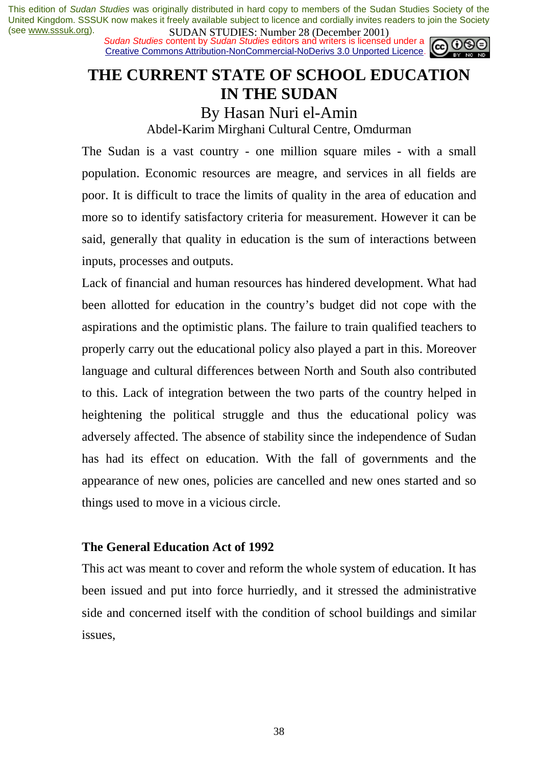# THE CURRENT STATE OF SCHOOL EDUCATION IN THE SUDAN

## By Hasan Nuri el-Amin

Abdel-Karim Mirghani Cultural Centre, Omdurman

The Sudan is a vast country - one million square miles - with a small population. Economic resources are meagre, and services in all fields are poor. It is difficult to trace the limits of quality in the area of education and more so to identify satisfactory criteria for measurement. However it can be said, generally that quality in education is the sum of interactions between inputs, processes and outputs.

Lack of financial and human resources has hindered development. What had been allotted for education in the country's budget did not cope with the aspirations and the optimistic plans. The failure to train qualified teachers to properly carry out the educational policy also played a part in this. Moreover language and cultural differences between North and South also contributed to this. Lack of integration between the two parts of the country helped in heightening the political struggle and thus the educational policy was adversely affected. The absence of stability since the independence of Sudan has had its effect on education. With the fall of governments and the appearance of new ones, policies are cancelled and new ones started and so things used to move in a vicious circle.

**The General Education Act of 1992**

This act was meant to cover and reform the whole system of education. It has been issued and put into force hurriedly, and it stressed the administrative side and concerned itself with the condition of school buildings and similar issues,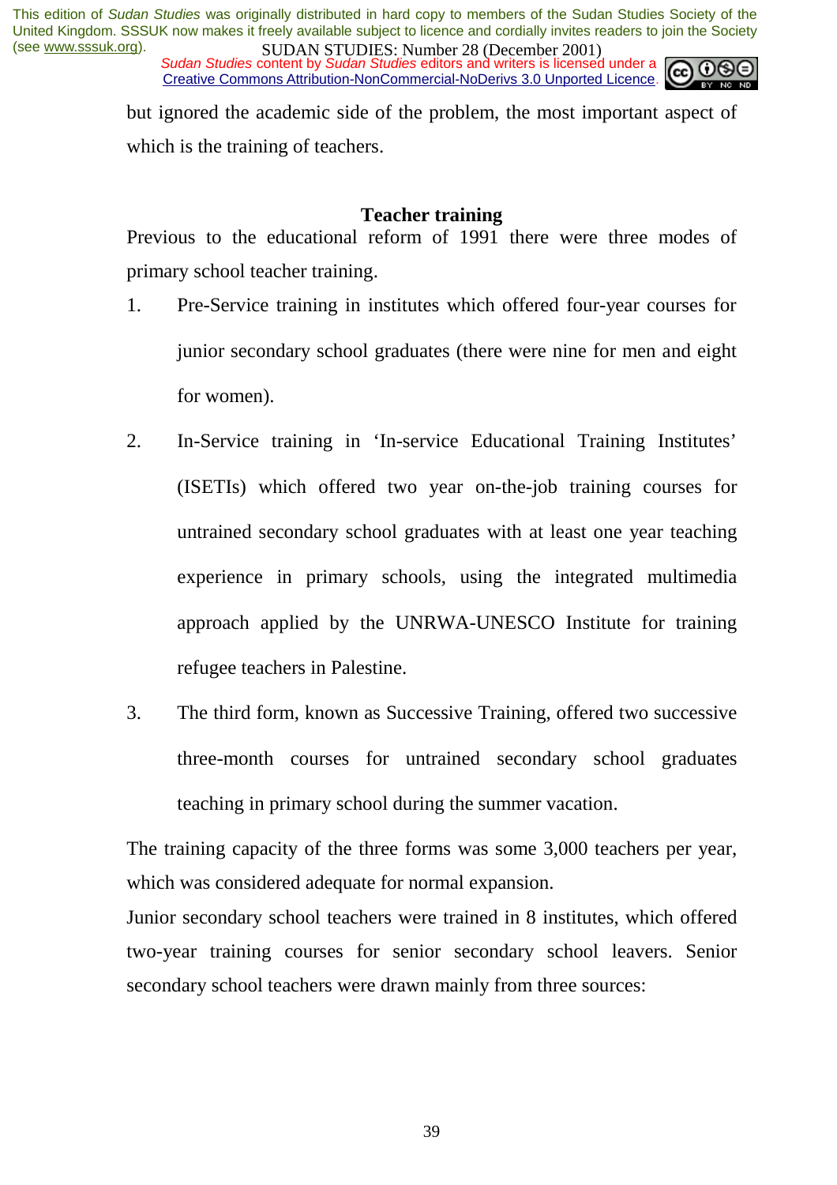but ignored the academic side of the problem, the most important aspect of which is the training of teachers.

### Teacher training

Previous to the educational reform of 1991 there were three modes of primary school teacher training.

1. Pre-Service training in institutes which offered four-year courses for junior secondary school graduates (there were nine for men and eight for women).

2. In-Service training in 'In-service Educational Training Institutes' (ISETIs) which offered two year on-the-job training courses for untrained secondary school graduates with at least one year teaching experience in primary schools, using the integrated multimedia approach applied by the UNRWA-UNESCO Institute for training refugee teachers in Palestine.

3. The third form, known as Successive Training, offered two successive three-month courses for untrained secondary school graduates teaching in primary school during the summer vacation.

The training capacity of the three forms was some 3,000 teachers per year, which was considered adequate for normal expansion.

Junior secondary school teachers were trained in 8 institutes, which offered two-year training courses for senior secondary school leavers. Senior secondary school teachers were drawn mainly from three sources: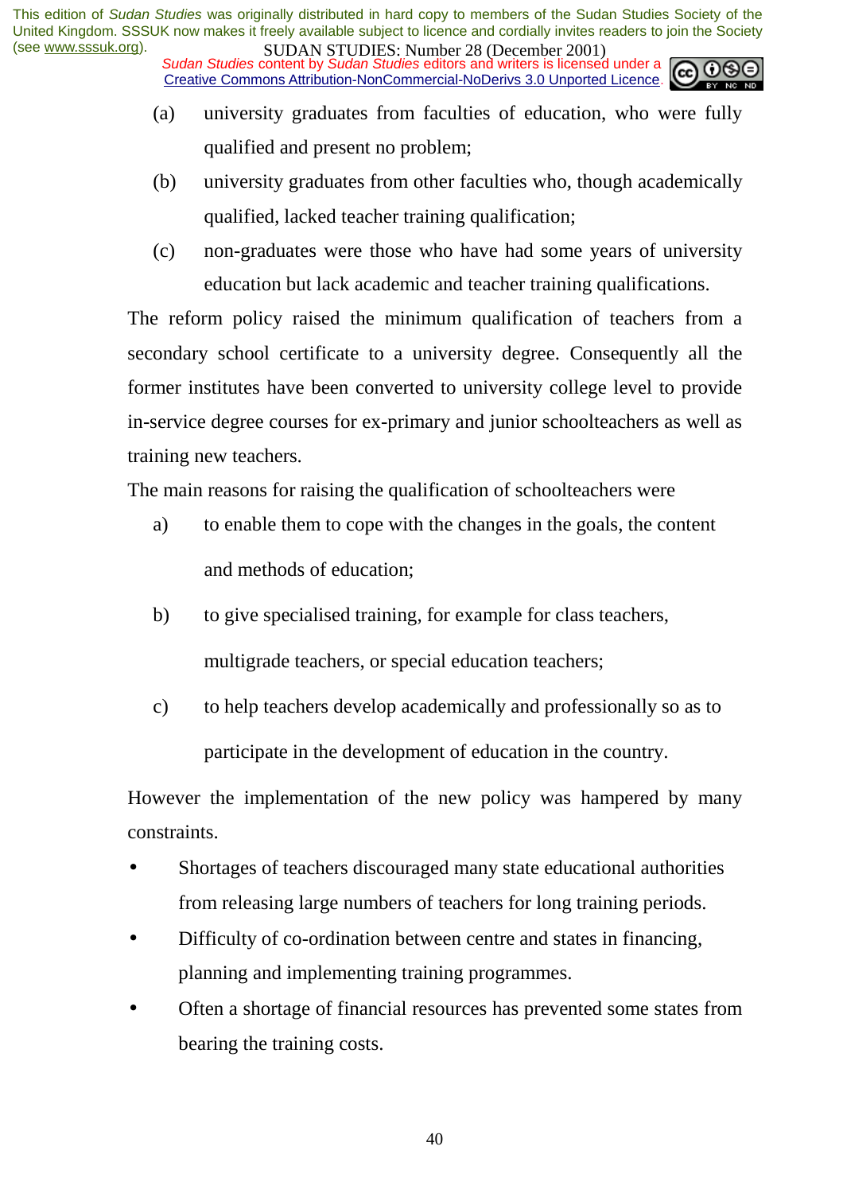(a) university graduates from faculties of education, who were fully qualified and present no problem;

(b) university graduates from other faculties who, though academically qualified, lacked teacher training qualification;

(c) non-graduates were those who have had some years of university education but lack academic and teacher training qualifications.

The reform policy raised the minimum qualification of teachers from a secondary school certificate to a university degree. Consequently all the former institutes have been converted to university college level to provide in-service degree courses for ex-primary and junior schoolteachers as well as training new teachers.

The main reasons for raising the qualification of schoolteachers were

a) to enable them to cope with the changes in the goals, the content and methods of education;

b) to give specialised training, for example for class teachers, multigrade teachers, or special education teachers;

c) to help teachers develop academically and professionally so as to participate in the development of education in the country.

However the implementation of the new policy was hampered by many constraints.

- Shortages of teachers discouraged many state educational authorities from releasing large numbers of teachers for long training periods.
- Difficulty of co-ordination between centre and states in financing, planning and implementing training programmes.
- Often a shortage of financial resources has prevented some states from bearing the training costs.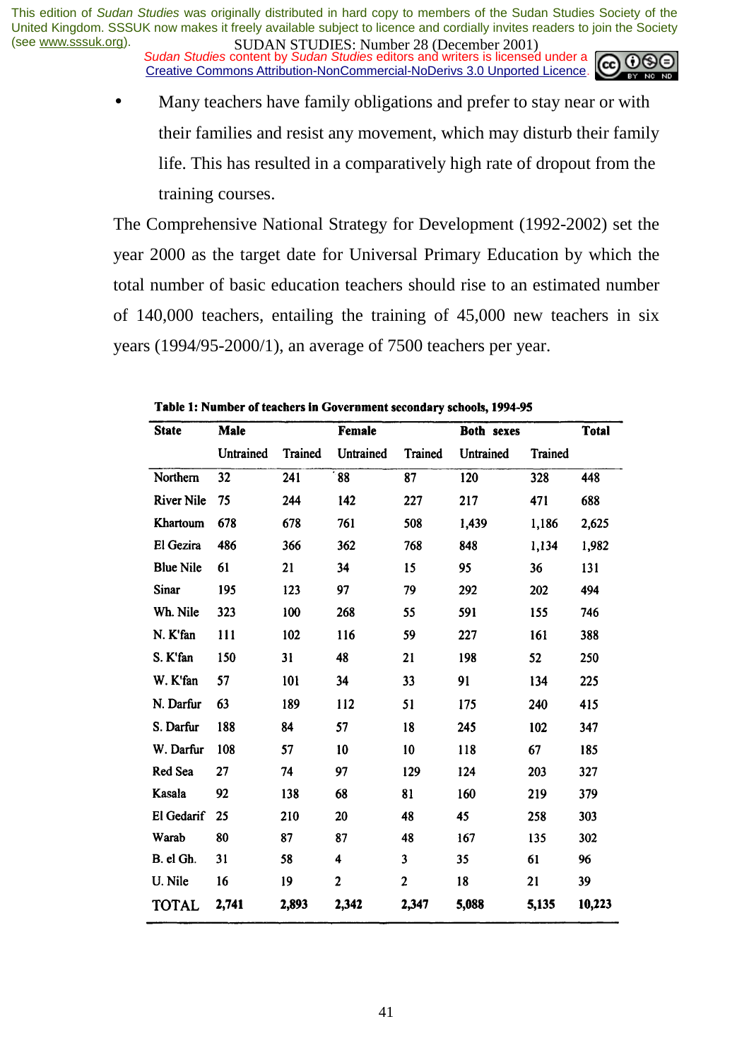- Many teachers have family obligations and prefer to stay near or with their families and resist any movement, which may disturb their family life. This has resulted in a comparatively high rate of dropout from the training courses.

The Comprehensive National Strategy for Development (1992-2002) set the year 2000 as the target date for Universal Primary Education by which the total number of basic education teachers should rise to an estimated number of 140,000 teachers, entailing the training of 45,000 new teachers in six years (1994/95-2000/1), an average of 7500 teachers per year.

**Table 1: Number of teachers in Government secondary schools, 1994-95**

| State | Male | | Female | | Both sexes | | Total |
|---|---|---|---|---|---|---|---|
| | Untrained | Trained | Untrained | Trained | Untrained | Trained | |
| Northern | 32 | 241 | 88 | 87 | 120 | 328 | 448 |
| River Nile | 75 | 244 | 142 | 227 | 217 | 471 | 688 |
| Khartoum | 678 | 678 | 761 | 508 | 1,439 | 1,186 | 2,625 |
| El Gezira | 486 | 366 | 362 | 768 | 848 | 1,134 | 1,982 |
| Blue Nile | 61 | 21 | 34 | 15 | 95 | 36 | 131 |
| Sinar | 195 | 123 | 97 | 79 | 292 | 202 | 494 |
| Wh. Nile | 323 | 100 | 268 | 55 | 591 | 155 | 746 |
| N. K'fan | 111 | 102 | 116 | 59 | 227 | 161 | 388 |
| S. K'fan | 150 | 31 | 48 | 21 | 198 | 52 | 250 |
| W. K'fan | 57 | 101 | 34 | 33 | 91 | 134 | 225 |
| N. Darfur | 63 | 189 | 112 | 51 | 175 | 240 | 415 |
| S. Darfur | 188 | 84 | 57 | 18 | 245 | 102 | 347 |
| W. Darfur | 108 | 57 | 10 | 10 | 118 | 67 | 185 |
| Red Sea | 27 | 74 | 97 | 129 | 124 | 203 | 327 |
| Kasala | 92 | 138 | 68 | 81 | 160 | 219 | 379 |
| El Gedarif | 25 | 210 | 20 | 48 | 45 | 258 | 303 |
| Warab | 80 | 87 | 87 | 48 | 167 | 135 | 302 |
| B. el Gh. | 31 | 58 | 4 | 3 | 35 | 61 | 96 |
| U. Nile | 16 | 19 | 2 | 2 | 18 | 21 | 39 |
| TOTAL | 2,741 | 2,893 | 2,342 | 2,347 | 5,088 | 5,135 | 10,223 |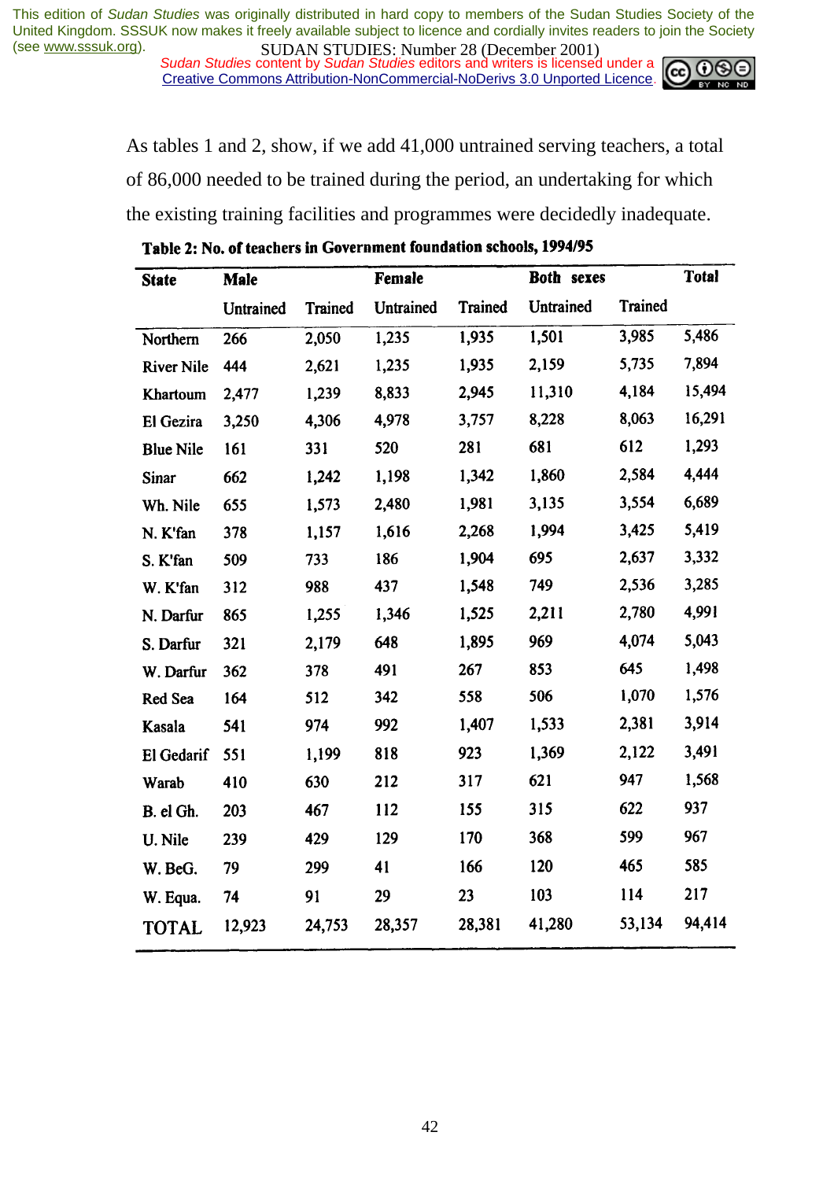As tables 1 and 2, show, if we add 41,000 untrained serving teachers, a total of 86,000 needed to be trained during the period, an undertaking for which the existing training facilities and programmes were decidedly inadequate.

**Table 2: No. of teachers in Government foundation schools, 1994/95**

| State | Male | | Female | | Both sexes | | Total |
|---|---|---|---|---|---|---|---|
| | Untrained | Trained | Untrained | Trained | Untrained | Trained | |
| Northern | 266 | 2,050 | 1,235 | 1,935 | 1,501 | 3,985 | 5,486 |
| River Nile | 444 | 2,621 | 1,235 | 1,935 | 2,159 | 5,735 | 7,894 |
| Khartoum | 2,477 | 1,239 | 8,833 | 2,945 | 11,310 | 4,184 | 15,494 |
| El Gezira | 3,250 | 4,306 | 4,978 | 3,757 | 8,228 | 8,063 | 16,291 |
| Blue Nile | 161 | 331 | 520 | 281 | 681 | 612 | 1,293 |
| Sinar | 662 | 1,242 | 1,198 | 1,342 | 1,860 | 2,584 | 4,444 |
| Wh. Nile | 655 | 1,573 | 2,480 | 1,981 | 3,135 | 3,554 | 6,689 |
| N. K'fan | 378 | 1,157 | 1,616 | 2,268 | 1,994 | 3,425 | 5,419 |
| S. K'fan | 509 | 733 | 186 | 1,904 | 695 | 2,637 | 3,332 |
| W. K'fan | 312 | 988 | 437 | 1,548 | 749 | 2,536 | 3,285 |
| N. Darfur | 865 | 1,255 | 1,346 | 1,525 | 2,211 | 2,780 | 4,991 |
| S. Darfur | 321 | 2,179 | 648 | 1,895 | 969 | 4,074 | 5,043 |
| W. Darfur | 362 | 378 | 491 | 267 | 853 | 645 | 1,498 |
| Red Sea | 164 | 512 | 342 | 558 | 506 | 1,070 | 1,576 |
| Kasala | 541 | 974 | 992 | 1,407 | 1,533 | 2,381 | 3,914 |
| El Gedarif | 551 | 1,199 | 818 | 923 | 1,369 | 2,122 | 3,491 |
| Warab | 410 | 630 | 212 | 317 | 621 | 947 | 1,568 |
| B. el Gh. | 203 | 467 | 112 | 155 | 315 | 622 | 937 |
| U. Nile | 239 | 429 | 129 | 170 | 368 | 599 | 967 |
| W. BeG. | 79 | 299 | 41 | 166 | 120 | 465 | 585 |
| W. Equa. | 74 | 91 | 29 | 23 | 103 | 114 | 217 |
| TOTAL | 12,923 | 24,753 | 28,357 | 28,381 | 41,280 | 53,134 | 94,414 |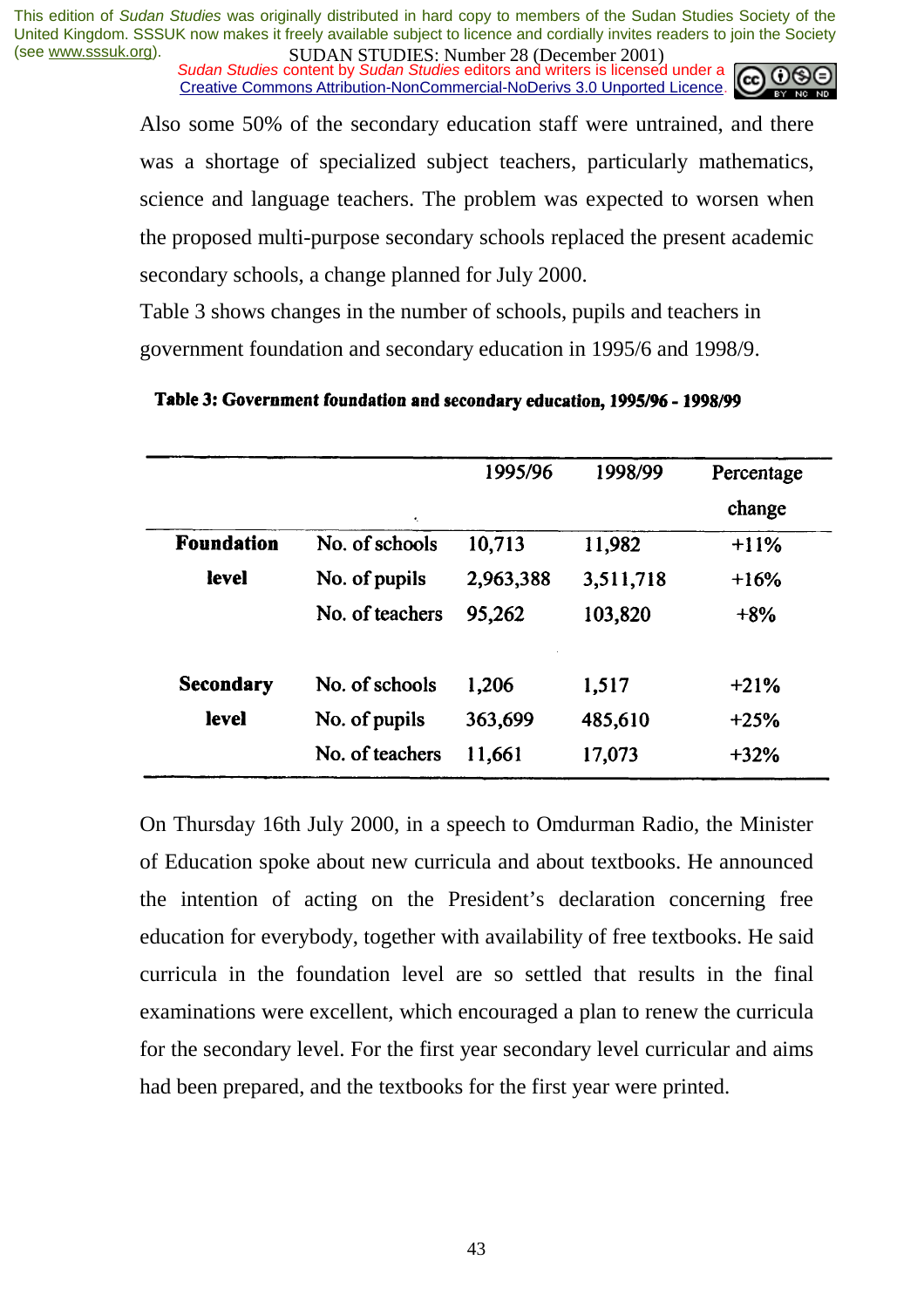Also some 50% of the secondary education staff were untrained, and there was a shortage of specialized subject teachers, particularly mathematics, science and language teachers. The problem was expected to worsen when the proposed multi-purpose secondary schools replaced the present academic secondary schools, a change planned for July 2000.

Table 3 shows changes in the number of schools, pupils and teachers in government foundation and secondary education in 1995/6 and 1998/9.

**Table 3: Government foundation and secondary education, 1995/96 - 1998/99**

| | | 1995/96 | 1998/99 | Percentage change |
|---|---|---|---|---|
| **Foundation level** | No. of schools | 10,713 | 11,982 | +11% |
| | No. of pupils | 2,963,388 | 3,511,718 | +16% |
| | No. of teachers | 95,262 | 103,820 | +8% |
| **Secondary level** | No. of schools | 1,206 | 1,517 | +21% |
| | No. of pupils | 363,699 | 485,610 | +25% |
| | No. of teachers | 11,661 | 17,073 | +32% |

On Thursday 16th July 2000, in a speech to Omdurman Radio, the Minister of Education spoke about new curricula and about textbooks. He announced the intention of acting on the President's declaration concerning free education for everybody, together with availability of free textbooks. He said curricula in the foundation level are so settled that results in the final examinations were excellent, which encouraged a plan to renew the curricula for the secondary level. For the first year secondary level curricular and aims had been prepared, and the textbooks for the first year were printed.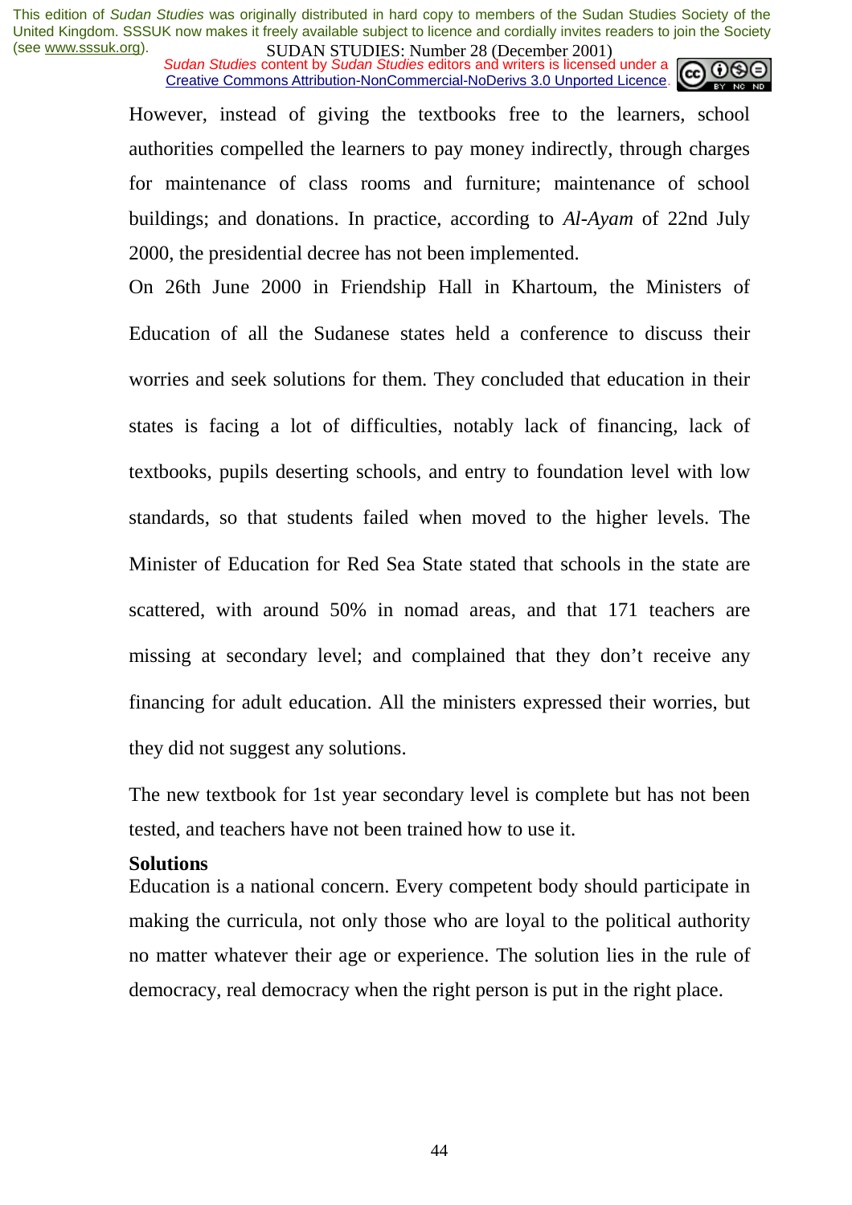However, instead of giving the textbooks free to the learners, school authorities compelled the learners to pay money indirectly, through charges for maintenance of class rooms and furniture; maintenance of school buildings; and donations. In practice, according to *Al-Ayam* of 22nd July 2000, the presidential decree has not been implemented.

On 26th June 2000 in Friendship Hall in Khartoum, the Ministers of Education of all the Sudanese states held a conference to discuss their worries and seek solutions for them. They concluded that education in their states is facing a lot of difficulties, notably lack of financing, lack of textbooks, pupils deserting schools, and entry to foundation level with low standards, so that students failed when moved to the higher levels. The Minister of Education for Red Sea State stated that schools in the state are scattered, with around 50% in nomad areas, and that 171 teachers are missing at secondary level; and complained that they don't receive any financing for adult education. All the ministers expressed their worries, but they did not suggest any solutions.

The new textbook for 1st year secondary level is complete but has not been tested, and teachers have not been trained how to use it.

**Solutions**

Education is a national concern. Every competent body should participate in making the curricula, not only those who are loyal to the political authority no matter whatever their age or experience. The solution lies in the rule of democracy, real democracy when the right person is put in the right place.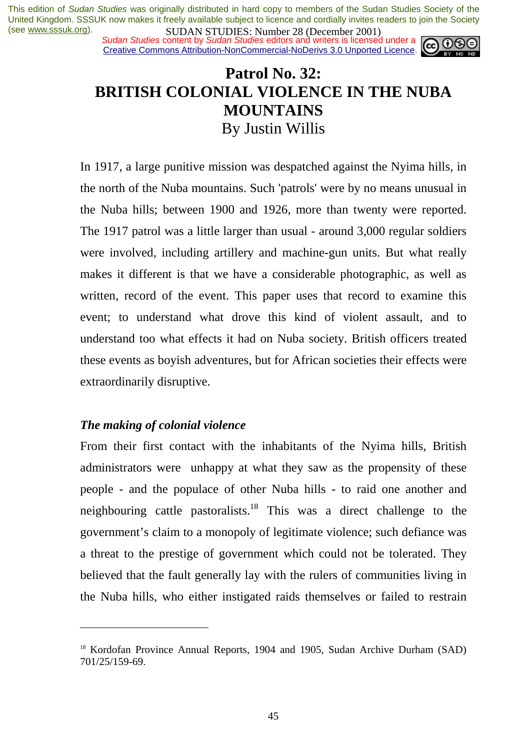This edition of *Sudan Studies* was originally distributed in hard copy to members of the Sudan Studies Society of the United Kingdom. SSSUK now makes it freely available subject to licence and cordially invites readers to join the Society (see www.sssuk.org).

*Sudan Studies* content by *Sudan Studies* editors and writers is licensed under a Creative Commons Attribution-NonCommercial-NoDerivs 3.0 Unported Licence.

# Patrol No. 32: BRITISH COLONIAL VIOLENCE IN THE NUBA MOUNTAINS

By Justin Willis

In 1917, a large punitive mission was despatched against the Nyima hills, in the north of the Nuba mountains. Such 'patrols' were by no means unusual in the Nuba hills; between 1900 and 1926, more than twenty were reported. The 1917 patrol was a little larger than usual - around 3,000 regular soldiers were involved, including artillery and machine-gun units. But what really makes it different is that we have a considerable photographic, as well as written, record of the event. This paper uses that record to examine this event; to understand what drove this kind of violent assault, and to understand too what effects it had on Nuba society. British officers treated these events as boyish adventures, but for African societies their effects were extraordinarily disruptive.

### *The making of colonial violence*

From their first contact with the inhabitants of the Nyima hills, British administrators were unhappy at what they saw as the propensity of these people - and the populace of other Nuba hills - to raid one another and neighbouring cattle pastoralists.[18] This was a direct challenge to the government's claim to a monopoly of legitimate violence; such defiance was a threat to the prestige of government which could not be tolerated. They believed that the fault generally lay with the rulers of communities living in the Nuba hills, who either instigated raids themselves or failed to restrain

[18] Kordofan Province Annual Reports, 1904 and 1905, Sudan Archive Durham (SAD) 701/25/159-69.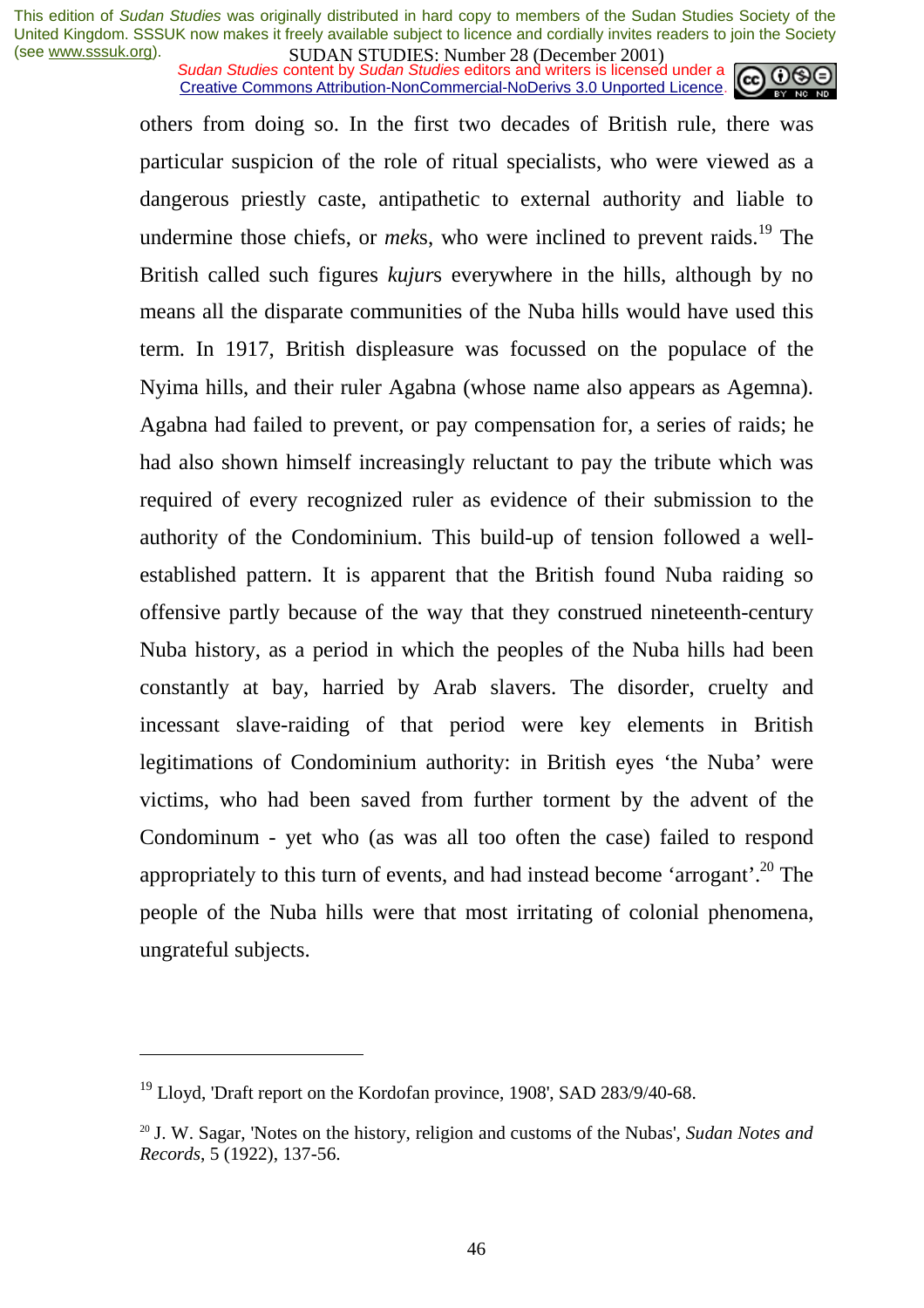others from doing so. In the first two decades of British rule, there was particular suspicion of the role of ritual specialists, who were viewed as a dangerous priestly caste, antipathetic to external authority and liable to undermine those chiefs, or *mek*s, who were inclined to prevent raids.[19] The British called such figures *kujur*s everywhere in the hills, although by no means all the disparate communities of the Nuba hills would have used this term. In 1917, British displeasure was focussed on the populace of the Nyima hills, and their ruler Agabna (whose name also appears as Agemna). Agabna had failed to prevent, or pay compensation for, a series of raids; he had also shown himself increasingly reluctant to pay the tribute which was required of every recognized ruler as evidence of their submission to the authority of the Condominium. This build-up of tension followed a well-established pattern. It is apparent that the British found Nuba raiding so offensive partly because of the way that they construed nineteenth-century Nuba history, as a period in which the peoples of the Nuba hills had been constantly at bay, harried by Arab slavers. The disorder, cruelty and incessant slave-raiding of that period were key elements in British legitimations of Condominium authority: in British eyes 'the Nuba' were victims, who had been saved from further torment by the advent of the Condominum - yet who (as was all too often the case) failed to respond appropriately to this turn of events, and had instead become 'arrogant'.[20] The people of the Nuba hills were that most irritating of colonial phenomena, ungrateful subjects.

---

[19] Lloyd, 'Draft report on the Kordofan province, 1908', SAD 283/9/40-68.

[20] J. W. Sagar, 'Notes on the history, religion and customs of the Nubas', *Sudan Notes and Records*, 5 (1922), 137-56.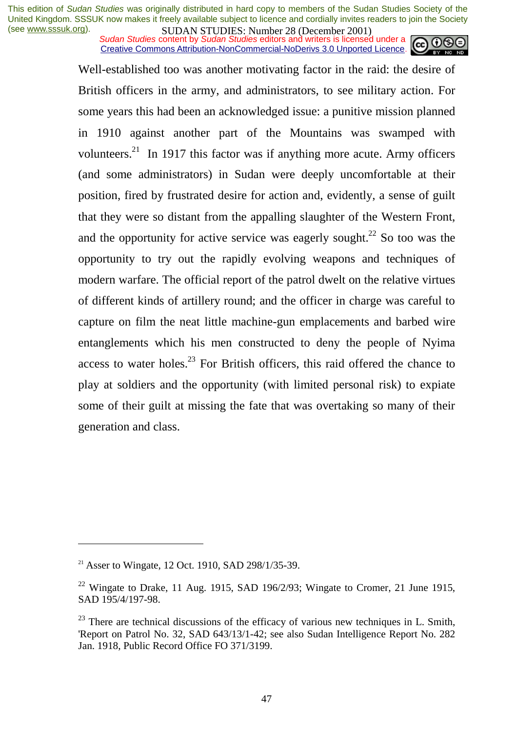Well-established too was another motivating factor in the raid: the desire of British officers in the army, and administrators, to see military action. For some years this had been an acknowledged issue: a punitive mission planned in 1910 against another part of the Mountains was swamped with volunteers.[21] In 1917 this factor was if anything more acute. Army officers (and some administrators) in Sudan were deeply uncomfortable at their position, fired by frustrated desire for action and, evidently, a sense of guilt that they were so distant from the appalling slaughter of the Western Front, and the opportunity for active service was eagerly sought.[22] So too was the opportunity to try out the rapidly evolving weapons and techniques of modern warfare. The official report of the patrol dwelt on the relative virtues of different kinds of artillery round; and the officer in charge was careful to capture on film the neat little machine-gun emplacements and barbed wire entanglements which his men constructed to deny the people of Nyima access to water holes.[23] For British officers, this raid offered the chance to play at soldiers and the opportunity (with limited personal risk) to expiate some of their guilt at missing the fate that was overtaking so many of their generation and class.

---

[21] Asser to Wingate, 12 Oct. 1910, SAD 298/1/35-39.

[22] Wingate to Drake, 11 Aug. 1915, SAD 196/2/93; Wingate to Cromer, 21 June 1915, SAD 195/4/197-98.

[23] There are technical discussions of the efficacy of various new techniques in L. Smith, 'Report on Patrol No. 32, SAD 643/13/1-42; see also Sudan Intelligence Report No. 282 Jan. 1918, Public Record Office FO 371/3199.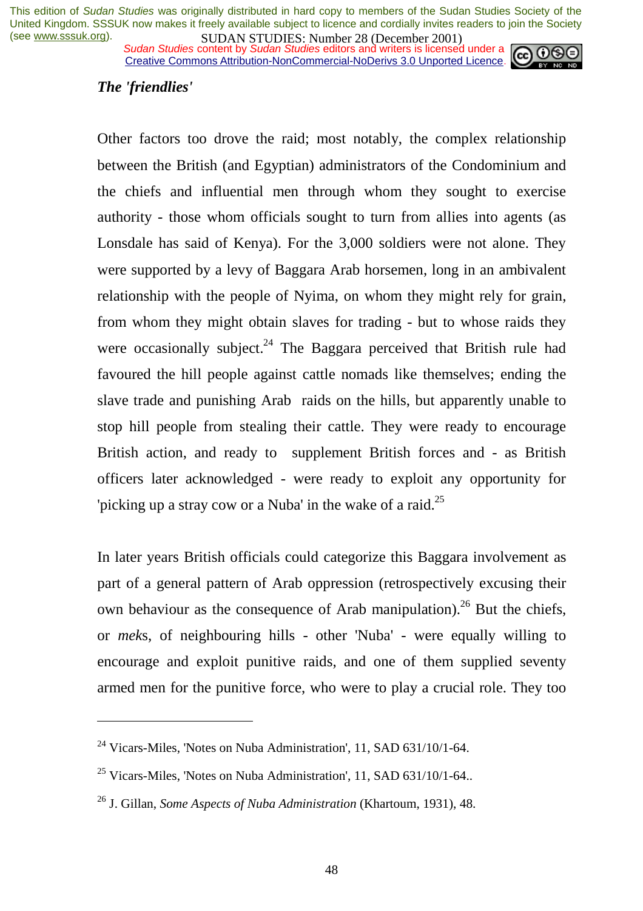### *The 'friendlies'*

Other factors too drove the raid; most notably, the complex relationship between the British (and Egyptian) administrators of the Condominium and the chiefs and influential men through whom they sought to exercise authority - those whom officials sought to turn from allies into agents (as Lonsdale has said of Kenya). For the 3,000 soldiers were not alone. They were supported by a levy of Baggara Arab horsemen, long in an ambivalent relationship with the people of Nyima, on whom they might rely for grain, from whom they might obtain slaves for trading - but to whose raids they were occasionally subject.[24] The Baggara perceived that British rule had favoured the hill people against cattle nomads like themselves; ending the slave trade and punishing Arab raids on the hills, but apparently unable to stop hill people from stealing their cattle. They were ready to encourage British action, and ready to supplement British forces and - as British officers later acknowledged - were ready to exploit any opportunity for 'picking up a stray cow or a Nuba' in the wake of a raid.[25]

In later years British officials could categorize this Baggara involvement as part of a general pattern of Arab oppression (retrospectively excusing their own behaviour as the consequence of Arab manipulation).[26] But the chiefs, or *mek*s, of neighbouring hills - other 'Nuba' - were equally willing to encourage and exploit punitive raids, and one of them supplied seventy armed men for the punitive force, who were to play a crucial role. They too

---

[24] Vicars-Miles, 'Notes on Nuba Administration', 11, SAD 631/10/1-64.

[25] Vicars-Miles, 'Notes on Nuba Administration', 11, SAD 631/10/1-64..

[26] J. Gillan, *Some Aspects of Nuba Administration* (Khartoum, 1931), 48.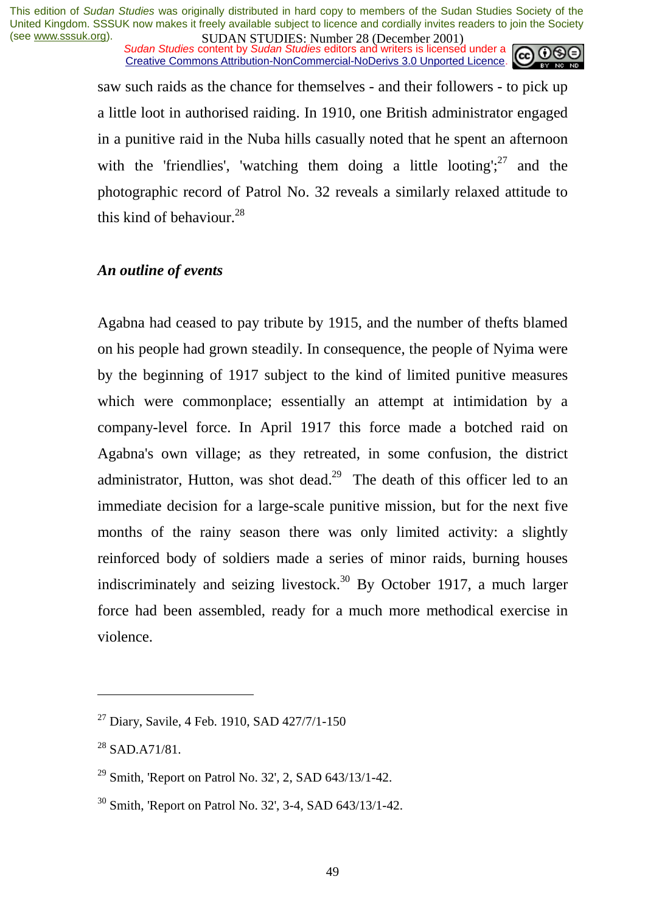saw such raids as the chance for themselves - and their followers - to pick up a little loot in authorised raiding. In 1910, one British administrator engaged in a punitive raid in the Nuba hills casually noted that he spent an afternoon with the 'friendlies', 'watching them doing a little looting';[27] and the photographic record of Patrol No. 32 reveals a similarly relaxed attitude to this kind of behaviour.[28]

### *An outline of events*

Agabna had ceased to pay tribute by 1915, and the number of thefts blamed on his people had grown steadily. In consequence, the people of Nyima were by the beginning of 1917 subject to the kind of limited punitive measures which were commonplace; essentially an attempt at intimidation by a company-level force. In April 1917 this force made a botched raid on Agabna's own village; as they retreated, in some confusion, the district administrator, Hutton, was shot dead.[29] The death of this officer led to an immediate decision for a large-scale punitive mission, but for the next five months of the rainy season there was only limited activity: a slightly reinforced body of soldiers made a series of minor raids, burning houses indiscriminately and seizing livestock.[30] By October 1917, a much larger force had been assembled, ready for a much more methodical exercise in violence.

---

[27] Diary, Savile, 4 Feb. 1910, SAD 427/7/1-150

[28] SAD.A71/81.

[29] Smith, 'Report on Patrol No. 32', 2, SAD 643/13/1-42.

[30] Smith, 'Report on Patrol No. 32', 3-4, SAD 643/13/1-42.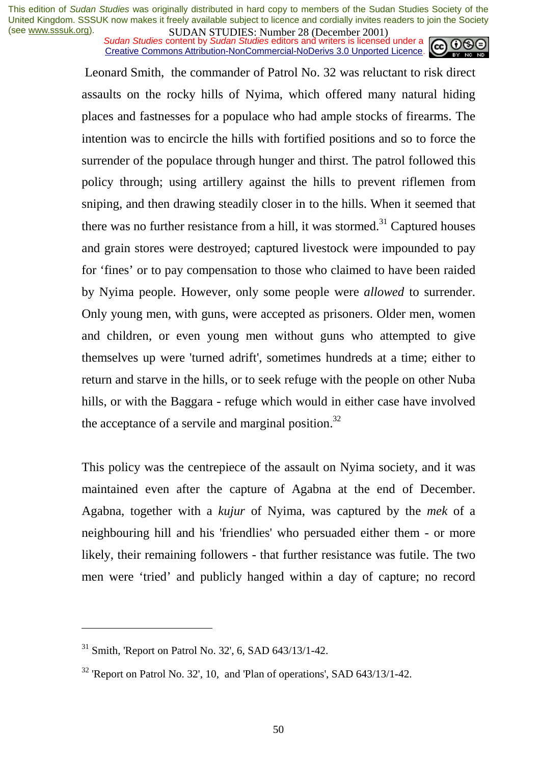Leonard Smith, the commander of Patrol No. 32 was reluctant to risk direct assaults on the rocky hills of Nyima, which offered many natural hiding places and fastnesses for a populace who had ample stocks of firearms. The intention was to encircle the hills with fortified positions and so to force the surrender of the populace through hunger and thirst. The patrol followed this policy through; using artillery against the hills to prevent riflemen from sniping, and then drawing steadily closer in to the hills. When it seemed that there was no further resistance from a hill, it was stormed.[31] Captured houses and grain stores were destroyed; captured livestock were impounded to pay for 'fines' or to pay compensation to those who claimed to have been raided by Nyima people. However, only some people were *allowed* to surrender. Only young men, with guns, were accepted as prisoners. Older men, women and children, or even young men without guns who attempted to give themselves up were 'turned adrift', sometimes hundreds at a time; either to return and starve in the hills, or to seek refuge with the people on other Nuba hills, or with the Baggara - refuge which would in either case have involved the acceptance of a servile and marginal position.[32]

This policy was the centrepiece of the assault on Nyima society, and it was maintained even after the capture of Agabna at the end of December. Agabna, together with a *kujur* of Nyima, was captured by the *mek* of a neighbouring hill and his 'friendlies' who persuaded either them - or more likely, their remaining followers - that further resistance was futile. The two men were 'tried' and publicly hanged within a day of capture; no record

---

[31] Smith, 'Report on Patrol No. 32', 6, SAD 643/13/1-42.

[32] 'Report on Patrol No. 32', 10, and 'Plan of operations', SAD 643/13/1-42.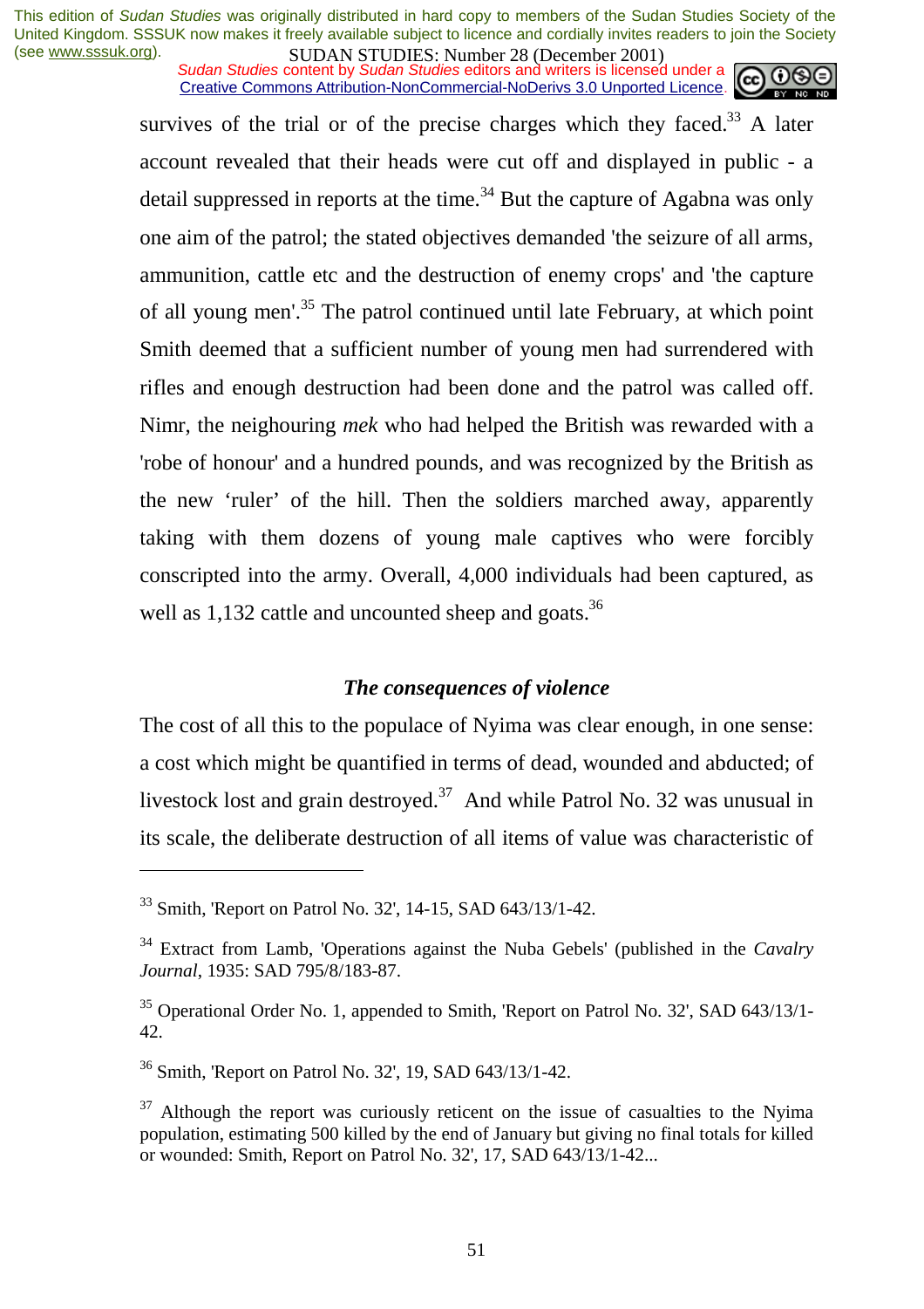survives of the trial or of the precise charges which they faced.[33] A later account revealed that their heads were cut off and displayed in public - a detail suppressed in reports at the time.[34] But the capture of Agabna was only one aim of the patrol; the stated objectives demanded 'the seizure of all arms, ammunition, cattle etc and the destruction of enemy crops' and 'the capture of all young men'.[35] The patrol continued until late February, at which point Smith deemed that a sufficient number of young men had surrendered with rifles and enough destruction had been done and the patrol was called off. Nimr, the neighbouring *mek* who had helped the British was rewarded with a 'robe of honour' and a hundred pounds, and was recognized by the British as the new 'ruler' of the hill. Then the soldiers marched away, apparently taking with them dozens of young male captives who were forcibly conscripted into the army. Overall, 4,000 individuals had been captured, as well as 1,132 cattle and uncounted sheep and goats.[36]

### *The consequences of violence*

The cost of all this to the populace of Nyima was clear enough, in one sense: a cost which might be quantified in terms of dead, wounded and abducted; of livestock lost and grain destroyed.[37] And while Patrol No. 32 was unusual in its scale, the deliberate destruction of all items of value was characteristic of

---

[33] Smith, 'Report on Patrol No. 32', 14-15, SAD 643/13/1-42.

[34] Extract from Lamb, 'Operations against the Nuba Gebels' (published in the *Cavalry Journal*, 1935: SAD 795/8/183-87.

[35] Operational Order No. 1, appended to Smith, 'Report on Patrol No. 32', SAD 643/13/1-42.

[36] Smith, 'Report on Patrol No. 32', 19, SAD 643/13/1-42.

[37] Although the report was curiously reticent on the issue of casualties to the Nyima population, estimating 500 killed by the end of January but giving no final totals for killed or wounded: Smith, Report on Patrol No. 32', 17, SAD 643/13/1-42...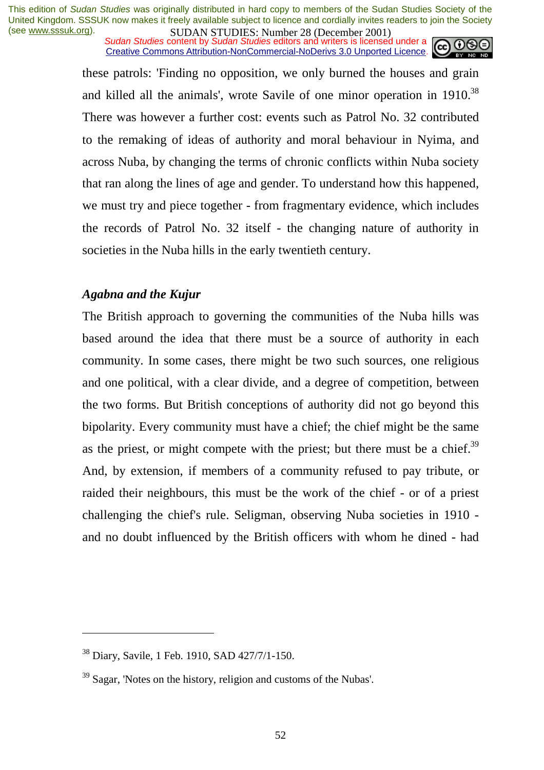these patrols: 'Finding no opposition, we only burned the houses and grain and killed all the animals', wrote Savile of one minor operation in 1910.[38] There was however a further cost: events such as Patrol No. 32 contributed to the remaking of ideas of authority and moral behaviour in Nyima, and across Nuba, by changing the terms of chronic conflicts within Nuba society that ran along the lines of age and gender. To understand how this happened, we must try and piece together - from fragmentary evidence, which includes the records of Patrol No. 32 itself - the changing nature of authority in societies in the Nuba hills in the early twentieth century.

### *Agabna and the Kujur*

The British approach to governing the communities of the Nuba hills was based around the idea that there must be a source of authority in each community. In some cases, there might be two such sources, one religious and one political, with a clear divide, and a degree of competition, between the two forms. But British conceptions of authority did not go beyond this bipolarity. Every community must have a chief; the chief might be the same as the priest, or might compete with the priest; but there must be a chief.[39] And, by extension, if members of a community refused to pay tribute, or raided their neighbours, this must be the work of the chief - or of a priest challenging the chief's rule. Seligman, observing Nuba societies in 1910 - and no doubt influenced by the British officers with whom he dined - had

---

[38] Diary, Savile, 1 Feb. 1910, SAD 427/7/1-150.

[39] Sagar, 'Notes on the history, religion and customs of the Nubas'.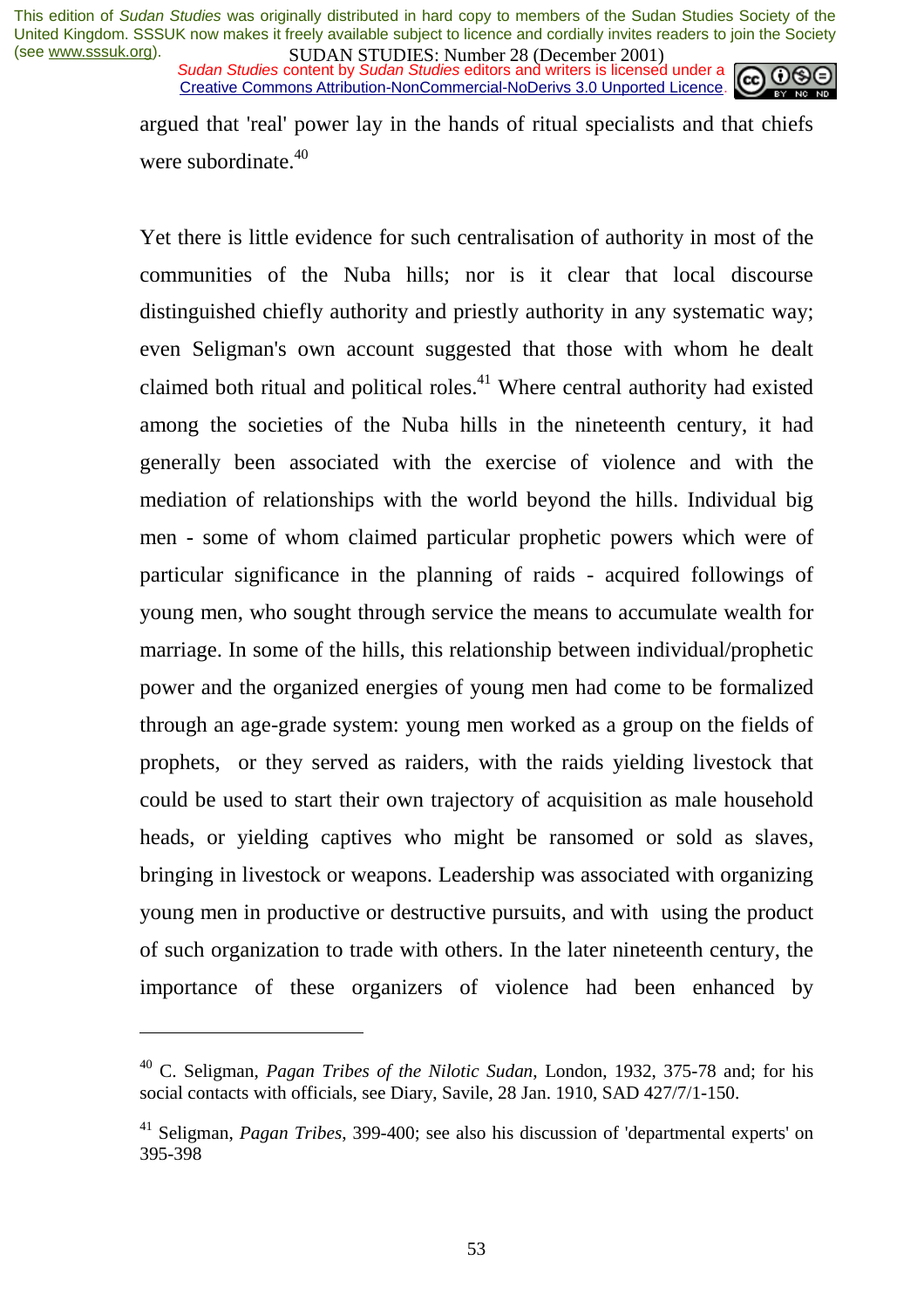argued that 'real' power lay in the hands of ritual specialists and that chiefs were subordinate.[40]

Yet there is little evidence for such centralisation of authority in most of the communities of the Nuba hills; nor is it clear that local discourse distinguished chiefly authority and priestly authority in any systematic way; even Seligman's own account suggested that those with whom he dealt claimed both ritual and political roles.[41] Where central authority had existed among the societies of the Nuba hills in the nineteenth century, it had generally been associated with the exercise of violence and with the mediation of relationships with the world beyond the hills. Individual big men - some of whom claimed particular prophetic powers which were of particular significance in the planning of raids - acquired followings of young men, who sought through service the means to accumulate wealth for marriage. In some of the hills, this relationship between individual/prophetic power and the organized energies of young men had come to be formalized through an age-grade system: young men worked as a group on the fields of prophets, or they served as raiders, with the raids yielding livestock that could be used to start their own trajectory of acquisition as male household heads, or yielding captives who might be ransomed or sold as slaves, bringing in livestock or weapons. Leadership was associated with organizing young men in productive or destructive pursuits, and with using the product of such organization to trade with others. In the later nineteenth century, the importance of these organizers of violence had been enhanced by

---

[40] C. Seligman, *Pagan Tribes of the Nilotic Sudan*, London, 1932, 375-78 and; for his social contacts with officials, see Diary, Savile, 28 Jan. 1910, SAD 427/7/1-150.

[41] Seligman, *Pagan Tribes*, 399-400; see also his discussion of 'departmental experts' on 395-398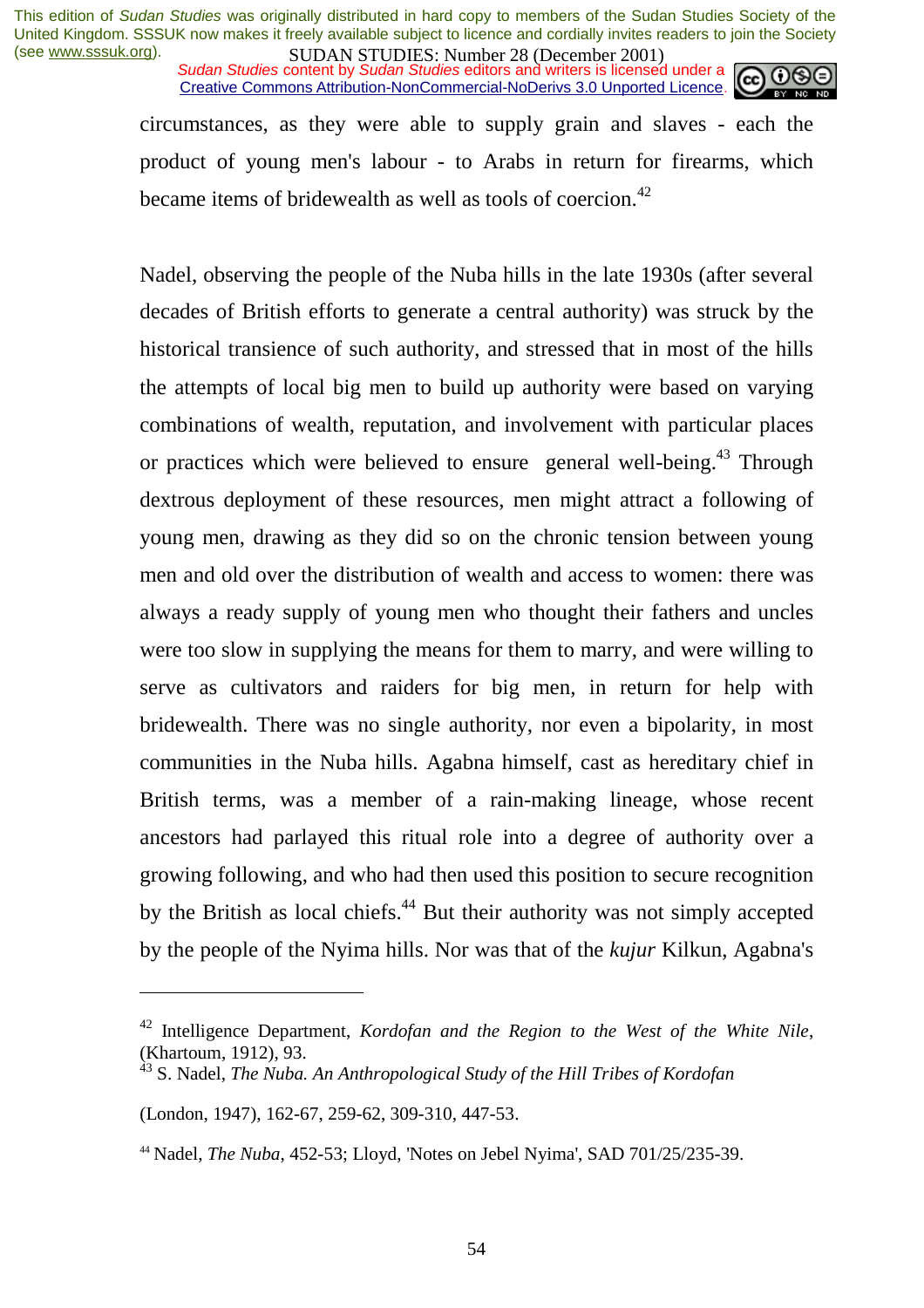circumstances, as they were able to supply grain and slaves - each the product of young men's labour - to Arabs in return for firearms, which became items of bridewealth as well as tools of coercion.[42]

Nadel, observing the people of the Nuba hills in the late 1930s (after several decades of British efforts to generate a central authority) was struck by the historical transience of such authority, and stressed that in most of the hills the attempts of local big men to build up authority were based on varying combinations of wealth, reputation, and involvement with particular places or practices which were believed to ensure general well-being.[43] Through dextrous deployment of these resources, men might attract a following of young men, drawing as they did so on the chronic tension between young men and old over the distribution of wealth and access to women: there was always a ready supply of young men who thought their fathers and uncles were too slow in supplying the means for them to marry, and were willing to serve as cultivators and raiders for big men, in return for help with bridewealth. There was no single authority, nor even a bipolarity, in most communities in the Nuba hills. Agabna himself, cast as hereditary chief in British terms, was a member of a rain-making lineage, whose recent ancestors had parlayed this ritual role into a degree of authority over a growing following, and who had then used this position to secure recognition by the British as local chiefs.[44] But their authority was not simply accepted by the people of the Nyima hills. Nor was that of the *kujur* Kilkun, Agabna's

---

[42] Intelligence Department, *Kordofan and the Region to the West of the White Nile*, (Khartoum, 1912), 93.

[43] S. Nadel, *The Nuba. An Anthropological Study of the Hill Tribes of Kordofan* (London, 1947), 162-67, 259-62, 309-310, 447-53.

[44] Nadel, *The Nuba*, 452-53; Lloyd, 'Notes on Jebel Nyima', SAD 701/25/235-39.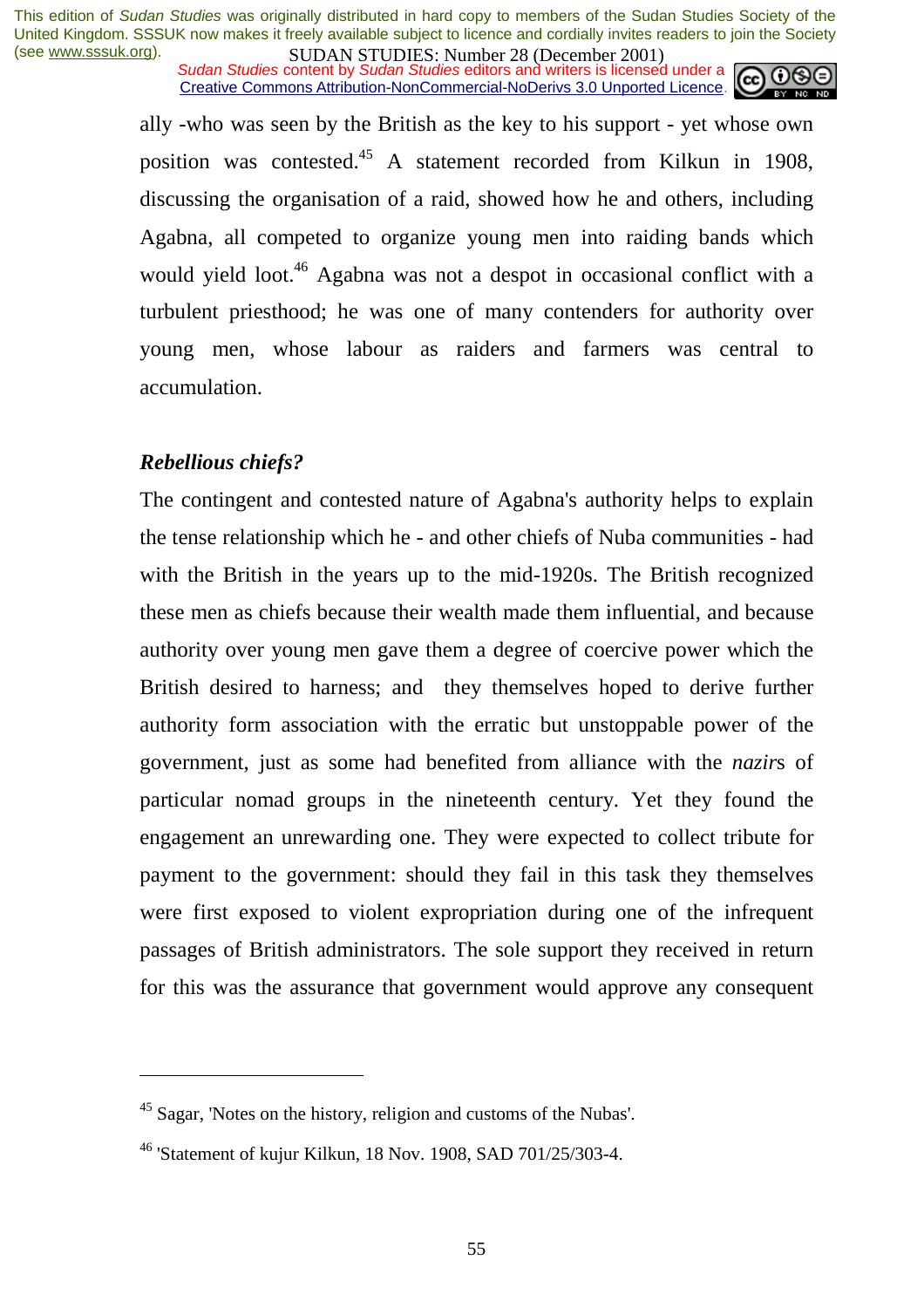ally -who was seen by the British as the key to his support - yet whose own position was contested.[45] A statement recorded from Kilkun in 1908, discussing the organisation of a raid, showed how he and others, including Agabna, all competed to organize young men into raiding bands which would yield loot.[46] Agabna was not a despot in occasional conflict with a turbulent priesthood; he was one of many contenders for authority over young men, whose labour as raiders and farmers was central to accumulation.

### *Rebellious chiefs?*

The contingent and contested nature of Agabna's authority helps to explain the tense relationship which he - and other chiefs of Nuba communities - had with the British in the years up to the mid-1920s. The British recognized these men as chiefs because their wealth made them influential, and because authority over young men gave them a degree of coercive power which the British desired to harness; and they themselves hoped to derive further authority form association with the erratic but unstoppable power of the government, just as some had benefited from alliance with the *nazir*s of particular nomad groups in the nineteenth century. Yet they found the engagement an unrewarding one. They were expected to collect tribute for payment to the government: should they fail in this task they themselves were first exposed to violent expropriation during one of the infrequent passages of British administrators. The sole support they received in return for this was the assurance that government would approve any consequent

---

[45] Sagar, 'Notes on the history, religion and customs of the Nubas'.

[46] 'Statement of kujur Kilkun, 18 Nov. 1908, SAD 701/25/303-4.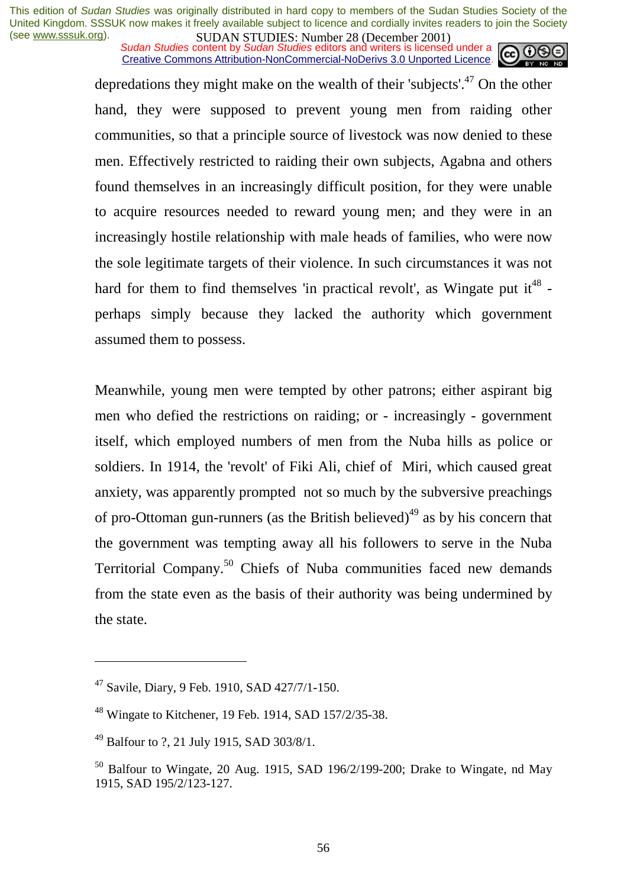depredations they might make on the wealth of their 'subjects'.[47] On the other hand, they were supposed to prevent young men from raiding other communities, so that a principle source of livestock was now denied to these men. Effectively restricted to raiding their own subjects, Agabna and others found themselves in an increasingly difficult position, for they were unable to acquire resources needed to reward young men; and they were in an increasingly hostile relationship with male heads of families, who were now the sole legitimate targets of their violence. In such circumstances it was not hard for them to find themselves 'in practical revolt', as Wingate put it[48] - perhaps simply because they lacked the authority which government assumed them to possess.

Meanwhile, young men were tempted by other patrons; either aspirant big men who defied the restrictions on raiding; or - increasingly - government itself, which employed numbers of men from the Nuba hills as police or soldiers. In 1914, the 'revolt' of Fiki Ali, chief of Miri, which caused great anxiety, was apparently prompted not so much by the subversive preachings of pro-Ottoman gun-runners (as the British believed)[49] as by his concern that the government was tempting away all his followers to serve in the Nuba Territorial Company.[50] Chiefs of Nuba communities faced new demands from the state even as the basis of their authority was being undermined by the state.

---

[47] Savile, Diary, 9 Feb. 1910, SAD 427/7/1-150.

[48] Wingate to Kitchener, 19 Feb. 1914, SAD 157/2/35-38.

[49] Balfour to ?, 21 July 1915, SAD 303/8/1.

[50] Balfour to Wingate, 20 Aug. 1915, SAD 196/2/199-200; Drake to Wingate, nd May 1915, SAD 195/2/123-127.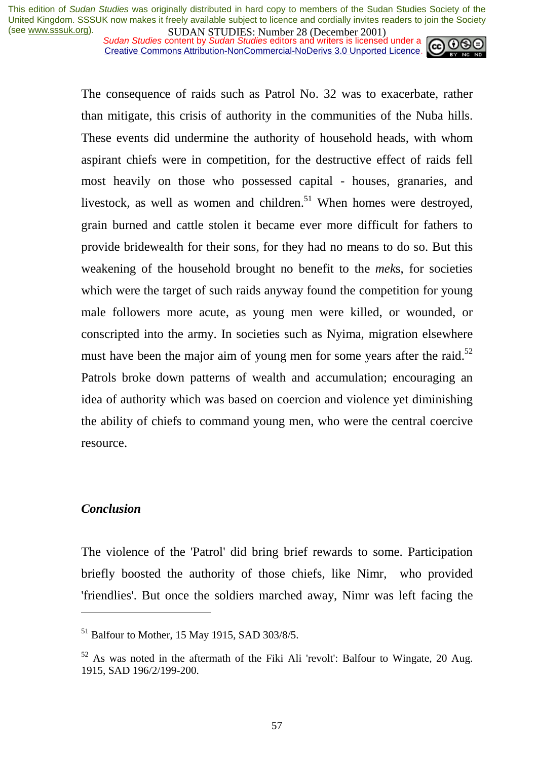The consequence of raids such as Patrol No. 32 was to exacerbate, rather than mitigate, this crisis of authority in the communities of the Nuba hills. These events did undermine the authority of household heads, with whom aspirant chiefs were in competition, for the destructive effect of raids fell most heavily on those who possessed capital - houses, granaries, and livestock, as well as women and children.[51] When homes were destroyed, grain burned and cattle stolen it became ever more difficult for fathers to provide bridewealth for their sons, for they had no means to do so. But this weakening of the household brought no benefit to the *mek*s, for societies which were the target of such raids anyway found the competition for young male followers more acute, as young men were killed, or wounded, or conscripted into the army. In societies such as Nyima, migration elsewhere must have been the major aim of young men for some years after the raid.[52] Patrols broke down patterns of wealth and accumulation; encouraging an idea of authority which was based on coercion and violence yet diminishing the ability of chiefs to command young men, who were the central coercive resource.

### *Conclusion*

The violence of the 'Patrol' did bring brief rewards to some. Participation briefly boosted the authority of those chiefs, like Nimr, who provided 'friendlies'. But once the soldiers marched away, Nimr was left facing the

---

[51] Balfour to Mother, 15 May 1915, SAD 303/8/5.

[52] As was noted in the aftermath of the Fiki Ali 'revolt': Balfour to Wingate, 20 Aug. 1915, SAD 196/2/199-200.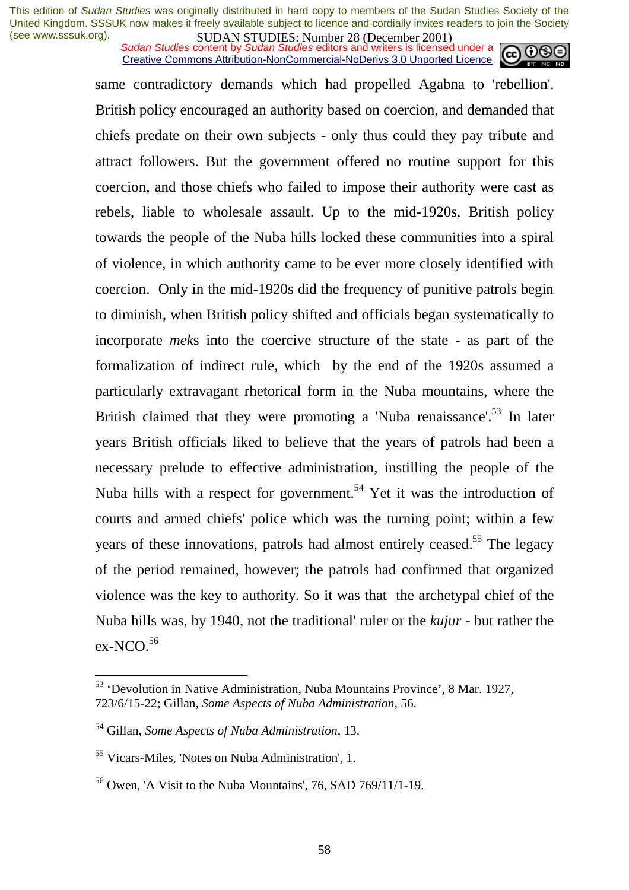same contradictory demands which had propelled Agabna to 'rebellion'. British policy encouraged an authority based on coercion, and demanded that chiefs predate on their own subjects - only thus could they pay tribute and attract followers. But the government offered no routine support for this coercion, and those chiefs who failed to impose their authority were cast as rebels, liable to wholesale assault. Up to the mid-1920s, British policy towards the people of the Nuba hills locked these communities into a spiral of violence, in which authority came to be ever more closely identified with coercion. Only in the mid-1920s did the frequency of punitive patrols begin to diminish, when British policy shifted and officials began systematically to incorporate *mek*s into the coercive structure of the state - as part of the formalization of indirect rule, which by the end of the 1920s assumed a particularly extravagant rhetorical form in the Nuba mountains, where the British claimed that they were promoting a 'Nuba renaissance'.[53] In later years British officials liked to believe that the years of patrols had been a necessary prelude to effective administration, instilling the people of the Nuba hills with a respect for government.[54] Yet it was the introduction of courts and armed chiefs' police which was the turning point; within a few years of these innovations, patrols had almost entirely ceased.[55] The legacy of the period remained, however; the patrols had confirmed that organized violence was the key to authority. So it was that the archetypal chief of the Nuba hills was, by 1940, not the traditional' ruler or the *kujur* - but rather the ex-NCO.[56]

---

[53] 'Devolution in Native Administration, Nuba Mountains Province', 8 Mar. 1927, 723/6/15-22; Gillan, *Some Aspects of Nuba Administration*, 56.

[54] Gillan, *Some Aspects of Nuba Administration*, 13.

[55] Vicars-Miles, 'Notes on Nuba Administration', 1.

[56] Owen, 'A Visit to the Nuba Mountains', 76, SAD 769/11/1-19.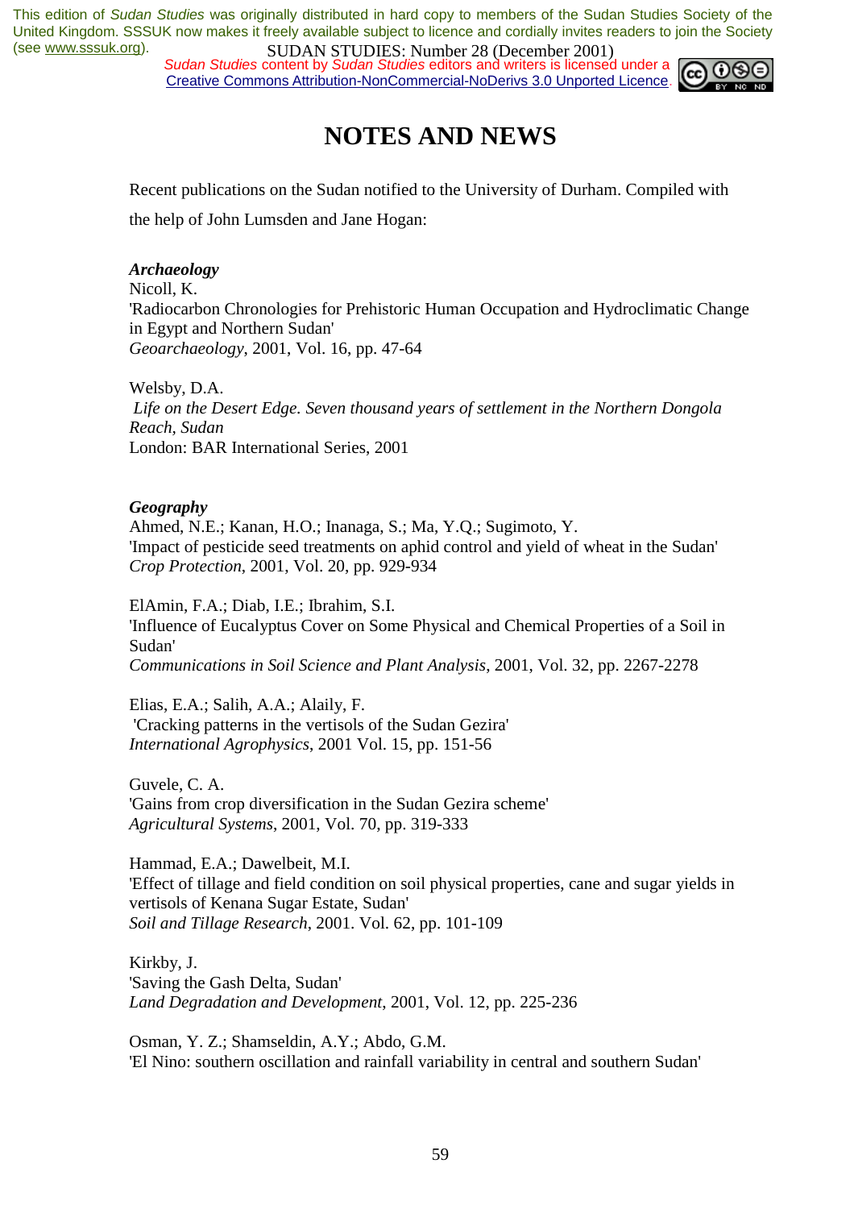# NOTES AND NEWS

Recent publications on the Sudan notified to the University of Durham. Compiled with the help of John Lumsden and Jane Hogan:

***Archaeology***

Nicoll, K.
'Radiocarbon Chronologies for Prehistoric Human Occupation and Hydroclimatic Change in Egypt and Northern Sudan'
*Geoarchaeology*, 2001, Vol. 16, pp. 47-64

Welsby, D.A.
*Life on the Desert Edge. Seven thousand years of settlement in the Northern Dongola Reach, Sudan*
London: BAR International Series, 2001

***Geography***

Ahmed, N.E.; Kanan, H.O.; Inanaga, S.; Ma, Y.Q.; Sugimoto, Y.
'Impact of pesticide seed treatments on aphid control and yield of wheat in the Sudan'
*Crop Protection*, 2001, Vol. 20, pp. 929-934

ElAmin, F.A.; Diab, I.E.; Ibrahim, S.I.
'Influence of Eucalyptus Cover on Some Physical and Chemical Properties of a Soil in Sudan'
*Communications in Soil Science and Plant Analysis*, 2001, Vol. 32, pp. 2267-2278

Elias, E.A.; Salih, A.A.; Alaily, F.
'Cracking patterns in the vertisols of the Sudan Gezira'
*International Agrophysics*, 2001 Vol. 15, pp. 151-56

Guvele, C. A.
'Gains from crop diversification in the Sudan Gezira scheme'
*Agricultural Systems*, 2001, Vol. 70, pp. 319-333

Hammad, E.A.; Dawelbeit, M.I.
'Effect of tillage and field condition on soil physical properties, cane and sugar yields in vertisols of Kenana Sugar Estate, Sudan'
*Soil and Tillage Research*, 2001. Vol. 62, pp. 101-109

Kirkby, J.
'Saving the Gash Delta, Sudan'
*Land Degradation and Development*, 2001, Vol. 12, pp. 225-236

Osman, Y. Z.; Shamseldin, A.Y.; Abdo, G.M.
'El Nino: southern oscillation and rainfall variability in central and southern Sudan'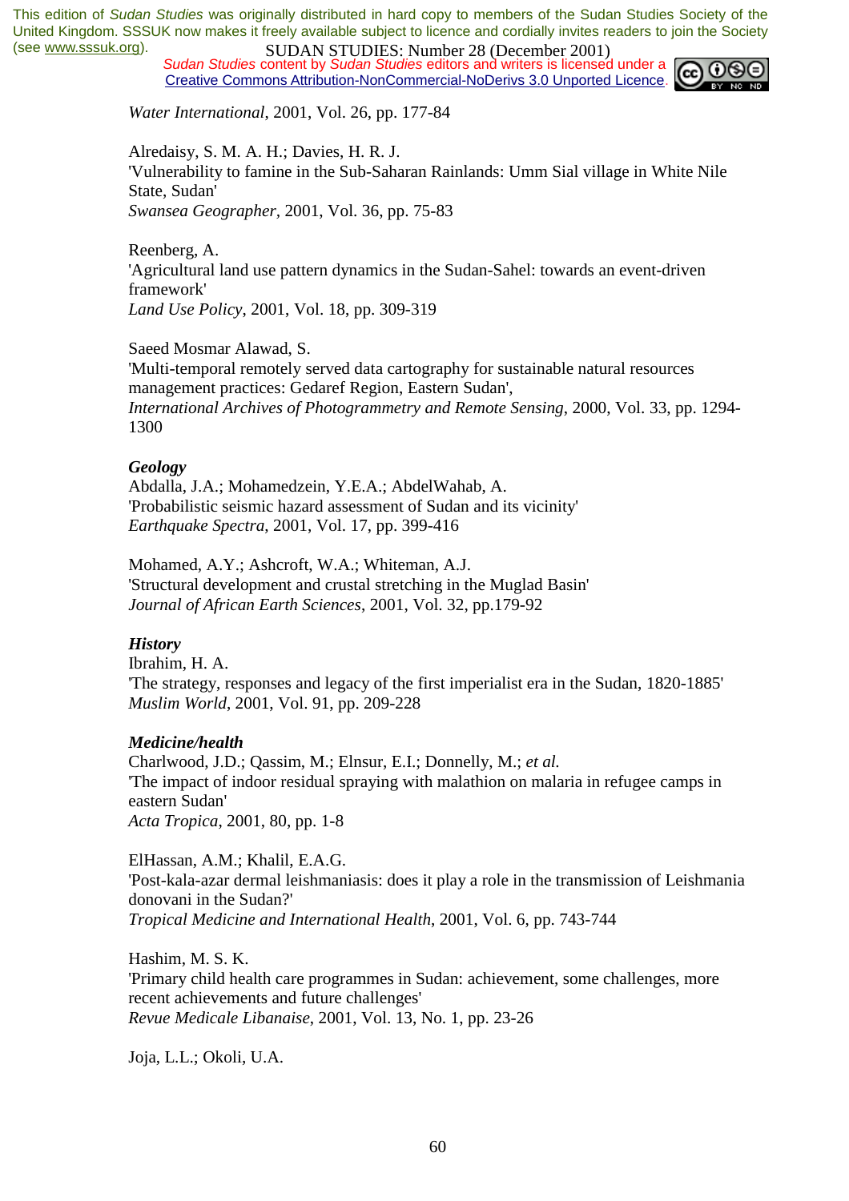*Water International*, 2001, Vol. 26, pp. 177-84

Alredaisy, S. M. A. H.; Davies, H. R. J.
'Vulnerability to famine in the Sub-Saharan Rainlands: Umm Sial village in White Nile State, Sudan'
*Swansea Geographer*, 2001, Vol. 36, pp. 75-83

Reenberg, A.
'Agricultural land use pattern dynamics in the Sudan-Sahel: towards an event-driven framework'
*Land Use Policy*, 2001, Vol. 18, pp. 309-319

Saeed Mosmar Alawad, S.
'Multi-temporal remotely served data cartography for sustainable natural resources management practices: Gedaref Region, Eastern Sudan',
*International Archives of Photogrammetry and Remote Sensing*, 2000, Vol. 33, pp. 1294-1300

***Geology***

Abdalla, J.A.; Mohamedzein, Y.E.A.; AbdelWahab, A.
'Probabilistic seismic hazard assessment of Sudan and its vicinity'
*Earthquake Spectra*, 2001, Vol. 17, pp. 399-416

Mohamed, A.Y.; Ashcroft, W.A.; Whiteman, A.J.
'Structural development and crustal stretching in the Muglad Basin'
*Journal of African Earth Sciences*, 2001, Vol. 32, pp.179-92

***History***

Ibrahim, H. A.
'The strategy, responses and legacy of the first imperialist era in the Sudan, 1820-1885'
*Muslim World*, 2001, Vol. 91, pp. 209-228

***Medicine/health***

Charlwood, J.D.; Qassim, M.; Elnsur, E.I.; Donnelly, M.; *et al.*
'The impact of indoor residual spraying with malathion on malaria in refugee camps in eastern Sudan'
*Acta Tropica*, 2001, 80, pp. 1-8

ElHassan, A.M.; Khalil, E.A.G.
'Post-kala-azar dermal leishmaniasis: does it play a role in the transmission of Leishmania donovani in the Sudan?'
*Tropical Medicine and International Health*, 2001, Vol. 6, pp. 743-744

Hashim, M. S. K.
'Primary child health care programmes in Sudan: achievement, some challenges, more recent achievements and future challenges'
*Revue Medicale Libanaise*, 2001, Vol. 13, No. 1, pp. 23-26

Joja, L.L.; Okoli, U.A.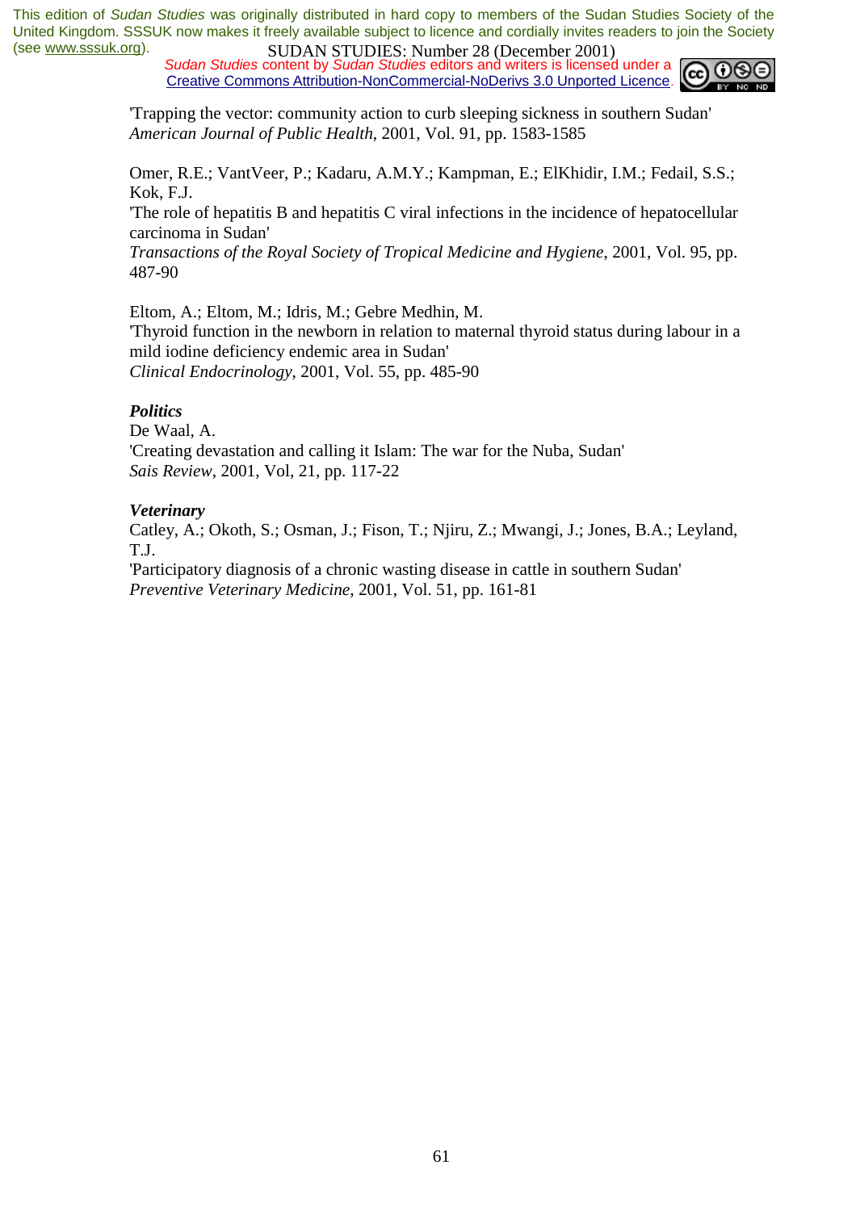'Trapping the vector: community action to curb sleeping sickness in southern Sudan'
*American Journal of Public Health*, 2001, Vol. 91, pp. 1583-1585

Omer, R.E.; VantVeer, P.; Kadaru, A.M.Y.; Kampman, E.; ElKhidir, I.M.; Fedail, S.S.; Kok, F.J.
'The role of hepatitis B and hepatitis C viral infections in the incidence of hepatocellular carcinoma in Sudan'
*Transactions of the Royal Society of Tropical Medicine and Hygiene*, 2001, Vol. 95, pp. 487-90

Eltom, A.; Eltom, M.; Idris, M.; Gebre Medhin, M.
'Thyroid function in the newborn in relation to maternal thyroid status during labour in a mild iodine deficiency endemic area in Sudan'
*Clinical Endocrinology*, 2001, Vol. 55, pp. 485-90

***Politics***
De Waal, A.
'Creating devastation and calling it Islam: The war for the Nuba, Sudan'
*Sais Review*, 2001, Vol, 21, pp. 117-22

***Veterinary***
Catley, A.; Okoth, S.; Osman, J.; Fison, T.; Njiru, Z.; Mwangi, J.; Jones, B.A.; Leyland, T.J.
'Participatory diagnosis of a chronic wasting disease in cattle in southern Sudan'
*Preventive Veterinary Medicine*, 2001, Vol. 51, pp. 161-81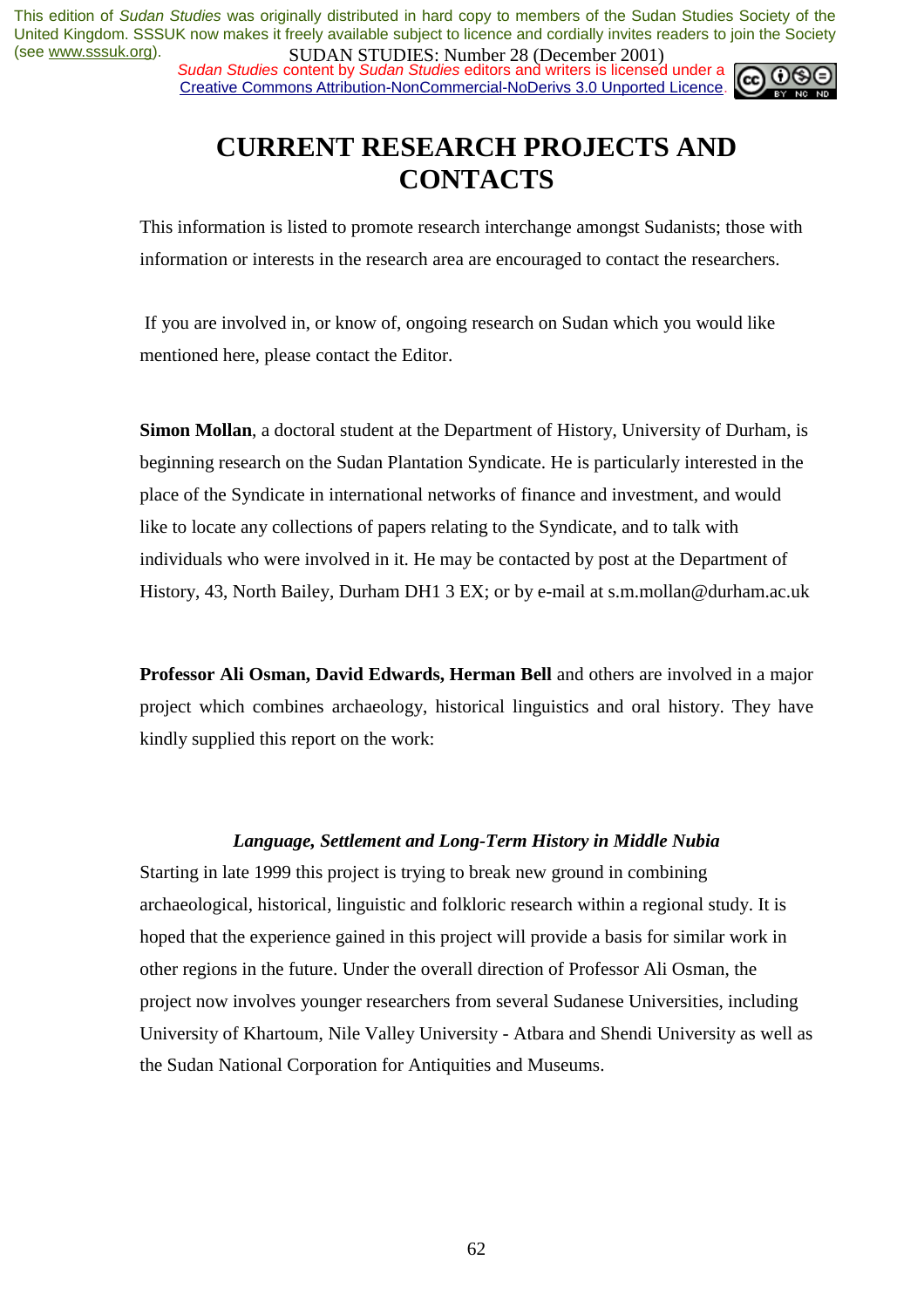# CURRENT RESEARCH PROJECTS AND CONTACTS

This information is listed to promote research interchange amongst Sudanists; those with information or interests in the research area are encouraged to contact the researchers.

If you are involved in, or know of, ongoing research on Sudan which you would like mentioned here, please contact the Editor.

**Simon Mollan**, a doctoral student at the Department of History, University of Durham, is beginning research on the Sudan Plantation Syndicate. He is particularly interested in the place of the Syndicate in international networks of finance and investment, and would like to locate any collections of papers relating to the Syndicate, and to talk with individuals who were involved in it. He may be contacted by post at the Department of History, 43, North Bailey, Durham DH1 3 EX; or by e-mail at s.m.mollan@durham.ac.uk

**Professor Ali Osman, David Edwards, Herman Bell** and others are involved in a major project which combines archaeology, historical linguistics and oral history. They have kindly supplied this report on the work:

***Language, Settlement and Long-Term History in Middle Nubia***

Starting in late 1999 this project is trying to break new ground in combining archaeological, historical, linguistic and folkloric research within a regional study. It is hoped that the experience gained in this project will provide a basis for similar work in other regions in the future. Under the overall direction of Professor Ali Osman, the project now involves younger researchers from several Sudanese Universities, including University of Khartoum, Nile Valley University - Atbara and Shendi University as well as the Sudan National Corporation for Antiquities and Museums.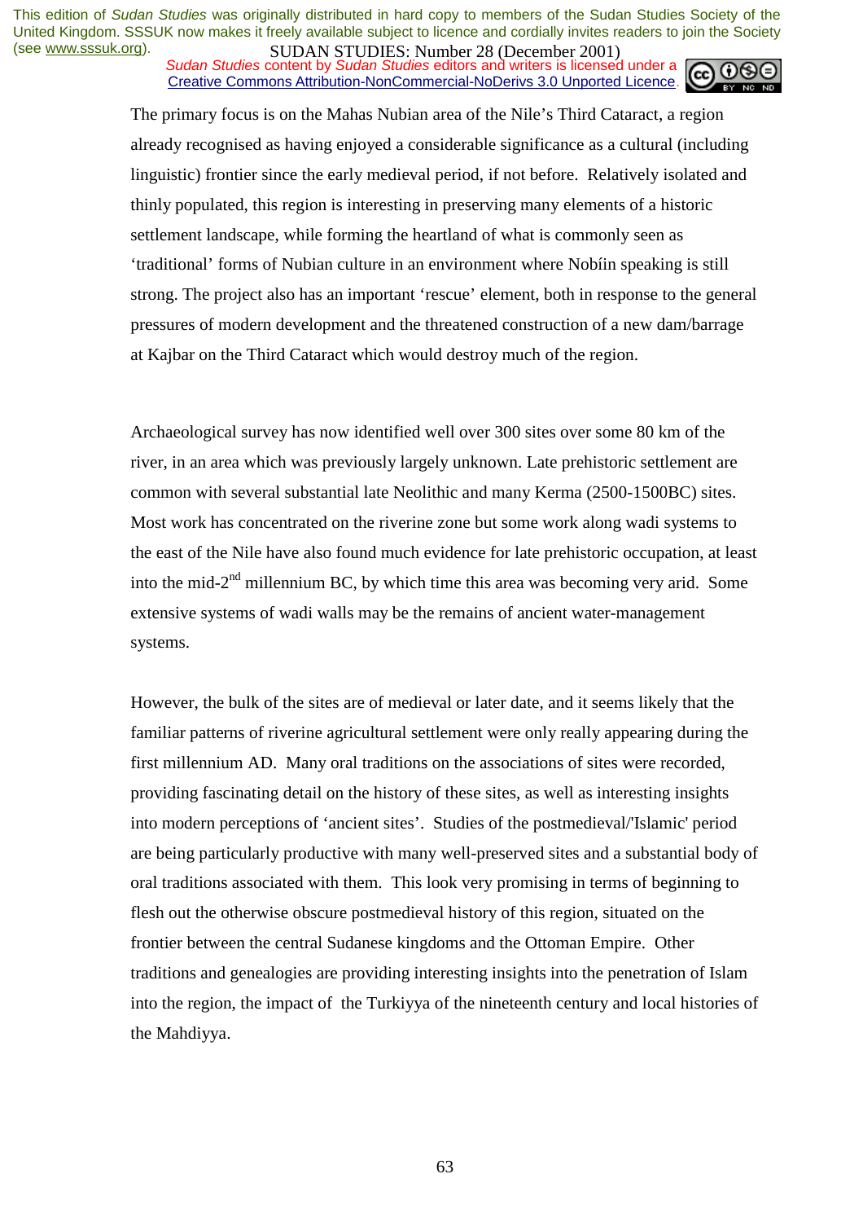The primary focus is on the Mahas Nubian area of the Nile's Third Cataract, a region already recognised as having enjoyed a considerable significance as a cultural (including linguistic) frontier since the early medieval period, if not before. Relatively isolated and thinly populated, this region is interesting in preserving many elements of a historic settlement landscape, while forming the heartland of what is commonly seen as 'traditional' forms of Nubian culture in an environment where Nobíin speaking is still strong. The project also has an important 'rescue' element, both in response to the general pressures of modern development and the threatened construction of a new dam/barrage at Kajbar on the Third Cataract which would destroy much of the region.

Archaeological survey has now identified well over 300 sites over some 80 km of the river, in an area which was previously largely unknown. Late prehistoric settlement are common with several substantial late Neolithic and many Kerma (2500-1500BC) sites. Most work has concentrated on the riverine zone but some work along wadi systems to the east of the Nile have also found much evidence for late prehistoric occupation, at least into the mid-2nd millennium BC, by which time this area was becoming very arid. Some extensive systems of wadi walls may be the remains of ancient water-management systems.

However, the bulk of the sites are of medieval or later date, and it seems likely that the familiar patterns of riverine agricultural settlement were only really appearing during the first millennium AD. Many oral traditions on the associations of sites were recorded, providing fascinating detail on the history of these sites, as well as interesting insights into modern perceptions of 'ancient sites'. Studies of the postmedieval/'Islamic' period are being particularly productive with many well-preserved sites and a substantial body of oral traditions associated with them. This look very promising in terms of beginning to flesh out the otherwise obscure postmedieval history of this region, situated on the frontier between the central Sudanese kingdoms and the Ottoman Empire. Other traditions and genealogies are providing interesting insights into the penetration of Islam into the region, the impact of the Turkiyya of the nineteenth century and local histories of the Mahdiyya.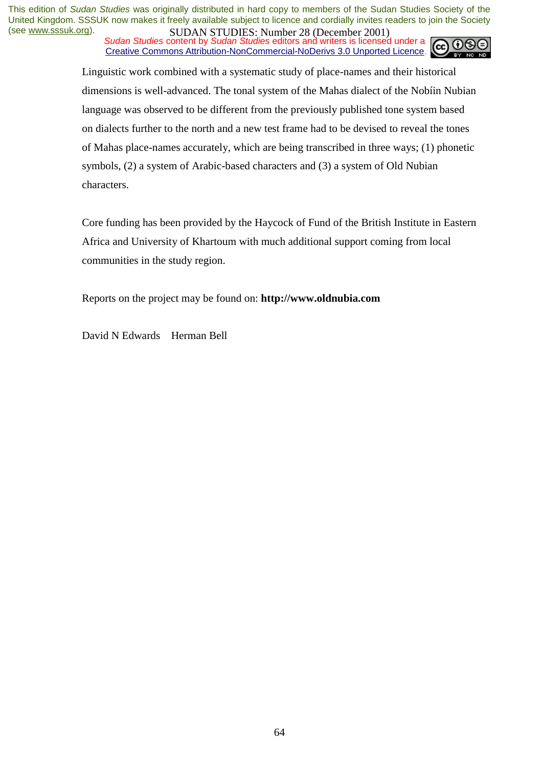Linguistic work combined with a systematic study of place-names and their historical dimensions is well-advanced. The tonal system of the Mahas dialect of the Nobíin Nubian language was observed to be different from the previously published tone system based on dialects further to the north and a new test frame had to be devised to reveal the tones of Mahas place-names accurately, which are being transcribed in three ways; (1) phonetic symbols, (2) a system of Arabic-based characters and (3) a system of Old Nubian characters.

Core funding has been provided by the Haycock of Fund of the British Institute in Eastern Africa and University of Khartoum with much additional support coming from local communities in the study region.

Reports on the project may be found on: **http://www.oldnubia.com**

David N Edwards    Herman Bell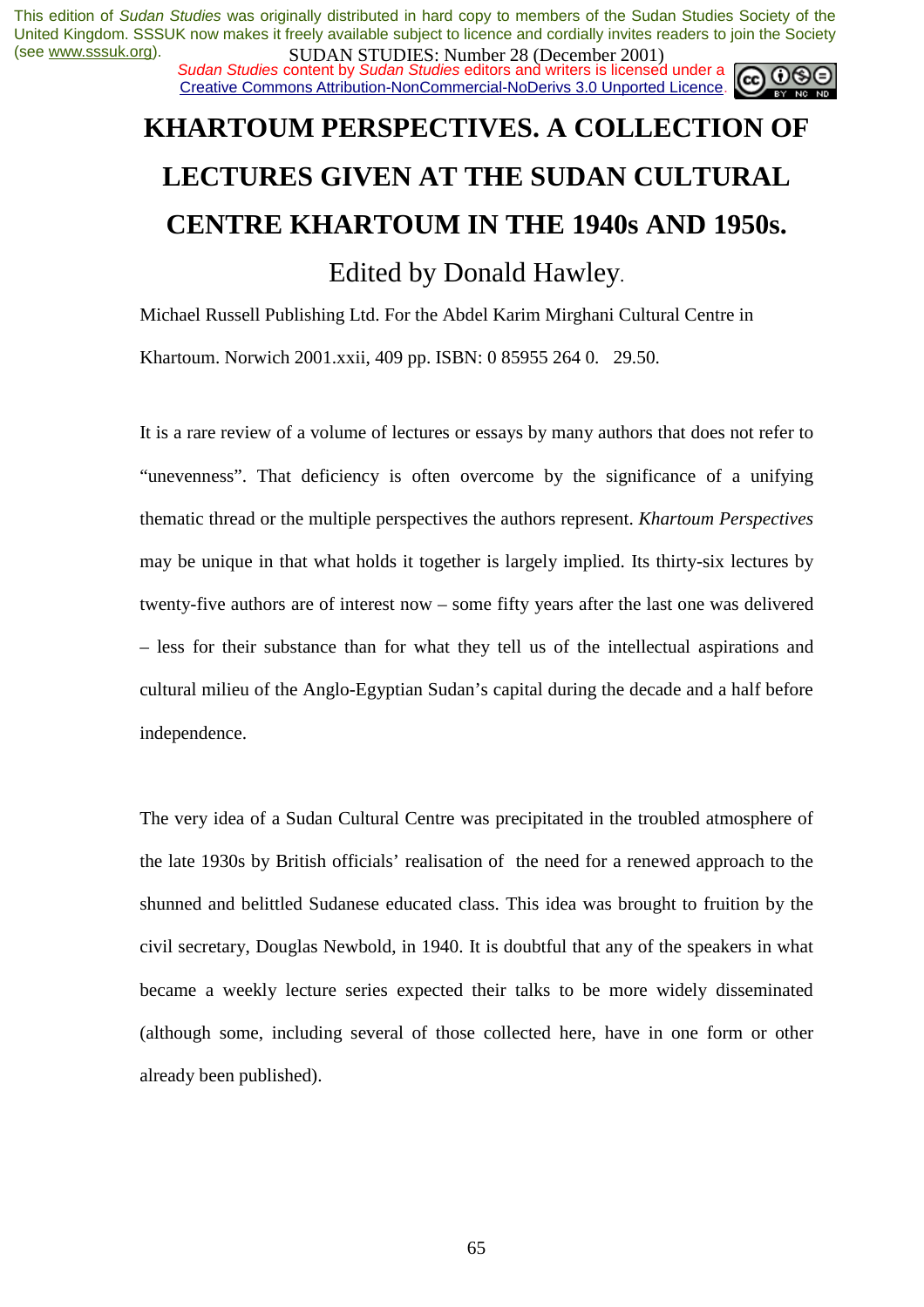# KHARTOUM PERSPECTIVES. A COLLECTION OF LECTURES GIVEN AT THE SUDAN CULTURAL CENTRE KHARTOUM IN THE 1940s AND 1950s.

Edited by Donald Hawley.

Michael Russell Publishing Ltd. For the Abdel Karim Mirghani Cultural Centre in Khartoum. Norwich 2001.xxii, 409 pp. ISBN: 0 85955 264 0.   29.50.

It is a rare review of a volume of lectures or essays by many authors that does not refer to "unevenness". That deficiency is often overcome by the significance of a unifying thematic thread or the multiple perspectives the authors represent. *Khartoum Perspectives* may be unique in that what holds it together is largely implied. Its thirty-six lectures by twenty-five authors are of interest now – some fifty years after the last one was delivered – less for their substance than for what they tell us of the intellectual aspirations and cultural milieu of the Anglo-Egyptian Sudan's capital during the decade and a half before independence.

The very idea of a Sudan Cultural Centre was precipitated in the troubled atmosphere of the late 1930s by British officials' realisation of the need for a renewed approach to the shunned and belittled Sudanese educated class. This idea was brought to fruition by the civil secretary, Douglas Newbold, in 1940. It is doubtful that any of the speakers in what became a weekly lecture series expected their talks to be more widely disseminated (although some, including several of those collected here, have in one form or other already been published).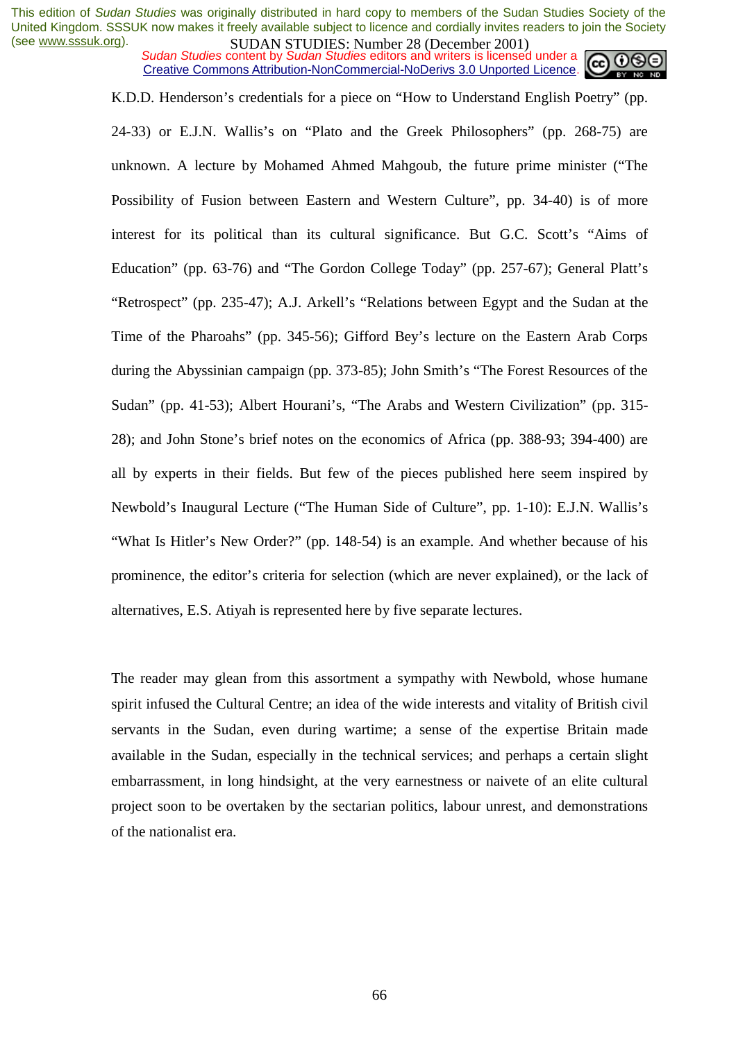K.D.D. Henderson's credentials for a piece on "How to Understand English Poetry" (pp. 24-33) or E.J.N. Wallis's on "Plato and the Greek Philosophers" (pp. 268-75) are unknown. A lecture by Mohamed Ahmed Mahgoub, the future prime minister ("The Possibility of Fusion between Eastern and Western Culture", pp. 34-40) is of more interest for its political than its cultural significance. But G.C. Scott's "Aims of Education" (pp. 63-76) and "The Gordon College Today" (pp. 257-67); General Platt's "Retrospect" (pp. 235-47); A.J. Arkell's "Relations between Egypt and the Sudan at the Time of the Pharoahs" (pp. 345-56); Gifford Bey's lecture on the Eastern Arab Corps during the Abyssinian campaign (pp. 373-85); John Smith's "The Forest Resources of the Sudan" (pp. 41-53); Albert Hourani's, "The Arabs and Western Civilization" (pp. 315-28); and John Stone's brief notes on the economics of Africa (pp. 388-93; 394-400) are all by experts in their fields. But few of the pieces published here seem inspired by Newbold's Inaugural Lecture ("The Human Side of Culture", pp. 1-10): E.J.N. Wallis's "What Is Hitler's New Order?" (pp. 148-54) is an example. And whether because of his prominence, the editor's criteria for selection (which are never explained), or the lack of alternatives, E.S. Atiyah is represented here by five separate lectures.

The reader may glean from this assortment a sympathy with Newbold, whose humane spirit infused the Cultural Centre; an idea of the wide interests and vitality of British civil servants in the Sudan, even during wartime; a sense of the expertise Britain made available in the Sudan, especially in the technical services; and perhaps a certain slight embarrassment, in long hindsight, at the very earnestness or naivete of an elite cultural project soon to be overtaken by the sectarian politics, labour unrest, and demonstrations of the nationalist era.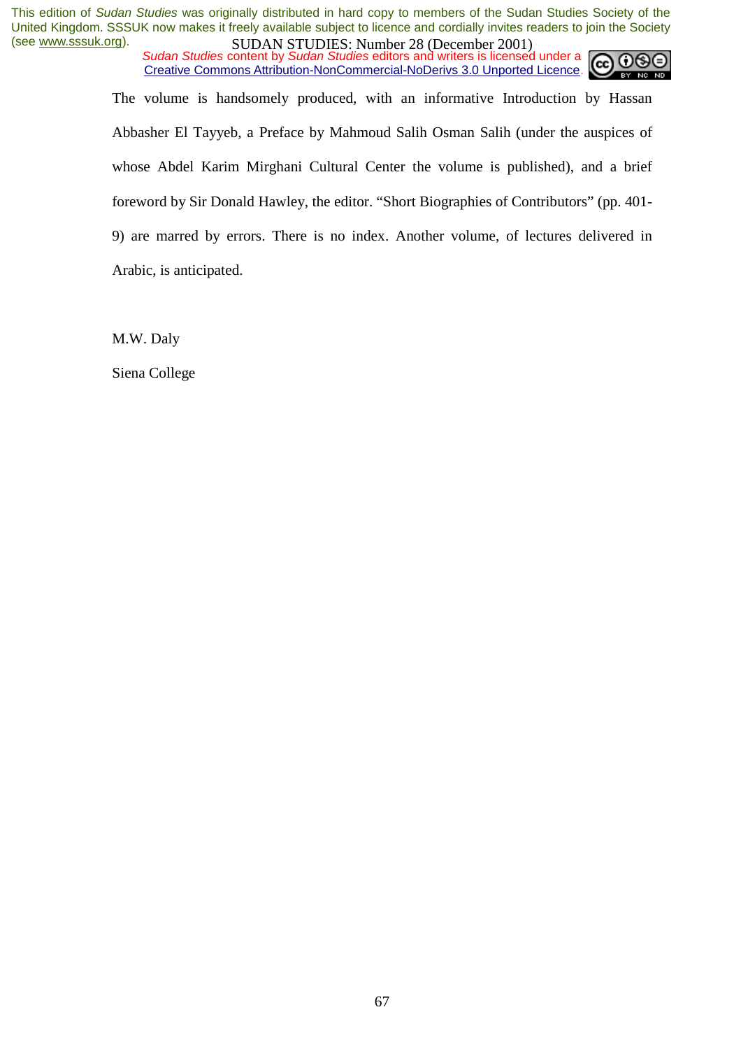The volume is handsomely produced, with an informative Introduction by Hassan Abbasher El Tayyeb, a Preface by Mahmoud Salih Osman Salih (under the auspices of whose Abdel Karim Mirghani Cultural Center the volume is published), and a brief foreword by Sir Donald Hawley, the editor. "Short Biographies of Contributors" (pp. 401-9) are marred by errors. There is no index. Another volume, of lectures delivered in Arabic, is anticipated.

M.W. Daly

Siena College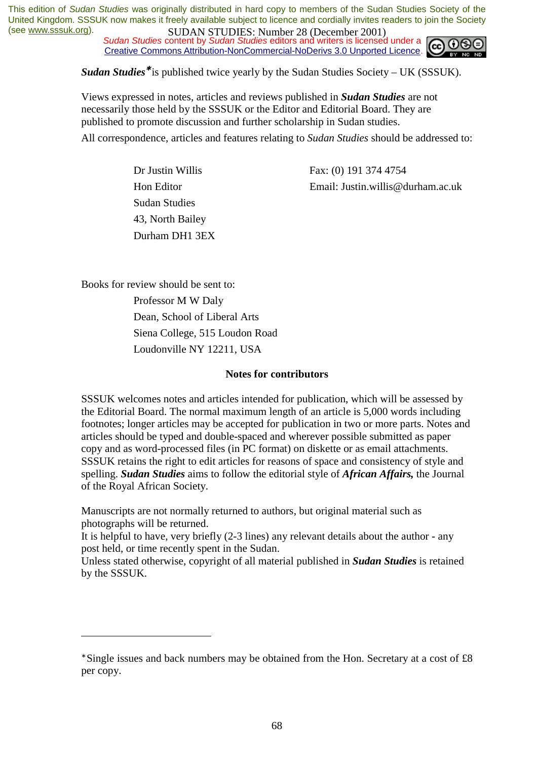*Sudan Studies*[*] is published twice yearly by the Sudan Studies Society – UK (SSSUK).

Views expressed in notes, articles and reviews published in ***Sudan Studies*** are not necessarily those held by the SSSUK or the Editor and Editorial Board. They are published to promote discussion and further scholarship in Sudan studies.

All correspondence, articles and features relating to *Sudan Studies* should be addressed to:

Dr Justin Willis
Hon Editor
Sudan Studies
43, North Bailey
Durham DH1 3EX

Fax: (0) 191 374 4754
Email: Justin.willis@durham.ac.uk

Books for review should be sent to:

Professor M W Daly
Dean, School of Liberal Arts
Siena College, 515 Loudon Road
Loudonville NY 12211, USA

## Notes for contributors

SSSUK welcomes notes and articles intended for publication, which will be assessed by the Editorial Board. The normal maximum length of an article is 5,000 words including footnotes; longer articles may be accepted for publication in two or more parts. Notes and articles should be typed and double-spaced and wherever possible submitted as paper copy and as word-processed files (in PC format) on diskette or as email attachments. SSSUK retains the right to edit articles for reasons of space and consistency of style and spelling. ***Sudan Studies*** aims to follow the editorial style of ***African Affairs,*** the Journal of the Royal African Society.

Manuscripts are not normally returned to authors, but original material such as photographs will be returned.

It is helpful to have, very briefly (2-3 lines) any relevant details about the author - any post held, or time recently spent in the Sudan.

Unless stated otherwise, copyright of all material published in ***Sudan Studies*** is retained by the SSSUK.

---

[*] Single issues and back numbers may be obtained from the Hon. Secretary at a cost of £8 per copy.